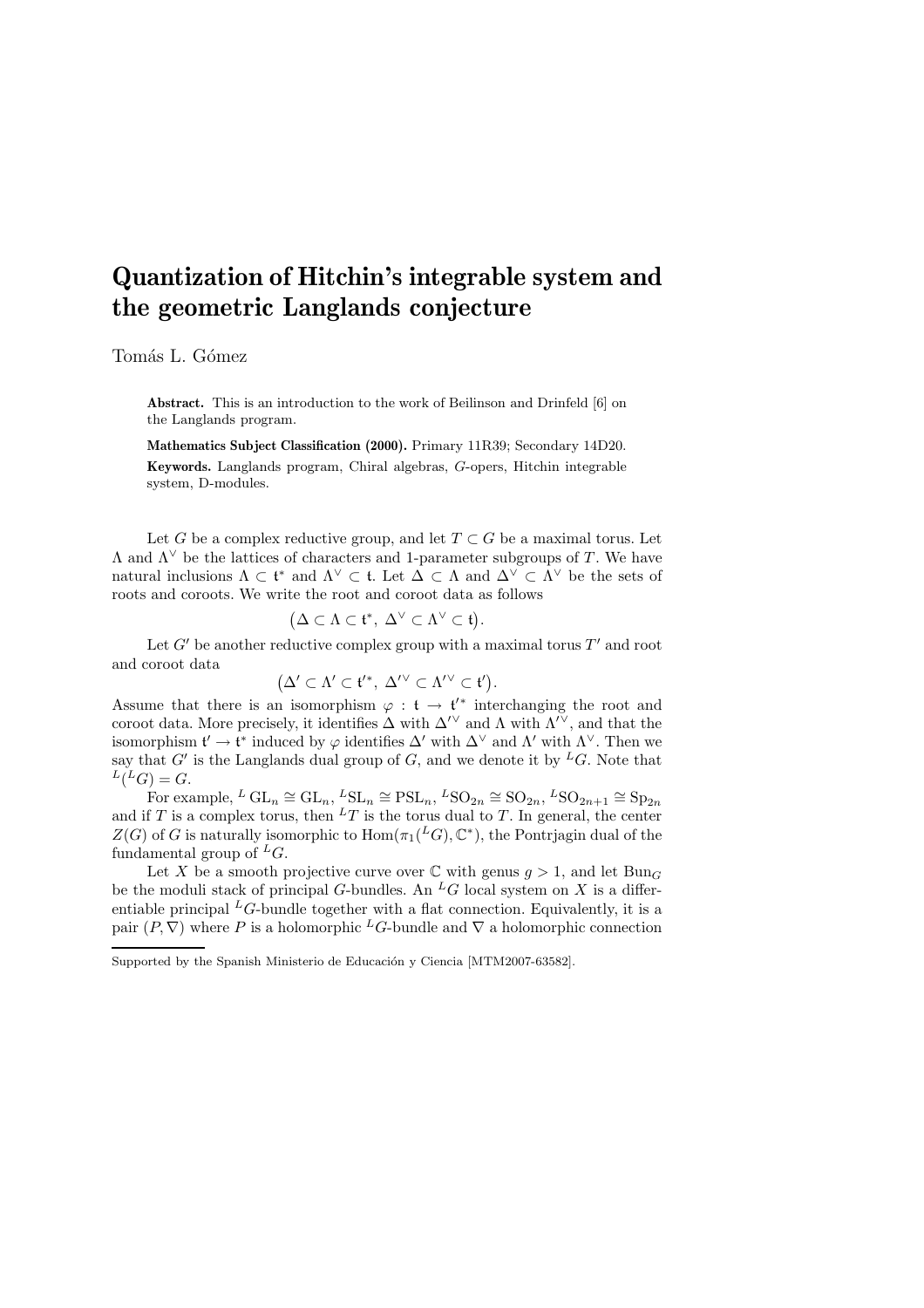# Quantization of Hitchin's integrable system and the geometric Langlands conjecture

Tomás L. Gómez

**Abstract.** This is an introduction to the work of Beilinson and Drinfeld [6] on the Langlands program.

**Mathematics Subject Classification (2000).** Primary 11R39; Secondary 14D20.

**Keywords.** Langlands program, Chiral algebras, $G$-opers, Hitchin integrable system, D-modules.

Let $G$ be a complex reductive group, and let $T \subset G$ be a maximal torus. Let $\Lambda$ and $\Lambda^\vee$ be the lattices of characters and 1-parameter subgroups of $T$. We have natural inclusions $\Lambda \subset \mathfrak{t}^*$ and $\Lambda^\vee \subset \mathfrak{t}$. Let $\Delta \subset \Lambda$ and $\Delta^\vee \subset \Lambda^\vee$ be the sets of roots and coroots. We write the root and coroot data as follows

$$\big(\Delta \subset \Lambda \subset \mathfrak{t}^*,\ \Delta^\vee \subset \Lambda^\vee \subset \mathfrak{t}\big).$$

Let $G'$ be another reductive complex group with a maximal torus $T'$ and root and coroot data

$$\big(\Delta' \subset \Lambda' \subset \mathfrak{t}'^*,\ \Delta'^\vee \subset \Lambda'^\vee \subset \mathfrak{t}'\big).$$

Assume that there is an isomorphism $\varphi : \mathfrak{t} \to \mathfrak{t}'^*$ interchanging the root and coroot data. More precisely, it identifies $\Delta$ with $\Delta'^\vee$ and $\Lambda$ with $\Lambda'^\vee$, and that the isomorphism $\mathfrak{t}' \to \mathfrak{t}^*$ induced by $\varphi$ identifies $\Delta'$ with $\Delta^\vee$ and $\Lambda'$ with $\Lambda^\vee$. Then we say that $G'$ is the Langlands dual group of $G$, and we denote it by ${}^LG$. Note that ${}^L({}^LG) = G$.

For example, ${}^L\,\mathrm{GL}_n \cong \mathrm{GL}_n$, ${}^L\mathrm{SL}_n \cong \mathrm{PSL}_n$, ${}^L\mathrm{SO}_{2n} \cong \mathrm{SO}_{2n}$, ${}^L\mathrm{SO}_{2n+1} \cong \mathrm{Sp}_{2n}$ and if $T$ is a complex torus, then ${}^LT$ is the torus dual to $T$. In general, the center $Z(G)$ of $G$ is naturally isomorphic to $\mathrm{Hom}(\pi_1({}^LG), \mathbb{C}^*)$, the Pontrjagin dual of the fundamental group of ${}^LG$.

Let $X$ be a smooth projective curve over $\mathbb{C}$ with genus $g > 1$, and let $\mathrm{Bun}_G$ be the moduli stack of principal $G$-bundles. An ${}^LG$ local system on $X$ is a differentiable principal ${}^LG$-bundle together with a flat connection. Equivalently, it is a pair $(P, \nabla)$ where $P$ is a holomorphic ${}^LG$-bundle and $\nabla$ a holomorphic connection

---

Supported by the Spanish Ministerio de Educación y Ciencia [MTM2007-63582].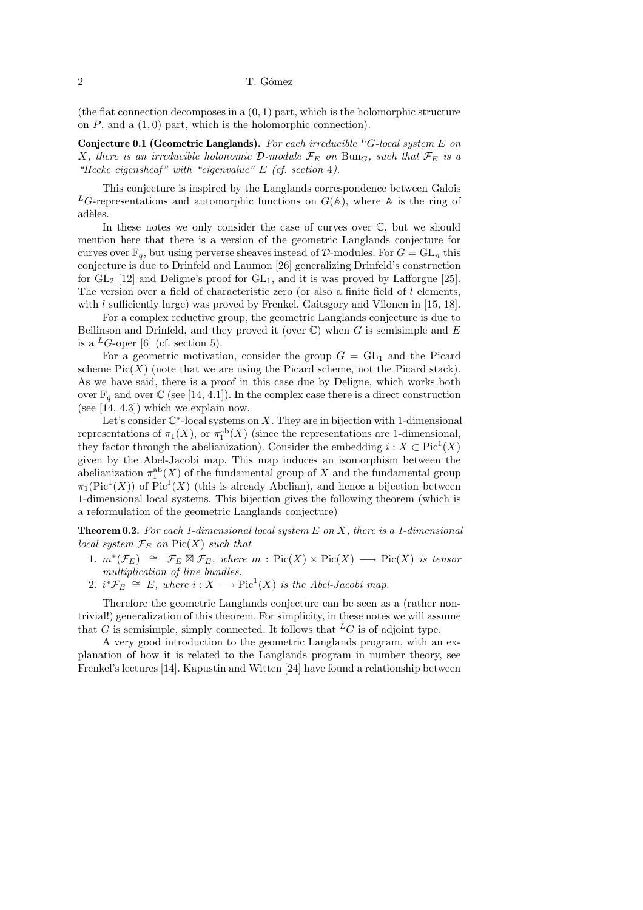(the flat connection decomposes in a $(0,1)$ part, which is the holomorphic structure on $P$, and a $(1,0)$ part, which is the holomorphic connection).

**Conjecture 0.1 (Geometric Langlands).** *For each irreducible ${}^LG$-local system $E$ on $X$, there is an irreducible holonomic $\mathcal{D}$-module $\mathcal{F}_E$ on $\mathrm{Bun}_G$, such that $\mathcal{F}_E$ is a "Hecke eigensheaf" with "eigenvalue" $E$ (cf. section 4).*

This conjecture is inspired by the Langlands correspondence between Galois ${}^LG$-representations and automorphic functions on $G(\mathbb{A})$, where $\mathbb{A}$ is the ring of adèles.

In these notes we only consider the case of curves over $\mathbb{C}$, but we should mention here that there is a version of the geometric Langlands conjecture for curves over $\mathbb{F}_q$, but using perverse sheaves instead of $\mathcal{D}$-modules. For $G = \mathrm{GL}_n$ this conjecture is due to Drinfeld and Laumon [26] generalizing Drinfeld's construction for $\mathrm{GL}_2$ [12] and Deligne's proof for $\mathrm{GL}_1$, and it is was proved by Lafforgue [25]. The version over a field of characteristic zero (or also a finite field of $l$ elements, with $l$ sufficiently large) was proved by Frenkel, Gaitsgory and Vilonen in [15, 18].

For a complex reductive group, the geometric Langlands conjecture is due to Beilinson and Drinfeld, and they proved it (over $\mathbb{C}$) when $G$ is semisimple and $E$ is a ${}^LG$-oper [6] (cf. section 5).

For a geometric motivation, consider the group $G = \mathrm{GL}_1$ and the Picard scheme $\mathrm{Pic}(X)$ (note that we are using the Picard scheme, not the Picard stack). As we have said, there is a proof in this case due by Deligne, which works both over $\mathbb{F}_q$ and over $\mathbb{C}$ (see [14, 4.1]). In the complex case there is a direct construction (see [14, 4.3]) which we explain now.

Let's consider $\mathbb{C}^*$-local systems on $X$. They are in bijection with 1-dimensional representations of $\pi_1(X)$, or $\pi_1^{\mathrm{ab}}(X)$ (since the representations are 1-dimensional, they factor through the abelianization). Consider the embedding $i : X \subset \mathrm{Pic}^1(X)$ given by the Abel-Jacobi map. This map induces an isomorphism between the abelianization $\pi_1^{\mathrm{ab}}(X)$ of the fundamental group of $X$ and the fundamental group $\pi_1(\mathrm{Pic}^1(X))$ of $\mathrm{Pic}^1(X)$ (this is already Abelian), and hence a bijection between 1-dimensional local systems. This bijection gives the following theorem (which is a reformulation of the geometric Langlands conjecture)

**Theorem 0.2.** *For each 1-dimensional local system $E$ on $X$, there is a 1-dimensional local system $\mathcal{F}_E$ on $\mathrm{Pic}(X)$ such that*

1. *$m^*(\mathcal{F}_E) \cong \mathcal{F}_E \boxtimes \mathcal{F}_E$, where $m : \mathrm{Pic}(X) \times \mathrm{Pic}(X) \longrightarrow \mathrm{Pic}(X)$ is tensor multiplication of line bundles.*
2. *$i^*\mathcal{F}_E \cong E$, where $i : X \longrightarrow \mathrm{Pic}^1(X)$ is the Abel-Jacobi map.*

Therefore the geometric Langlands conjecture can be seen as a (rather non-trivial!) generalization of this theorem. For simplicity, in these notes we will assume that $G$ is semisimple, simply connected. It follows that ${}^LG$ is of adjoint type.

A very good introduction to the geometric Langlands program, with an explanation of how it is related to the Langlands program in number theory, see Frenkel's lectures [14]. Kapustin and Witten [24] have found a relationship between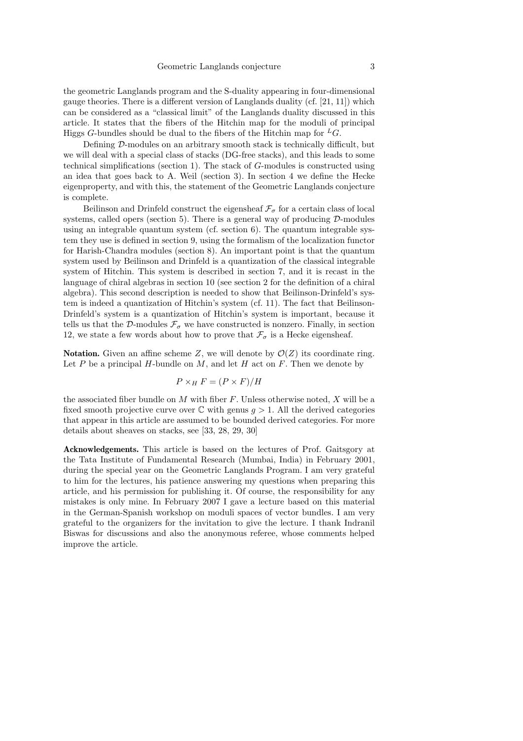the geometric Langlands program and the S-duality appearing in four-dimensional gauge theories. There is a different version of Langlands duality (cf. [21, 11]) which can be considered as a "classical limit" of the Langlands duality discussed in this article. It states that the fibers of the Hitchin map for the moduli of principal Higgs $G$-bundles should be dual to the fibers of the Hitchin map for ${}^L G$.

Defining $\mathcal{D}$-modules on an arbitrary smooth stack is technically difficult, but we will deal with a special class of stacks (DG-free stacks), and this leads to some technical simplifications (section 1). The stack of $G$-modules is constructed using an idea that goes back to A. Weil (section 3). In section 4 we define the Hecke eigenproperty, and with this, the statement of the Geometric Langlands conjecture is complete.

Beilinson and Drinfeld construct the eigensheaf $\mathcal{F}_\sigma$ for a certain class of local systems, called opers (section 5). There is a general way of producing $\mathcal{D}$-modules using an integrable quantum system (cf. section 6). The quantum integrable system they use is defined in section 9, using the formalism of the localization functor for Harish-Chandra modules (section 8). An important point is that the quantum system used by Beilinson and Drinfeld is a quantization of the classical integrable system of Hitchin. This system is described in section 7, and it is recast in the language of chiral algebras in section 10 (see section 2 for the definition of a chiral algebra). This second description is needed to show that Beilinson-Drinfeld's system is indeed a quantization of Hitchin's system (cf. 11). The fact that Beilinson-Drinfeld's system is a quantization of Hitchin's system is important, because it tells us that the $\mathcal{D}$-modules $\mathcal{F}_\sigma$ we have constructed is nonzero. Finally, in section 12, we state a few words about how to prove that $\mathcal{F}_\sigma$ is a Hecke eigensheaf.

**Notation.** Given an affine scheme $Z$, we will denote by $\mathcal{O}(Z)$ its coordinate ring. Let $P$ be a principal $H$-bundle on $M$, and let $H$ act on $F$. Then we denote by

$$P \times_H F = (P \times F)/H$$

the associated fiber bundle on $M$ with fiber $F$. Unless otherwise noted, $X$ will be a fixed smooth projective curve over $\mathbb{C}$ with genus $g > 1$. All the derived categories that appear in this article are assumed to be bounded derived categories. For more details about sheaves on stacks, see [33, 28, 29, 30]

**Acknowledgements.** This article is based on the lectures of Prof. Gaitsgory at the Tata Institute of Fundamental Research (Mumbai, India) in February 2001, during the special year on the Geometric Langlands Program. I am very grateful to him for the lectures, his patience answering my questions when preparing this article, and his permission for publishing it. Of course, the responsibility for any mistakes is only mine. In February 2007 I gave a lecture based on this material in the German-Spanish workshop on moduli spaces of vector bundles. I am very grateful to the organizers for the invitation to give the lecture. I thank Indranil Biswas for discussions and also the anonymous referee, whose comments helped improve the article.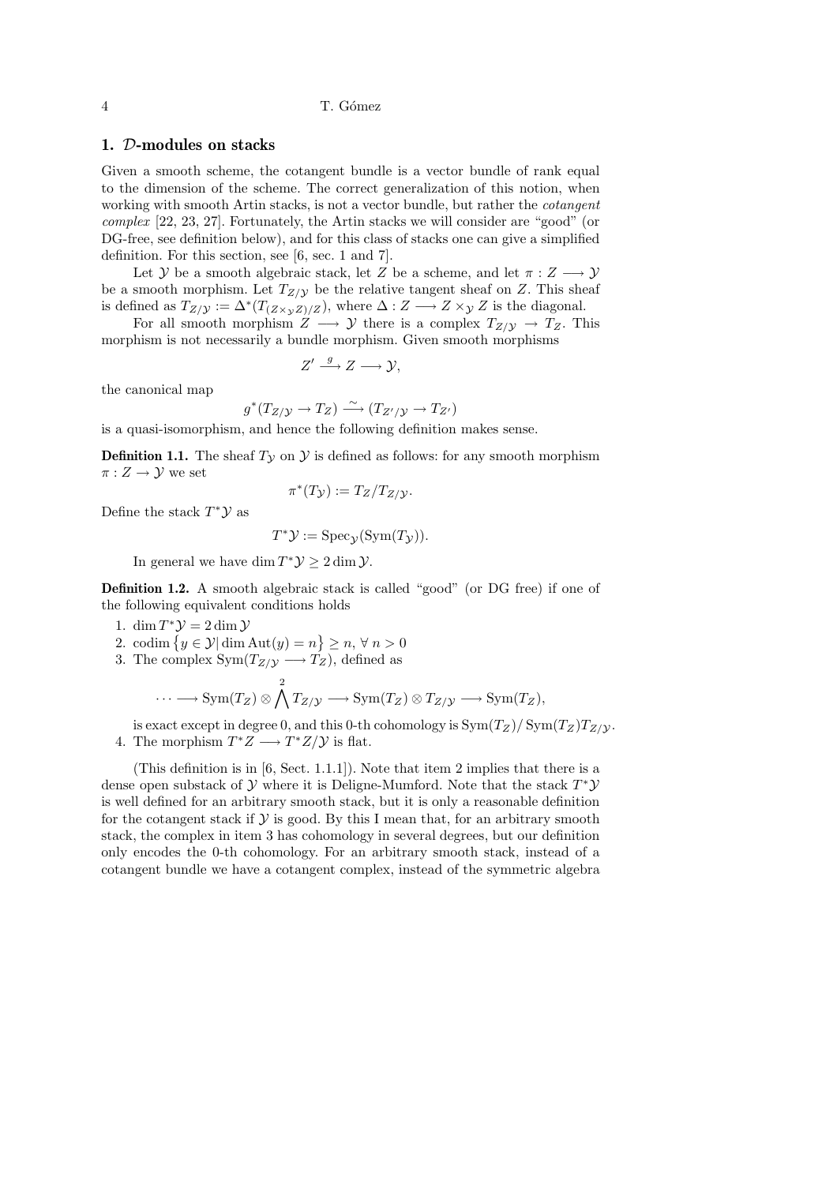## 1. $\mathcal{D}$-modules on stacks

Given a smooth scheme, the cotangent bundle is a vector bundle of rank equal to the dimension of the scheme. The correct generalization of this notion, when working with smooth Artin stacks, is not a vector bundle, but rather the *cotangent complex* [22, 23, 27]. Fortunately, the Artin stacks we will consider are "good" (or DG-free, see definition below), and for this class of stacks one can give a simplified definition. For this section, see [6, sec. 1 and 7].

Let $\mathcal{Y}$ be a smooth algebraic stack, let $Z$ be a scheme, and let $\pi : Z \longrightarrow \mathcal{Y}$ be a smooth morphism. Let $T_{Z/\mathcal{Y}}$ be the relative tangent sheaf on $Z$. This sheaf is defined as $T_{Z/\mathcal{Y}} := \Delta^*(T_{(Z\times_{\mathcal{Y}} Z)/Z})$, where $\Delta : Z \longrightarrow Z \times_{\mathcal{Y}} Z$ is the diagonal.

For all smooth morphism $Z \longrightarrow \mathcal{Y}$ there is a complex $T_{Z/\mathcal{Y}} \to T_Z$. This morphism is not necessarily a bundle morphism. Given smooth morphisms

$$Z' \xrightarrow{\ g\ } Z \longrightarrow \mathcal{Y},$$

the canonical map

$$g^*(T_{Z/\mathcal{Y}} \to T_Z) \xrightarrow{\ \sim\ } (T_{Z'/\mathcal{Y}} \to T_{Z'})$$

is a quasi-isomorphism, and hence the following definition makes sense.

**Definition 1.1.** The sheaf $T_{\mathcal{Y}}$ on $\mathcal{Y}$ is defined as follows: for any smooth morphism $\pi : Z \to \mathcal{Y}$ we set

$$\pi^*(T_{\mathcal{Y}}) := T_Z / T_{Z/\mathcal{Y}}.$$

Define the stack $T^*\mathcal{Y}$ as

$$T^*\mathcal{Y} := \operatorname{Spec}_{\mathcal{Y}}(\operatorname{Sym}(T_{\mathcal{Y}})).$$

In general we have $\dim T^*\mathcal{Y} \geq 2 \dim \mathcal{Y}$.

**Definition 1.2.** A smooth algebraic stack is called "good" (or DG free) if one of the following equivalent conditions holds

1. $\dim T^*\mathcal{Y} = 2 \dim \mathcal{Y}$
2. $\operatorname{codim} \big\{ y \in \mathcal{Y} | \dim \operatorname{Aut}(y) = n \big\} \geq n, \ \forall\, n > 0$
3. The complex $\operatorname{Sym}(T_{Z/\mathcal{Y}} \longrightarrow T_Z)$, defined as

$$\cdots \longrightarrow \operatorname{Sym}(T_Z) \otimes \bigwedge^2 T_{Z/\mathcal{Y}} \longrightarrow \operatorname{Sym}(T_Z) \otimes T_{Z/\mathcal{Y}} \longrightarrow \operatorname{Sym}(T_Z),$$

   is exact except in degree 0, and this 0-th cohomology is $\operatorname{Sym}(T_Z)/\operatorname{Sym}(T_Z)T_{Z/\mathcal{Y}}$.
4. The morphism $T^*Z \longrightarrow T^*Z/\mathcal{Y}$ is flat.

(This definition is in [6, Sect. 1.1.1]). Note that item 2 implies that there is a dense open substack of $\mathcal{Y}$ where it is Deligne-Mumford. Note that the stack $T^*\mathcal{Y}$ is well defined for an arbitrary smooth stack, but it is only a reasonable definition for the cotangent stack if $\mathcal{Y}$ is good. By this I mean that, for an arbitrary smooth stack, the complex in item 3 has cohomology in several degrees, but our definition only encodes the 0-th cohomology. For an arbitrary smooth stack, instead of a cotangent bundle we have a cotangent complex, instead of the symmetric algebra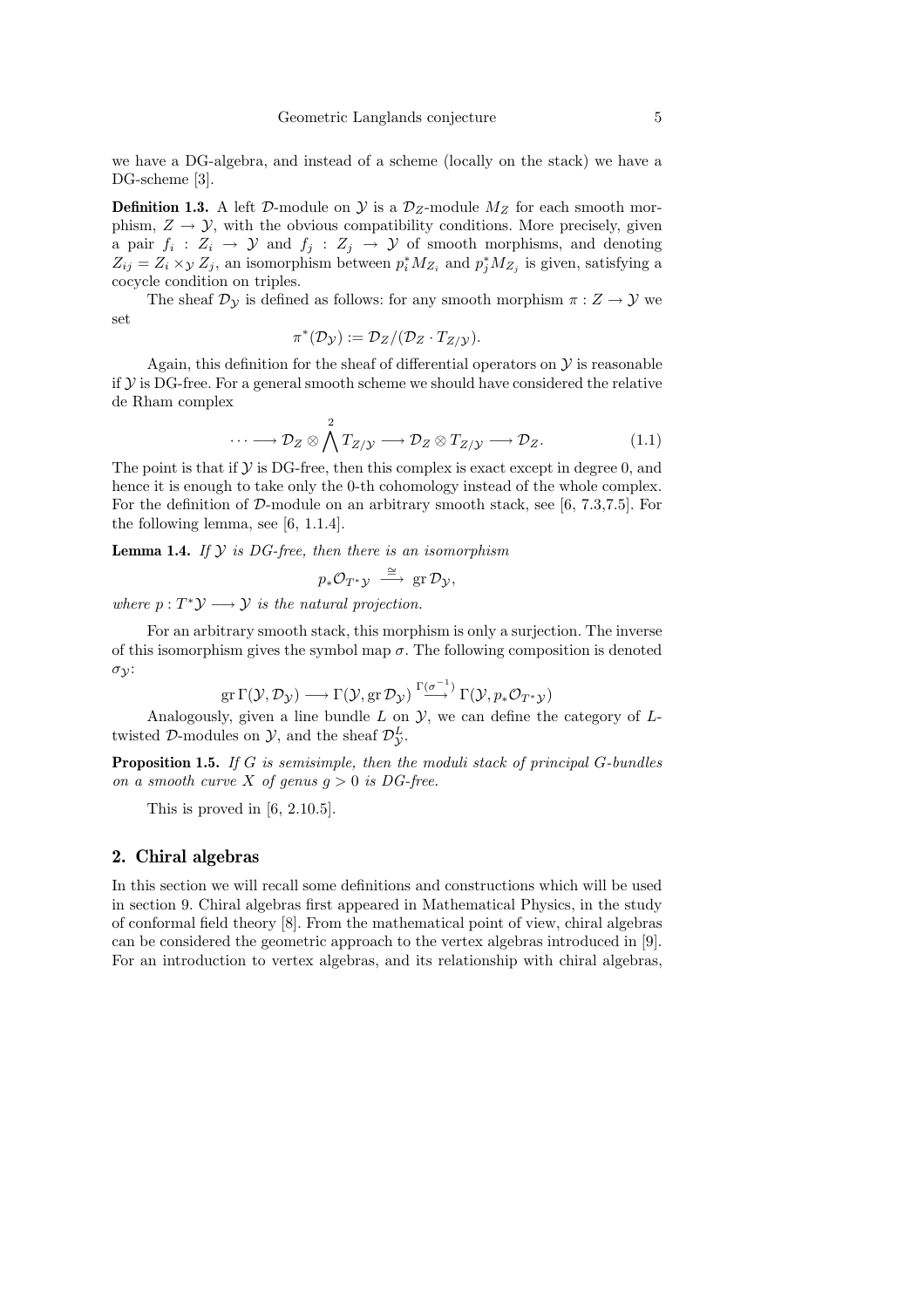we have a DG-algebra, and instead of a scheme (locally on the stack) we have a DG-scheme [3].

**Definition 1.3.** A left $\mathcal{D}$-module on $\mathcal{Y}$ is a $\mathcal{D}_Z$-module $M_Z$ for each smooth morphism, $Z \to \mathcal{Y}$, with the obvious compatibility conditions. More precisely, given a pair $f_i : Z_i \to \mathcal{Y}$ and $f_j : Z_j \to \mathcal{Y}$ of smooth morphisms, and denoting $Z_{ij} = Z_i \times_{\mathcal{Y}} Z_j$, an isomorphism between $p_i^* M_{Z_i}$ and $p_j^* M_{Z_j}$ is given, satisfying a cocycle condition on triples.

The sheaf $\mathcal{D}_{\mathcal{Y}}$ is defined as follows: for any smooth morphism $\pi : Z \to \mathcal{Y}$ we set

$$\pi^*(\mathcal{D}_{\mathcal{Y}}) := \mathcal{D}_Z / (\mathcal{D}_Z \cdot T_{Z/\mathcal{Y}}).$$

Again, this definition for the sheaf of differential operators on $\mathcal{Y}$ is reasonable if $\mathcal{Y}$ is DG-free. For a general smooth scheme we should have considered the relative de Rham complex

$$\cdots \longrightarrow \mathcal{D}_Z \otimes \bigwedge^2 T_{Z/\mathcal{Y}} \longrightarrow \mathcal{D}_Z \otimes T_{Z/\mathcal{Y}} \longrightarrow \mathcal{D}_Z. \tag{1.1}$$

The point is that if $\mathcal{Y}$ is DG-free, then this complex is exact except in degree 0, and hence it is enough to take only the 0-th cohomology instead of the whole complex. For the definition of $\mathcal{D}$-module on an arbitrary smooth stack, see [6, 7.3,7.5]. For the following lemma, see [6, 1.1.4].

**Lemma 1.4.** *If $\mathcal{Y}$ is DG-free, then there is an isomorphism*

$$p_* \mathcal{O}_{T^*\mathcal{Y}} \xrightarrow{\cong} \operatorname{gr} \mathcal{D}_{\mathcal{Y}},$$

*where $p : T^*\mathcal{Y} \longrightarrow \mathcal{Y}$ is the natural projection.*

For an arbitrary smooth stack, this morphism is only a surjection. The inverse of this isomorphism gives the symbol map $\sigma$. The following composition is denoted $\sigma_{\mathcal{Y}}$:

$$\operatorname{gr} \Gamma(\mathcal{Y}, \mathcal{D}_{\mathcal{Y}}) \longrightarrow \Gamma(\mathcal{Y}, \operatorname{gr} \mathcal{D}_{\mathcal{Y}}) \xrightarrow{\Gamma(\sigma^{-1})} \Gamma(\mathcal{Y}, p_* \mathcal{O}_{T^*\mathcal{Y}})$$

Analogously, given a line bundle $L$ on $\mathcal{Y}$, we can define the category of $L$-twisted $\mathcal{D}$-modules on $\mathcal{Y}$, and the sheaf $\mathcal{D}_{\mathcal{Y}}^L$.

**Proposition 1.5.** *If $G$ is semisimple, then the moduli stack of principal $G$-bundles on a smooth curve $X$ of genus $g > 0$ is DG-free.*

This is proved in [6, 2.10.5].

## 2. Chiral algebras

In this section we will recall some definitions and constructions which will be used in section 9. Chiral algebras first appeared in Mathematical Physics, in the study of conformal field theory [8]. From the mathematical point of view, chiral algebras can be considered the geometric approach to the vertex algebras introduced in [9]. For an introduction to vertex algebras, and its relationship with chiral algebras,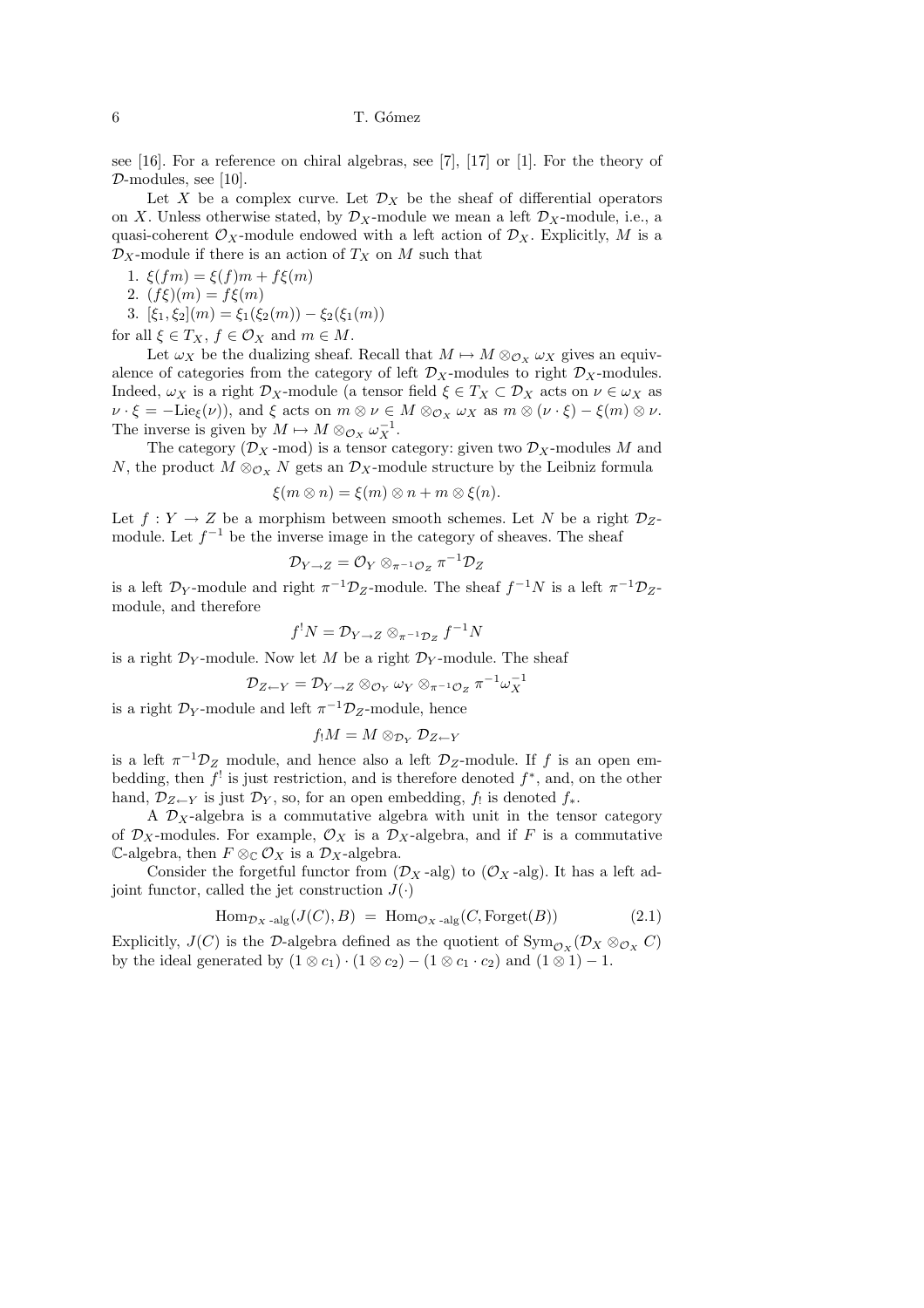see [16]. For a reference on chiral algebras, see [7], [17] or [1]. For the theory of $\mathcal{D}$-modules, see [10].

Let $X$ be a complex curve. Let $\mathcal{D}_X$ be the sheaf of differential operators on $X$. Unless otherwise stated, by $\mathcal{D}_X$-module we mean a left $\mathcal{D}_X$-module, i.e., a quasi-coherent $\mathcal{O}_X$-module endowed with a left action of $\mathcal{D}_X$. Explicitly, $M$ is a $\mathcal{D}_X$-module if there is an action of $T_X$ on $M$ such that

1. $\xi(fm) = \xi(f)m + f\xi(m)$
2. $(f\xi)(m) = f\xi(m)$
3. $[\xi_1, \xi_2](m) = \xi_1(\xi_2(m)) - \xi_2(\xi_1(m))$

for all $\xi \in T_X$, $f \in \mathcal{O}_X$ and $m \in M$.

Let $\omega_X$ be the dualizing sheaf. Recall that $M \mapsto M \otimes_{\mathcal{O}_X} \omega_X$ gives an equivalence of categories from the category of left $\mathcal{D}_X$-modules to right $\mathcal{D}_X$-modules. Indeed, $\omega_X$ is a right $\mathcal{D}_X$-module (a tensor field $\xi \in T_X \subset \mathcal{D}_X$ acts on $\nu \in \omega_X$ as $\nu \cdot \xi = -\mathrm{Lie}_\xi(\nu)$), and $\xi$ acts on $m \otimes \nu \in M \otimes_{\mathcal{O}_X} \omega_X$ as $m \otimes (\nu \cdot \xi) - \xi(m) \otimes \nu$. The inverse is given by $M \mapsto M \otimes_{\mathcal{O}_X} \omega_X^{-1}$.

The category ($\mathcal{D}_X$ -mod) is a tensor category: given two $\mathcal{D}_X$-modules $M$ and $N$, the product $M \otimes_{\mathcal{O}_X} N$ gets an $\mathcal{D}_X$-module structure by the Leibniz formula

$$\xi(m \otimes n) = \xi(m) \otimes n + m \otimes \xi(n).$$

Let $f : Y \to Z$ be a morphism between smooth schemes. Let $N$ be a right $\mathcal{D}_Z$-module. Let $f^{-1}$ be the inverse image in the category of sheaves. The sheaf

$$\mathcal{D}_{Y \to Z} = \mathcal{O}_Y \otimes_{\pi^{-1}\mathcal{O}_Z} \pi^{-1}\mathcal{D}_Z$$

is a left $\mathcal{D}_Y$-module and right $\pi^{-1}\mathcal{D}_Z$-module. The sheaf $f^{-1}N$ is a left $\pi^{-1}\mathcal{D}_Z$-module, and therefore

$$f^! N = \mathcal{D}_{Y \to Z} \otimes_{\pi^{-1}\mathcal{D}_Z} f^{-1}N$$

is a right $\mathcal{D}_Y$-module. Now let $M$ be a right $\mathcal{D}_Y$-module. The sheaf

$$\mathcal{D}_{Z \leftarrow Y} = \mathcal{D}_{Y \to Z} \otimes_{\mathcal{O}_Y} \omega_Y \otimes_{\pi^{-1}\mathcal{O}_Z} \pi^{-1}\omega_X^{-1}$$

is a right $\mathcal{D}_Y$-module and left $\pi^{-1}\mathcal{D}_Z$-module, hence

$$f_! M = M \otimes_{\mathcal{D}_Y} \mathcal{D}_{Z \leftarrow Y}$$

is a left $\pi^{-1}\mathcal{D}_Z$ module, and hence also a left $\mathcal{D}_Z$-module. If $f$ is an open embedding, then $f^!$ is just restriction, and is therefore denoted $f^*$, and, on the other hand, $\mathcal{D}_{Z \leftarrow Y}$ is just $\mathcal{D}_Y$, so, for an open embedding, $f_!$ is denoted $f_*$.

A $\mathcal{D}_X$-algebra is a commutative algebra with unit in the tensor category of $\mathcal{D}_X$-modules. For example, $\mathcal{O}_X$ is a $\mathcal{D}_X$-algebra, and if $F$ is a commutative $\mathbb{C}$-algebra, then $F \otimes_{\mathbb{C}} \mathcal{O}_X$ is a $\mathcal{D}_X$-algebra.

Consider the forgetful functor from ($\mathcal{D}_X$ -alg) to ($\mathcal{O}_X$ -alg). It has a left adjoint functor, called the jet construction $J(\cdot)$

$$\mathrm{Hom}_{\mathcal{D}_X\text{-alg}}(J(C), B) \;=\; \mathrm{Hom}_{\mathcal{O}_X\text{-alg}}(C, \mathrm{Forget}(B)) \tag{2.1}$$

Explicitly, $J(C)$ is the $\mathcal{D}$-algebra defined as the quotient of $\mathrm{Sym}_{\mathcal{O}_X}(\mathcal{D}_X \otimes_{\mathcal{O}_X} C)$ by the ideal generated by $(1 \otimes c_1) \cdot (1 \otimes c_2) - (1 \otimes c_1 \cdot c_2)$ and $(1 \otimes 1) - 1$.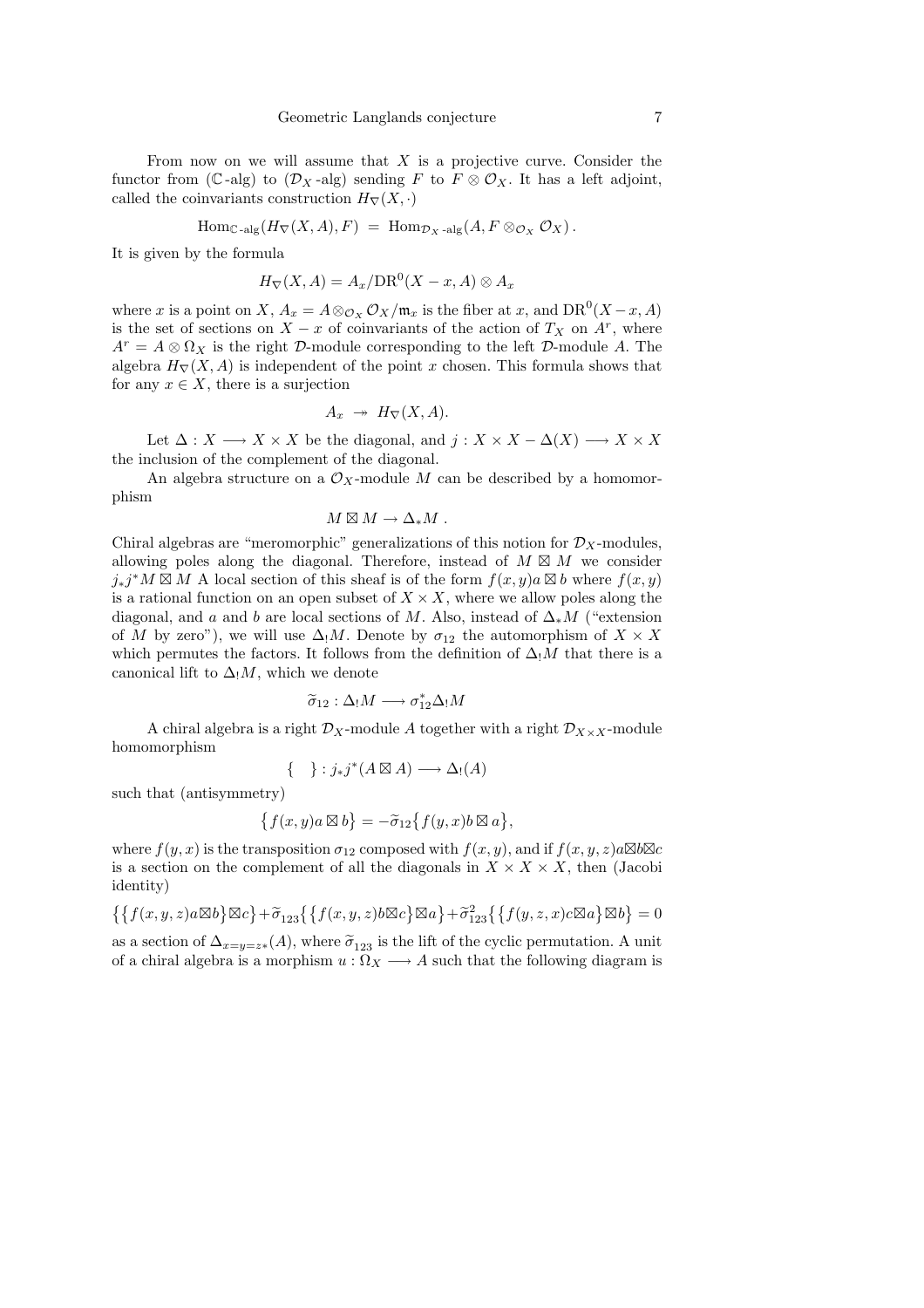From now on we will assume that $X$ is a projective curve. Consider the functor from ($\mathbb{C}$-alg) to ($\mathcal{D}_X$-alg) sending $F$ to $F \otimes \mathcal{O}_X$. It has a left adjoint, called the coinvariants construction $H_\nabla(X, \cdot)$

$$\mathrm{Hom}_{\mathbb{C}\text{-alg}}(H_\nabla(X,A),F) \;=\; \mathrm{Hom}_{\mathcal{D}_X\text{-alg}}(A, F \otimes_{\mathcal{O}_X} \mathcal{O}_X)\,.$$

It is given by the formula

$$H_\nabla(X,A) = A_x/\mathrm{DR}^0(X-x,A)\otimes A_x$$

where $x$ is a point on $X$, $A_x = A \otimes_{\mathcal{O}_X} \mathcal{O}_X/\mathfrak{m}_x$ is the fiber at $x$, and $\mathrm{DR}^0(X-x,A)$ is the set of sections on $X-x$ of coinvariants of the action of $T_X$ on $A^r$, where $A^r = A \otimes \Omega_X$ is the right $\mathcal{D}$-module corresponding to the left $\mathcal{D}$-module $A$. The algebra $H_\nabla(X,A)$ is independent of the point $x$ chosen. This formula shows that for any $x \in X$, there is a surjection

$$A_x \;\twoheadrightarrow\; H_\nabla(X,A).$$

Let $\Delta : X \longrightarrow X \times X$ be the diagonal, and $j : X \times X - \Delta(X) \longrightarrow X \times X$ the inclusion of the complement of the diagonal.

An algebra structure on a $\mathcal{O}_X$-module $M$ can be described by a homomorphism

$$M \boxtimes M \to \Delta_* M\,.$$

Chiral algebras are "meromorphic" generalizations of this notion for $\mathcal{D}_X$-modules, allowing poles along the diagonal. Therefore, instead of $M \boxtimes M$ we consider $j_*j^*M \boxtimes M$ A local section of this sheaf is of the form $f(x,y)a \boxtimes b$ where $f(x,y)$ is a rational function on an open subset of $X \times X$, where we allow poles along the diagonal, and $a$ and $b$ are local sections of $M$. Also, instead of $\Delta_* M$ ("extension of $M$ by zero"), we will use $\Delta_! M$. Denote by $\sigma_{12}$ the automorphism of $X \times X$ which permutes the factors. It follows from the definition of $\Delta_! M$ that there is a canonical lift to $\Delta_! M$, which we denote

$$\widetilde{\sigma}_{12} : \Delta_! M \longrightarrow \sigma_{12}^* \Delta_! M$$

A chiral algebra is a right $\mathcal{D}_X$-module $A$ together with a right $\mathcal{D}_{X\times X}$-module homomorphism

$$\{\quad\} : j_*j^*(A \boxtimes A) \longrightarrow \Delta_!(A)$$

such that (antisymmetry)

$$\big\{f(x,y)a \boxtimes b\big\} = -\widetilde{\sigma}_{12}\big\{f(y,x) b \boxtimes a\big\},$$

where $f(y,x)$ is the transposition $\sigma_{12}$ composed with $f(x,y)$, and if $f(x,y,z)a\boxtimes b\boxtimes c$ is a section on the complement of all the diagonals in $X \times X \times X$, then (Jacobi identity)

$$\big\{\big\{f(x,y,z)a\boxtimes b\big\}\boxtimes c\big\} + \widetilde{\sigma}_{123}\big\{\big\{f(x,y,z)b\boxtimes c\big\}\boxtimes a\big\} + \widetilde{\sigma}_{123}^2\big\{\big\{f(y,z,x)c\boxtimes a\big\}\boxtimes b\big\} = 0$$

as a section of $\Delta_{x=y=z*}(A)$, where $\widetilde{\sigma}_{123}$ is the lift of the cyclic permutation. A unit of a chiral algebra is a morphism $u : \Omega_X \longrightarrow A$ such that the following diagram is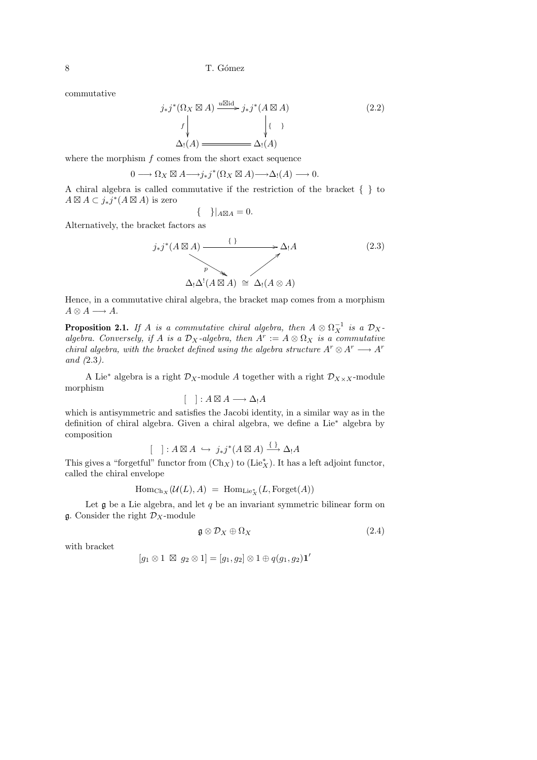commutative

$$
\begin{array}{ccc}
j_*j^*(\Omega_X \boxtimes A) & \xrightarrow{u\boxtimes \mathrm{id}} & j_*j^*(A \boxtimes A) \\
{\scriptstyle f}\downarrow & & \downarrow{\scriptstyle \{\ \ \}} \\
\Delta_!(A) & = & \Delta_!(A)
\end{array}
\tag{2.2}
$$

where the morphism $f$ comes from the short exact sequence

$$
0 \longrightarrow \Omega_X \boxtimes A \longrightarrow j_*j^*(\Omega_X \boxtimes A) \longrightarrow \Delta_!(A) \longrightarrow 0.
$$

A chiral algebra is called commutative if the restriction of the bracket $\{\ \}$ to $A \boxtimes A \subset j_*j^*(A \boxtimes A)$ is zero

$$
\{\ \ \}|_{A\boxtimes A} = 0.
$$

Alternatively, the bracket factors as

$$
\begin{array}{ccc}
j_*j^*(A \boxtimes A) & \xrightarrow{\quad \{\ \} \quad} & \Delta_! A \\
& {\scriptstyle p}\searrow \qquad \nearrow & \\
& \Delta_!\Delta^!(A \boxtimes A) \ \cong\ \Delta_!(A \otimes A) &
\end{array}
\tag{2.3}
$$

Hence, in a commutative chiral algebra, the bracket map comes from a morphism $A \otimes A \longrightarrow A$.

**Proposition 2.1.** *If $A$ is a commutative chiral algebra, then $A \otimes \Omega_X^{-1}$ is a $\mathcal{D}_X$-algebra. Conversely, if $A$ is a $\mathcal{D}_X$-algebra, then $A^r := A \otimes \Omega_X$ is a commutative chiral algebra, with the bracket defined using the algebra structure $A^r \otimes A^r \longrightarrow A^r$ and (2.3).*

A Lie$^*$ algebra is a right $\mathcal{D}_X$-module $A$ together with a right $\mathcal{D}_{X\times X}$-module morphism

$$
[\ \ ] : A \boxtimes A \longrightarrow \Delta_! A
$$

which is antisymmetric and satisfies the Jacobi identity, in a similar way as in the definition of chiral algebra. Given a chiral algebra, we define a Lie$^*$ algebra by composition

$$
[\ \ ] : A \boxtimes A \ \hookrightarrow\ j_*j^*(A \boxtimes A) \xrightarrow{\{\ \}} \Delta_! A
$$

This gives a "forgetful" functor from $(\mathrm{Ch}_X)$ to $(\mathrm{Lie}^*_X)$. It has a left adjoint functor, called the chiral envelope

$$
\mathrm{Hom}_{\mathrm{Ch}_X}(\mathcal{U}(L), A) \ = \ \mathrm{Hom}_{\mathrm{Lie}^*_X}(L, \mathrm{Forget}(A))
$$

Let $\mathfrak{g}$ be a Lie algebra, and let $q$ be an invariant symmetric bilinear form on $\mathfrak{g}$. Consider the right $\mathcal{D}_X$-module

$$
\mathfrak{g} \otimes \mathcal{D}_X \oplus \Omega_X \tag{2.4}
$$

with bracket

$$
[g_1 \otimes 1 \ \boxtimes\ g_2 \otimes 1] = [g_1, g_2] \otimes 1 \oplus q(g_1, g_2)\mathbf{1}'
$$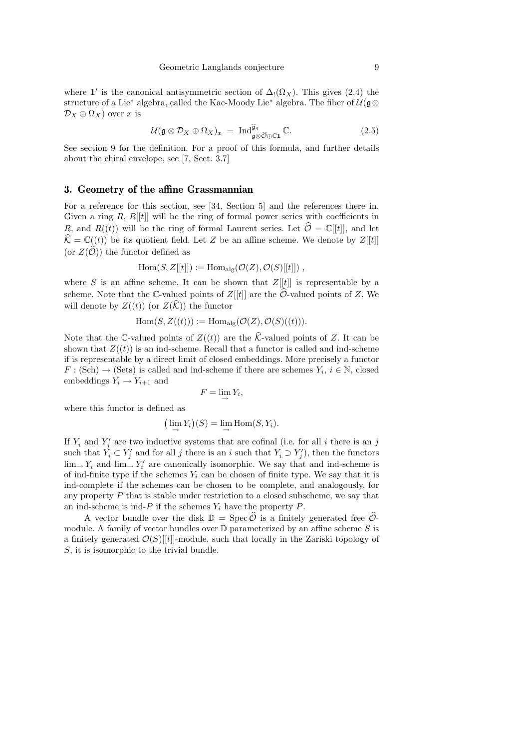where $\mathbf{1}'$ is the canonical antisymmetric section of $\Delta_!(\Omega_X)$. This gives (2.4) the structure of a Lie* algebra, called the Kac-Moody Lie* algebra. The fiber of $\mathcal{U}(\mathfrak{g}\otimes\mathcal{D}_X\oplus\Omega_X)$ over $x$ is

$$\mathcal{U}(\mathfrak{g}\otimes\mathcal{D}_X\oplus\Omega_X)_x \;=\; \mathrm{Ind}^{\widehat{\mathfrak{g}}_q}_{\mathfrak{g}\otimes\widehat{\mathcal{O}}\oplus\mathbb{C}\mathbf{1}}\,\mathbb{C}. \tag{2.5}$$

See section 9 for the definition. For a proof of this formula, and further details about the chiral envelope, see [7, Sect. 3.7]

## 3. Geometry of the affine Grassmannian

For a reference for this section, see [34, Section 5] and the references there in. Given a ring $R$, $R[[t]]$ will be the ring of formal power series with coefficients in $R$, and $R((t))$ will be the ring of formal Laurent series. Let $\widehat{\mathcal{O}}=\mathbb{C}[[t]]$, and let $\widehat{\mathcal{K}}=\mathbb{C}((t))$ be its quotient field. Let $Z$ be an affine scheme. We denote by $Z[[t]]$ (or $Z(\widehat{\mathcal{O}})$) the functor defined as

$$\mathrm{Hom}(S,Z[[t]]):=\mathrm{Hom}_{\mathrm{alg}}(\mathcal{O}(Z),\mathcal{O}(S)[[t]])\;,$$

where $S$ is an affine scheme. It can be shown that $Z[[t]]$ is representable by a scheme. Note that the $\mathbb{C}$-valued points of $Z[[t]]$ are the $\widehat{\mathcal{O}}$-valued points of $Z$. We will denote by $Z((t))$ (or $Z(\widehat{\mathcal{K}})$) the functor

$$\mathrm{Hom}(S,Z((t))):=\mathrm{Hom}_{\mathrm{alg}}(\mathcal{O}(Z),\mathcal{O}(S)((t))).$$

Note that the $\mathbb{C}$-valued points of $Z((t))$ are the $\widehat{\mathcal{K}}$-valued points of $Z$. It can be shown that $Z((t))$ is an ind-scheme. Recall that a functor is called and ind-scheme if is representable by a direct limit of closed embeddings. More precisely a functor $F:(\mathrm{Sch})\to(\mathrm{Sets})$ is called and ind-scheme if there are schemes $Y_i$, $i\in\mathbb{N}$, closed embeddings $Y_i\to Y_{i+1}$ and

$$F=\lim_{\to}Y_i,$$

where this functor is defined as

$$\big(\lim_{\to}Y_i\big)(S)=\lim_{\to}\mathrm{Hom}(S,Y_i).$$

If $Y_i$ and $Y'_j$ are two inductive systems that are cofinal (i.e. for all $i$ there is an $j$ such that $Y_i\subset Y'_j$ and for all $j$ there is an $i$ such that $Y_i\supset Y'_j$), then the functors $\lim_{\to}Y_i$ and $\lim_{\to}Y'_i$ are canonically isomorphic. We say that and ind-scheme is of ind-finite type if the schemes $Y_i$ can be chosen of finite type. We say that it is ind-complete if the schemes can be chosen to be complete, and analogously, for any property $P$ that is stable under restriction to a closed subscheme, we say that an ind-scheme is ind-$P$ if the schemes $Y_i$ have the property $P$.

A vector bundle over the disk $\mathbb{D}=\mathrm{Spec}\,\widehat{\mathcal{O}}$ is a finitely generated free $\widehat{\mathcal{O}}$-module. A family of vector bundles over $\mathbb{D}$ parameterized by an affine scheme $S$ is a finitely generated $\mathcal{O}(S)[[t]]$-module, such that locally in the Zariski topology of $S$, it is isomorphic to the trivial bundle.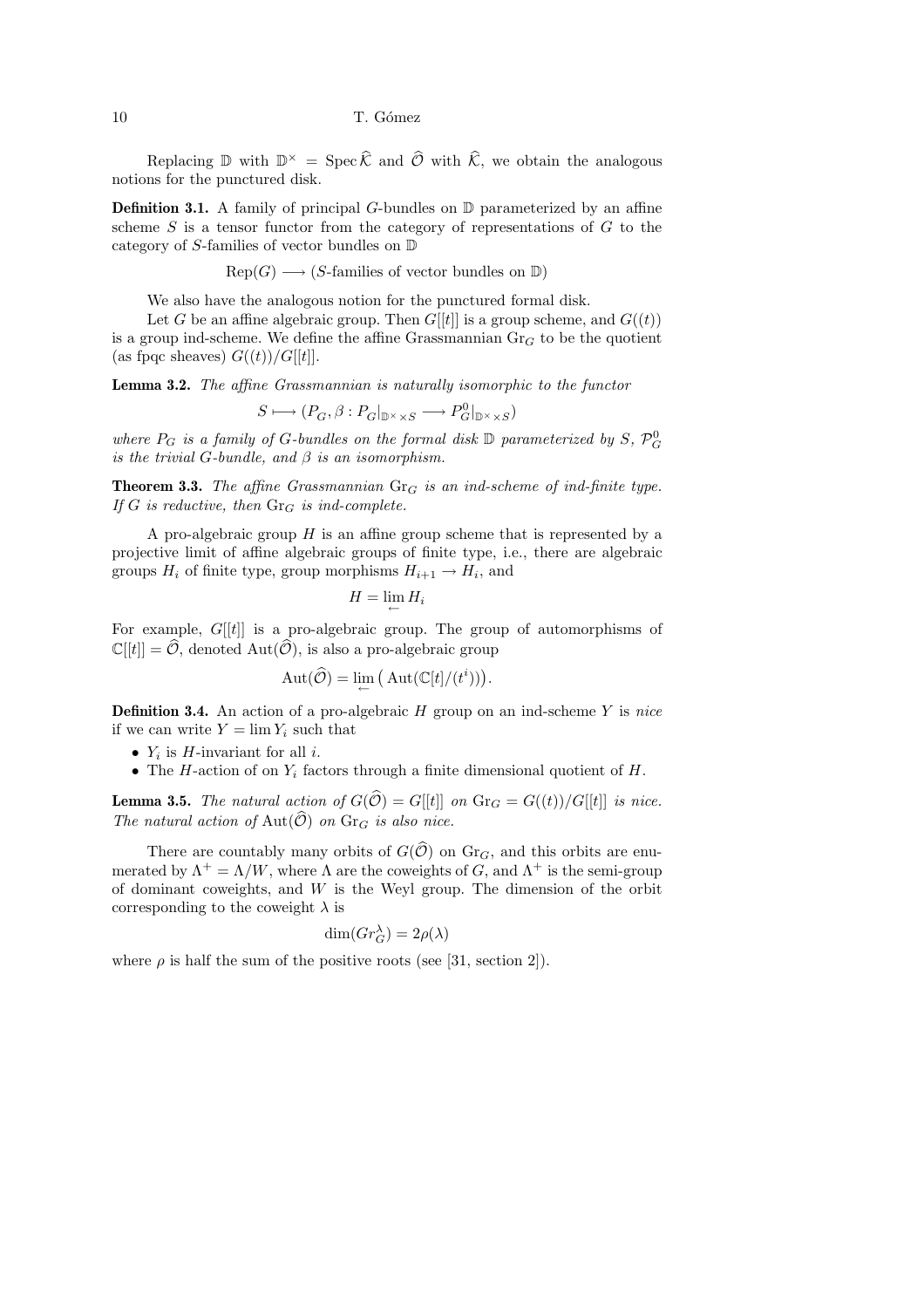Replacing $\mathbb{D}$ with $\mathbb{D}^\times = \operatorname{Spec} \widehat{\mathcal{K}}$ and $\widehat{\mathcal{O}}$ with $\widehat{\mathcal{K}}$, we obtain the analogous notions for the punctured disk.

**Definition 3.1.** A family of principal $G$-bundles on $\mathbb{D}$ parameterized by an affine scheme $S$ is a tensor functor from the category of representations of $G$ to the category of $S$-families of vector bundles on $\mathbb{D}$

$$\operatorname{Rep}(G) \longrightarrow (S\text{-families of vector bundles on } \mathbb{D})$$

We also have the analogous notion for the punctured formal disk.

Let $G$ be an affine algebraic group. Then $G[[t]]$ is a group scheme, and $G((t))$ is a group ind-scheme. We define the affine Grassmannian $\operatorname{Gr}_G$ to be the quotient (as fpqc sheaves) $G((t))/G[[t]]$.

**Lemma 3.2.** *The affine Grassmannian is naturally isomorphic to the functor*

$$S \longmapsto (P_G, \beta : P_G|_{\mathbb{D}^\times \times S} \longrightarrow P^0_G|_{\mathbb{D}^\times \times S})$$

*where $P_G$ is a family of $G$-bundles on the formal disk $\mathbb{D}$ parameterized by $S$, $\mathcal{P}^0_G$ is the trivial $G$-bundle, and $\beta$ is an isomorphism.*

**Theorem 3.3.** *The affine Grassmannian $\operatorname{Gr}_G$ is an ind-scheme of ind-finite type. If $G$ is reductive, then $\operatorname{Gr}_G$ is ind-complete.*

A pro-algebraic group $H$ is an affine group scheme that is represented by a projective limit of affine algebraic groups of finite type, i.e., there are algebraic groups $H_i$ of finite type, group morphisms $H_{i+1} \to H_i$, and

$$H = \varprojlim H_i$$

For example, $G[[t]]$ is a pro-algebraic group. The group of automorphisms of $\mathbb{C}[[t]] = \widehat{\mathcal{O}}$, denoted $\operatorname{Aut}(\widehat{\mathcal{O}})$, is also a pro-algebraic group

$$\operatorname{Aut}(\widehat{\mathcal{O}}) = \varprojlim \big( \operatorname{Aut}(\mathbb{C}[t]/(t^i)) \big).$$

**Definition 3.4.** An action of a pro-algebraic $H$ group on an ind-scheme $Y$ is *nice* if we can write $Y = \lim Y_i$ such that

- $Y_i$ is $H$-invariant for all $i$.
- The $H$-action of on $Y_i$ factors through a finite dimensional quotient of $H$.

**Lemma 3.5.** *The natural action of $G(\widehat{\mathcal{O}}) = G[[t]]$ on $\operatorname{Gr}_G = G((t))/G[[t]]$ is nice. The natural action of $\operatorname{Aut}(\widehat{\mathcal{O}})$ on $\operatorname{Gr}_G$ is also nice.*

There are countably many orbits of $G(\widehat{\mathcal{O}})$ on $\operatorname{Gr}_G$, and this orbits are enumerated by $\Lambda^+ = \Lambda/W$, where $\Lambda$ are the coweights of $G$, and $\Lambda^+$ is the semi-group of dominant coweights, and $W$ is the Weyl group. The dimension of the orbit corresponding to the coweight $\lambda$ is

$$\dim(Gr^\lambda_G) = 2\rho(\lambda)$$

where $\rho$ is half the sum of the positive roots (see [31, section 2]).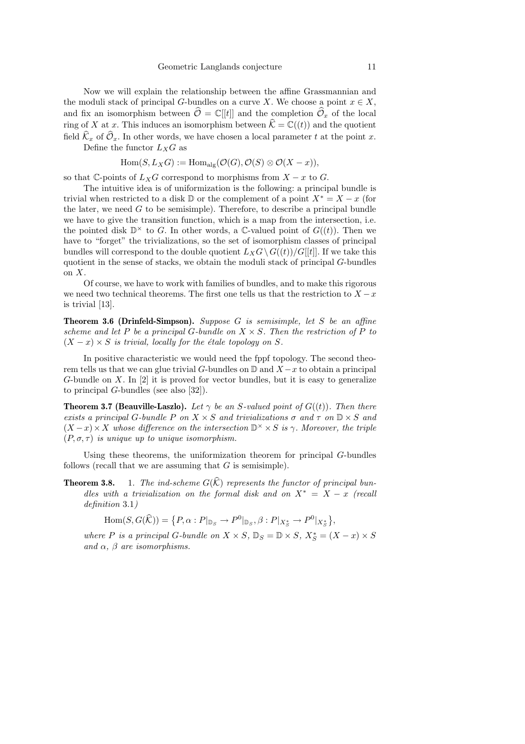Now we will explain the relationship between the affine Grassmannian and the moduli stack of principal $G$-bundles on a curve $X$. We choose a point $x \in X$, and fix an isomorphism between $\widehat{\mathcal{O}} = \mathbb{C}[[t]]$ and the completion $\widehat{\mathcal{O}}_x$ of the local ring of $X$ at $x$. This induces an isomorphism between $\widehat{\mathcal{K}} = \mathbb{C}((t))$ and the quotient field $\widehat{\mathcal{K}}_x$ of $\widehat{\mathcal{O}}_x$. In other words, we have chosen a local parameter $t$ at the point $x$.

Define the functor $L_X G$ as

$$\mathrm{Hom}(S, L_X G) := \mathrm{Hom}_{\mathrm{alg}}(\mathcal{O}(G), \mathcal{O}(S) \otimes \mathcal{O}(X - x)),$$

so that $\mathbb{C}$-points of $L_X G$ correspond to morphisms from $X - x$ to $G$.

The intuitive idea is of uniformization is the following: a principal bundle is trivial when restricted to a disk $\mathbb{D}$ or the complement of a point $X^* = X - x$ (for the later, we need $G$ to be semisimple). Therefore, to describe a principal bundle we have to give the transition function, which is a map from the intersection, i.e. the pointed disk $\mathbb{D}^\times$ to $G$. In other words, a $\mathbb{C}$-valued point of $G((t))$. Then we have to "forget" the trivializations, so the set of isomorphism classes of principal bundles will correspond to the double quotient $L_X G \backslash G((t))/G[[t]]$. If we take this quotient in the sense of stacks, we obtain the moduli stack of principal $G$-bundles on $X$.

Of course, we have to work with families of bundles, and to make this rigorous we need two technical theorems. The first one tells us that the restriction to $X - x$ is trivial [13].

**Theorem 3.6 (Drinfeld-Simpson).** *Suppose $G$ is semisimple, let $S$ be an affine scheme and let $P$ be a principal $G$-bundle on $X \times S$. Then the restriction of $P$ to $(X - x) \times S$ is trivial, locally for the étale topology on $S$.*

In positive characteristic we would need the fppf topology. The second theorem tells us that we can glue trivial $G$-bundles on $\mathbb{D}$ and $X - x$ to obtain a principal $G$-bundle on $X$. In [2] it is proved for vector bundles, but it is easy to generalize to principal $G$-bundles (see also [32]).

**Theorem 3.7 (Beauville-Laszlo).** *Let $\gamma$ be an $S$-valued point of $G((t))$. Then there exists a principal $G$-bundle $P$ on $X \times S$ and trivializations $\sigma$ and $\tau$ on $\mathbb{D} \times S$ and $(X - x) \times X$ whose difference on the intersection $\mathbb{D}^\times \times S$ is $\gamma$. Moreover, the triple $(P, \sigma, \tau)$ is unique up to unique isomorphism.*

Using these theorems, the uniformization theorem for principal $G$-bundles follows (recall that we are assuming that $G$ is semisimple).

**Theorem 3.8.** 1. *The ind-scheme $G(\widehat{\mathcal{K}})$ represents the functor of principal bundles with a trivialization on the formal disk and on $X^* = X - x$ (recall definition 3.1)*

$$\mathrm{Hom}(S, G(\widehat{\mathcal{K}})) = \{P, \alpha : P|_{\mathbb{D}_S} \to P^0|_{\mathbb{D}_S}, \beta : P|_{X_S^*} \to P^0|_{X_S^*}\},$$

*where $P$ is a principal $G$-bundle on $X \times S$, $\mathbb{D}_S = \mathbb{D} \times S$, $X_S^* = (X - x) \times S$ and $\alpha$, $\beta$ are isomorphisms.*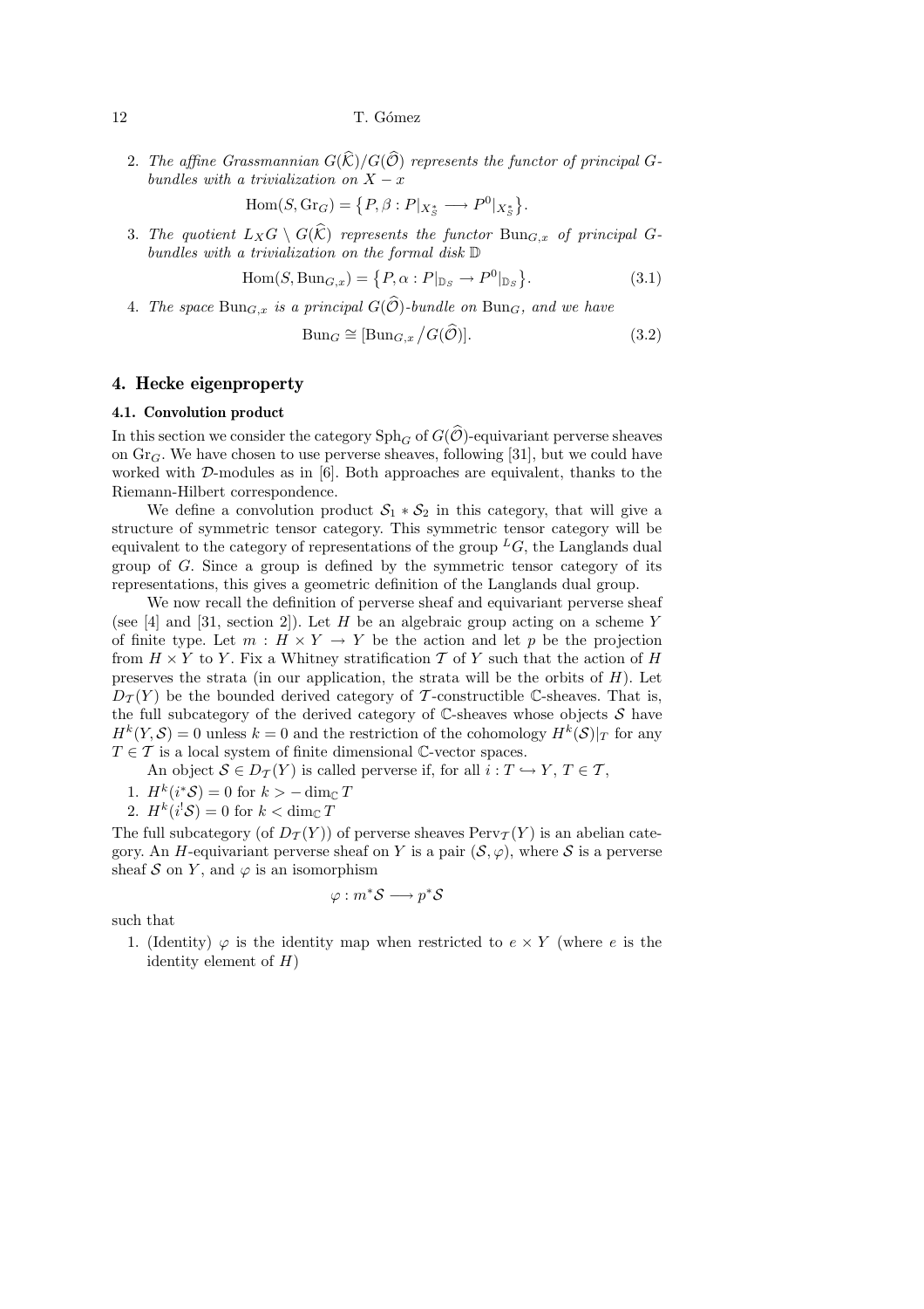2. *The affine Grassmannian $G(\widehat{\mathcal{K}})/G(\widehat{\mathcal{O}})$ represents the functor of principal $G$-bundles with a trivialization on $X - x$*

$$\mathrm{Hom}(S, \mathrm{Gr}_G) = \{P, \beta : P|_{X_S^*} \longrightarrow P^0|_{X_S^*}\}.$$

3. *The quotient $L_X G \setminus G(\widehat{\mathcal{K}})$ represents the functor $\mathrm{Bun}_{G,x}$ of principal $G$-bundles with a trivialization on the formal disk $\mathbb{D}$*

$$\mathrm{Hom}(S, \mathrm{Bun}_{G,x}) = \{P, \alpha : P|_{\mathbb{D}_S} \to P^0|_{\mathbb{D}_S}\}. \tag{3.1}$$

4. *The space $\mathrm{Bun}_{G,x}$ is a principal $G(\widehat{\mathcal{O}})$-bundle on $\mathrm{Bun}_G$, and we have*

$$\mathrm{Bun}_G \cong [\mathrm{Bun}_{G,x}/G(\widehat{\mathcal{O}})]. \tag{3.2}$$

## 4. Hecke eigenproperty

### 4.1. Convolution product

In this section we consider the category $\mathrm{Sph}_G$ of $G(\widehat{\mathcal{O}})$-equivariant perverse sheaves on $\mathrm{Gr}_G$. We have chosen to use perverse sheaves, following [31], but we could have worked with $\mathcal{D}$-modules as in [6]. Both approaches are equivalent, thanks to the Riemann-Hilbert correspondence.

We define a convolution product $\mathcal{S}_1 * \mathcal{S}_2$ in this category, that will give a structure of symmetric tensor category. This symmetric tensor category will be equivalent to the category of representations of the group ${}^L G$, the Langlands dual group of $G$. Since a group is defined by the symmetric tensor category of its representations, this gives a geometric definition of the Langlands dual group.

We now recall the definition of perverse sheaf and equivariant perverse sheaf (see [4] and [31, section 2]). Let $H$ be an algebraic group acting on a scheme $Y$ of finite type. Let $m : H \times Y \to Y$ be the action and let $p$ be the projection from $H \times Y$ to $Y$. Fix a Whitney stratification $\mathcal{T}$ of $Y$ such that the action of $H$ preserves the strata (in our application, the strata will be the orbits of $H$). Let $D_{\mathcal{T}}(Y)$ be the bounded derived category of $\mathcal{T}$-constructible $\mathbb{C}$-sheaves. That is, the full subcategory of the derived category of $\mathbb{C}$-sheaves whose objects $\mathcal{S}$ have $H^k(Y, \mathcal{S}) = 0$ unless $k = 0$ and the restriction of the cohomology $H^k(\mathcal{S})|_T$ for any $T \in \mathcal{T}$ is a local system of finite dimensional $\mathbb{C}$-vector spaces.

An object $\mathcal{S} \in D_{\mathcal{T}}(Y)$ is called perverse if, for all $i : T \hookrightarrow Y$, $T \in \mathcal{T}$,

1. $H^k(i^* \mathcal{S}) = 0$ for $k > -\dim_{\mathbb{C}} T$
2. $H^k(i^! \mathcal{S}) = 0$ for $k < \dim_{\mathbb{C}} T$

The full subcategory (of $D_{\mathcal{T}}(Y)$) of perverse sheaves $\mathrm{Perv}_{\mathcal{T}}(Y)$ is an abelian category. An $H$-equivariant perverse sheaf on $Y$ is a pair $(\mathcal{S}, \varphi)$, where $\mathcal{S}$ is a perverse sheaf $\mathcal{S}$ on $Y$, and $\varphi$ is an isomorphism

$$\varphi : m^* \mathcal{S} \longrightarrow p^* \mathcal{S}$$

such that

1. (Identity) $\varphi$ is the identity map when restricted to $e \times Y$ (where $e$ is the identity element of $H$)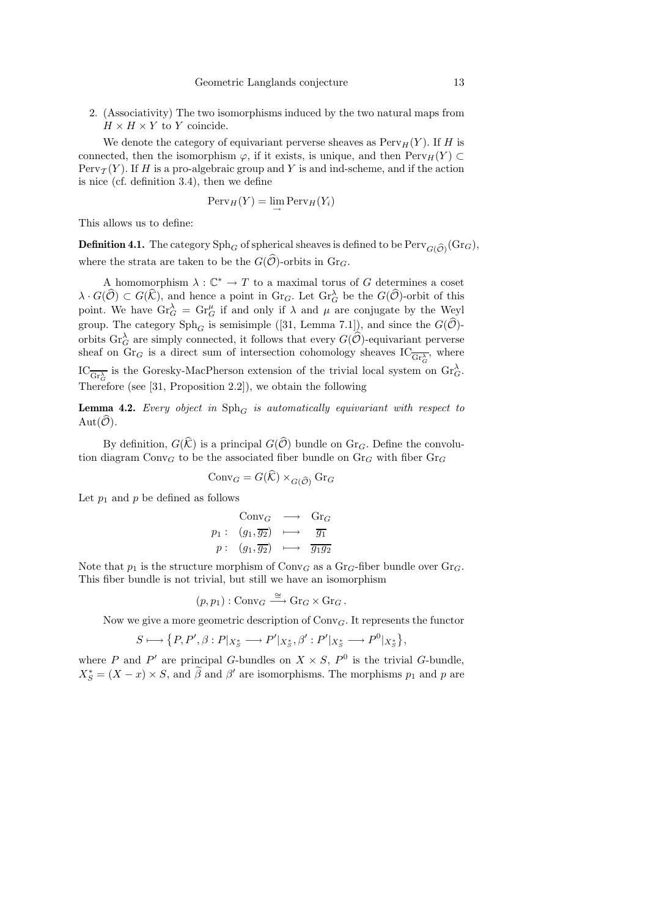2. (Associativity) The two isomorphisms induced by the two natural maps from $H \times H \times Y$ to $Y$ coincide.

We denote the category of equivariant perverse sheaves as $\mathrm{Perv}_H(Y)$. If $H$ is connected, then the isomorphism $\varphi$, if it exists, is unique, and then $\mathrm{Perv}_H(Y) \subset \mathrm{Perv}_{\mathcal{T}}(Y)$. If $H$ is a pro-algebraic group and $Y$ is and ind-scheme, and if the action is nice (cf. definition 3.4), then we define

$$\mathrm{Perv}_H(Y) = \lim_{\rightarrow} \mathrm{Perv}_H(Y_i)$$

This allows us to define:

**Definition 4.1.** The category $\mathrm{Sph}_G$ of spherical sheaves is defined to be $\mathrm{Perv}_{G(\widehat{\mathcal{O}})}(\mathrm{Gr}_G)$, where the strata are taken to be the $G(\widehat{\mathcal{O}})$-orbits in $\mathrm{Gr}_G$.

A homomorphism $\lambda : \mathbb{C}^* \to T$ to a maximal torus of $G$ determines a coset $\lambda \cdot G(\widehat{\mathcal{O}}) \subset G(\widehat{\mathcal{K}})$, and hence a point in $\mathrm{Gr}_G$. Let $\mathrm{Gr}_G^\lambda$ be the $G(\widehat{\mathcal{O}})$-orbit of this point. We have $\mathrm{Gr}_G^\lambda = \mathrm{Gr}_G^\mu$ if and only if $\lambda$ and $\mu$ are conjugate by the Weyl group. The category $\mathrm{Sph}_G$ is semisimple ([31, Lemma 7.1]), and since the $G(\widehat{\mathcal{O}})$-orbits $\mathrm{Gr}_G^\lambda$ are simply connected, it follows that every $G(\widehat{\mathcal{O}})$-equivariant perverse sheaf on $\mathrm{Gr}_G$ is a direct sum of intersection cohomology sheaves $\mathrm{IC}_{\overline{\mathrm{Gr}_G^\lambda}}$, where $\mathrm{IC}_{\overline{\mathrm{Gr}_G^\lambda}}$ is the Goresky-MacPherson extension of the trivial local system on $\mathrm{Gr}_G^\lambda$. Therefore (see [31, Proposition 2.2]), we obtain the following

**Lemma 4.2.** *Every object in* $\mathrm{Sph}_G$ *is automatically equivariant with respect to* $\mathrm{Aut}(\widehat{\mathcal{O}})$.

By definition, $G(\widehat{\mathcal{K}})$ is a principal $G(\widehat{\mathcal{O}})$ bundle on $\mathrm{Gr}_G$. Define the convolution diagram $\mathrm{Conv}_G$ to be the associated fiber bundle on $\mathrm{Gr}_G$ with fiber $\mathrm{Gr}_G$

$$\mathrm{Conv}_G = G(\widehat{\mathcal{K}}) \times_{G(\widehat{\mathcal{O}})} \mathrm{Gr}_G$$

Let $p_1$ and $p$ be defined as follows

$$\begin{array}{rccc} & \mathrm{Conv}_G & \longrightarrow & \mathrm{Gr}_G \\ p_1 : & (g_1, \overline{g_2}) & \longmapsto & \overline{g_1} \\ p : & (g_1, \overline{g_2}) & \longmapsto & \overline{g_1 g_2} \end{array}$$

Note that $p_1$ is the structure morphism of $\mathrm{Conv}_G$ as a $\mathrm{Gr}_G$-fiber bundle over $\mathrm{Gr}_G$. This fiber bundle is not trivial, but still we have an isomorphism

$$(p, p_1) : \mathrm{Conv}_G \xrightarrow{\cong} \mathrm{Gr}_G \times \mathrm{Gr}_G .$$

Now we give a more geometric description of $\mathrm{Conv}_G$. It represents the functor

$$S \longmapsto \left\{ P, P', \beta : P|_{X_S^*} \longrightarrow P'|_{X_S^*}, \beta' : P'|_{X_S^*} \longrightarrow P^0|_{X_S^*} \right\},$$

where $P$ and $P'$ are principal $G$-bundles on $X \times S$, $P^0$ is the trivial $G$-bundle, $X_S^* = (X - x) \times S$, and $\widetilde{\beta}$ and $\beta'$ are isomorphisms. The morphisms $p_1$ and $p$ are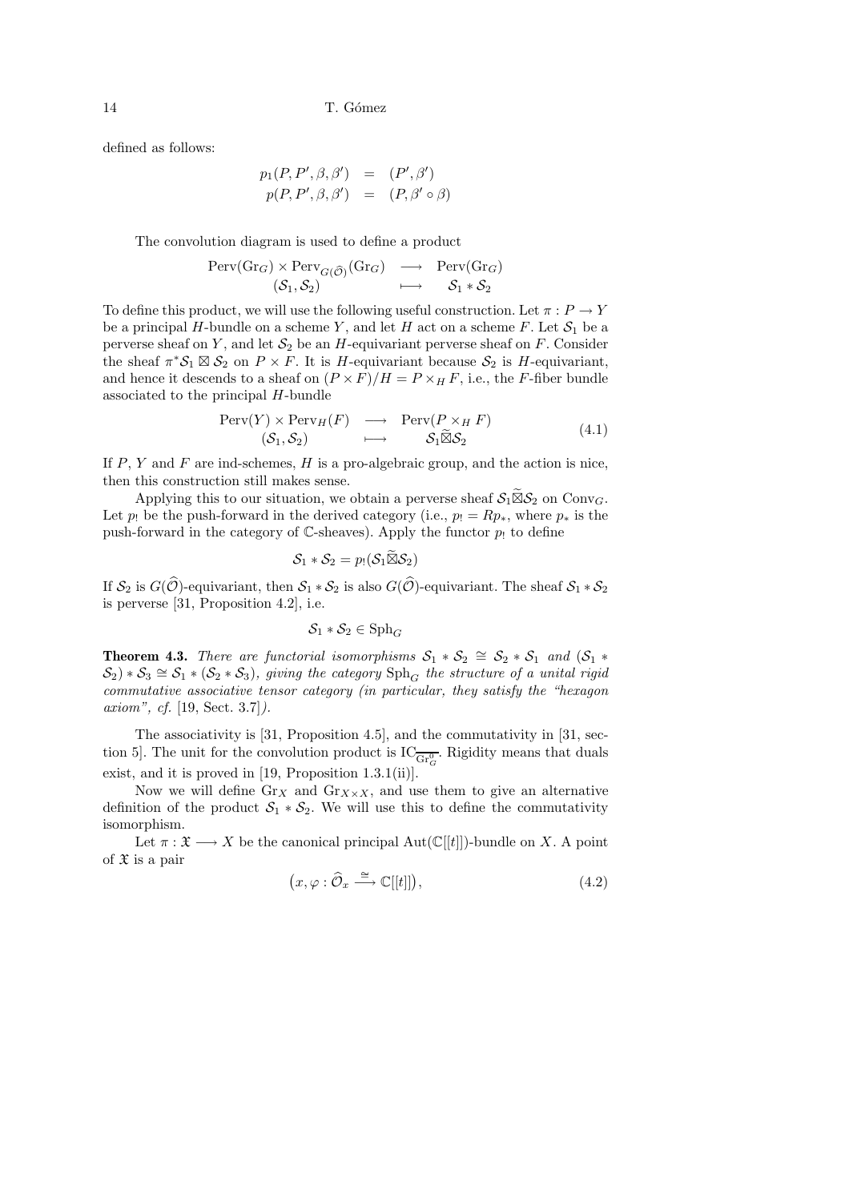defined as follows:

$$
\begin{aligned}
p_1(P, P', \beta, \beta') &= (P', \beta') \\
p(P, P', \beta, \beta') &= (P, \beta' \circ \beta)
\end{aligned}
$$

The convolution diagram is used to define a product

$$
\begin{array}{ccc}
\mathrm{Perv}(\mathrm{Gr}_G) \times \mathrm{Perv}_{G(\widehat{\mathcal{O}})}(\mathrm{Gr}_G) & \longrightarrow & \mathrm{Perv}(\mathrm{Gr}_G) \\
(\mathcal{S}_1, \mathcal{S}_2) & \longmapsto & \mathcal{S}_1 * \mathcal{S}_2
\end{array}
$$

To define this product, we will use the following useful construction. Let $\pi : P \to Y$ be a principal $H$-bundle on a scheme $Y$, and let $H$ act on a scheme $F$. Let $\mathcal{S}_1$ be a perverse sheaf on $Y$, and let $\mathcal{S}_2$ be an $H$-equivariant perverse sheaf on $F$. Consider the sheaf $\pi^*\mathcal{S}_1 \boxtimes \mathcal{S}_2$ on $P \times F$. It is $H$-equivariant because $\mathcal{S}_2$ is $H$-equivariant, and hence it descends to a sheaf on $(P \times F)/H = P \times_H F$, i.e., the $F$-fiber bundle associated to the principal $H$-bundle

$$
\begin{array}{ccc}
\mathrm{Perv}(Y) \times \mathrm{Perv}_H(F) & \longrightarrow & \mathrm{Perv}(P \times_H F) \\
(\mathcal{S}_1, \mathcal{S}_2) & \longmapsto & \mathcal{S}_1 \widetilde{\boxtimes} \mathcal{S}_2
\end{array}
\tag{4.1}
$$

If $P$, $Y$ and $F$ are ind-schemes, $H$ is a pro-algebraic group, and the action is nice, then this construction still makes sense.

Applying this to our situation, we obtain a perverse sheaf $\mathcal{S}_1 \widetilde{\boxtimes} \mathcal{S}_2$ on $\mathrm{Conv}_G$. Let $p_!$ be the push-forward in the derived category (i.e., $p_! = Rp_*$, where $p_*$ is the push-forward in the category of $\mathbb{C}$-sheaves). Apply the functor $p_!$ to define

$$
\mathcal{S}_1 * \mathcal{S}_2 = p_!(\mathcal{S}_1 \widetilde{\boxtimes} \mathcal{S}_2)
$$

If $\mathcal{S}_2$ is $G(\widehat{\mathcal{O}})$-equivariant, then $\mathcal{S}_1 * \mathcal{S}_2$ is also $G(\widehat{\mathcal{O}})$-equivariant. The sheaf $\mathcal{S}_1 * \mathcal{S}_2$ is perverse [31, Proposition 4.2], i.e.

$$
\mathcal{S}_1 * \mathcal{S}_2 \in \mathrm{Sph}_G
$$

**Theorem 4.3.** *There are functorial isomorphisms $\mathcal{S}_1 * \mathcal{S}_2 \cong \mathcal{S}_2 * \mathcal{S}_1$ and $(\mathcal{S}_1 * \mathcal{S}_2) * \mathcal{S}_3 \cong \mathcal{S}_1 * (\mathcal{S}_2 * \mathcal{S}_3)$, giving the category $\mathrm{Sph}_G$ the structure of a unital rigid commutative associative tensor category (in particular, they satisfy the "hexagon axiom", cf.* [19, Sect. 3.7]*).*

The associativity is [31, Proposition 4.5], and the commutativity in [31, section 5]. The unit for the convolution product is $\mathrm{IC}_{\overline{\mathrm{Gr}^0_G}}$. Rigidity means that duals exist, and it is proved in [19, Proposition 1.3.1(ii)].

Now we will define $\mathrm{Gr}_X$ and $\mathrm{Gr}_{X \times X}$, and use them to give an alternative definition of the product $\mathcal{S}_1 * \mathcal{S}_2$. We will use this to define the commutativity isomorphism.

Let $\pi : \mathfrak{X} \longrightarrow X$ be the canonical principal $\mathrm{Aut}(\mathbb{C}[[t]])$-bundle on $X$. A point of $\mathfrak{X}$ is a pair

$$
\big(x, \varphi : \widehat{\mathcal{O}}_x \xrightarrow{\cong} \mathbb{C}[[t]]\big),
\tag{4.2}
$$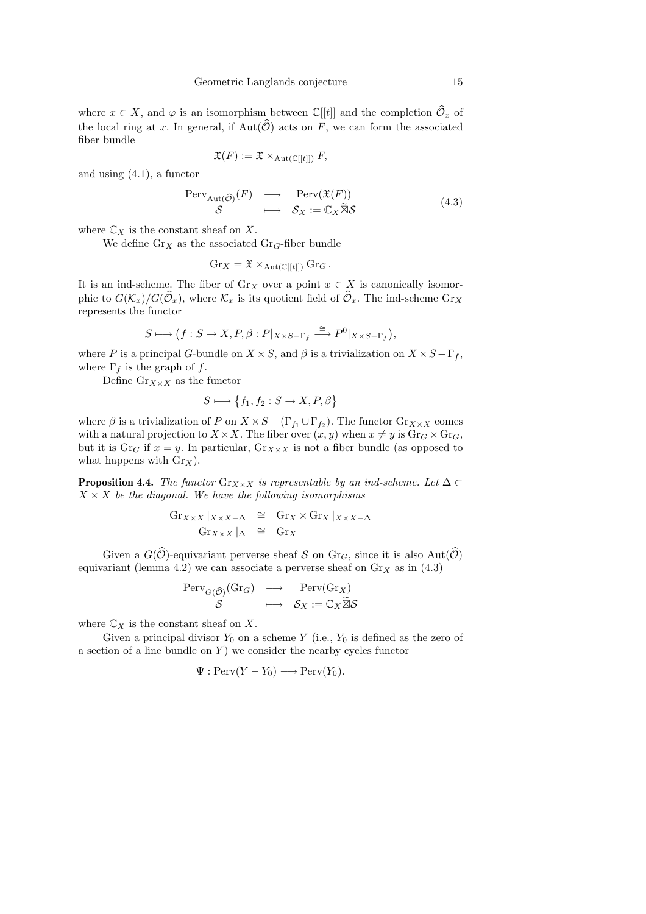where $x \in X$, and $\varphi$ is an isomorphism between $\mathbb{C}[[t]]$ and the completion $\widehat{\mathcal{O}}_x$ of the local ring at $x$. In general, if $\mathrm{Aut}(\widehat{\mathcal{O}})$ acts on $F$, we can form the associated fiber bundle

$$\mathfrak{X}(F) := \mathfrak{X} \times_{\mathrm{Aut}(\mathbb{C}[[t]])} F,$$

and using (4.1), a functor

$$\begin{array}{ccc} \mathrm{Perv}_{\mathrm{Aut}(\widehat{\mathcal{O}})}(F) & \longrightarrow & \mathrm{Perv}(\mathfrak{X}(F)) \\ \mathcal{S} & \longmapsto & \mathcal{S}_X := \mathbb{C}_X \widetilde{\boxtimes} \mathcal{S} \end{array} \tag{4.3}$$

where $\mathbb{C}_X$ is the constant sheaf on $X$.

We define $\mathrm{Gr}_X$ as the associated $\mathrm{Gr}_G$-fiber bundle

$$\mathrm{Gr}_X = \mathfrak{X} \times_{\mathrm{Aut}(\mathbb{C}[[t]])} \mathrm{Gr}_G .$$

It is an ind-scheme. The fiber of $\mathrm{Gr}_X$ over a point $x \in X$ is canonically isomorphic to $G(\mathcal{K}_x)/G(\widehat{\mathcal{O}}_x)$, where $\mathcal{K}_x$ is its quotient field of $\widehat{\mathcal{O}}_x$. The ind-scheme $\mathrm{Gr}_X$ represents the functor

$$S \longmapsto \big(f : S \to X, P, \beta : P|_{X\times S - \Gamma_f} \xrightarrow{\cong} P^0|_{X\times S-\Gamma_f}\big),$$

where $P$ is a principal $G$-bundle on $X \times S$, and $\beta$ is a trivialization on $X \times S - \Gamma_f$, where $\Gamma_f$ is the graph of $f$.

Define $\mathrm{Gr}_{X\times X}$ as the functor

$$S \longmapsto \big\{f_1, f_2 : S \to X, P, \beta\big\}$$

where $\beta$ is a trivialization of $P$ on $X \times S - (\Gamma_{f_1} \cup \Gamma_{f_2})$. The functor $\mathrm{Gr}_{X\times X}$ comes with a natural projection to $X\times X$. The fiber over $(x, y)$ when $x \neq y$ is $\mathrm{Gr}_G \times \mathrm{Gr}_G$, but it is $\mathrm{Gr}_G$ if $x = y$. In particular, $\mathrm{Gr}_{X\times X}$ is not a fiber bundle (as opposed to what happens with $\mathrm{Gr}_X$).

**Proposition 4.4.** *The functor $\mathrm{Gr}_{X\times X}$ is representable by an ind-scheme. Let $\Delta \subset X \times X$ be the diagonal. We have the following isomorphisms*

$$\begin{aligned} \mathrm{Gr}_{X\times X}|_{X\times X-\Delta} &\cong \mathrm{Gr}_X \times \mathrm{Gr}_X|_{X\times X-\Delta} \\ \mathrm{Gr}_{X\times X}|_{\Delta} &\cong \mathrm{Gr}_X \end{aligned}$$

Given a $G(\widehat{\mathcal{O}})$-equivariant perverse sheaf $\mathcal{S}$ on $\mathrm{Gr}_G$, since it is also $\mathrm{Aut}(\widehat{\mathcal{O}})$ equivariant (lemma 4.2) we can associate a perverse sheaf on $\mathrm{Gr}_X$ as in (4.3)

$$\begin{array}{ccc} \mathrm{Perv}_{G(\widehat{\mathcal{O}})}(\mathrm{Gr}_G) & \longrightarrow & \mathrm{Perv}(\mathrm{Gr}_X) \\ \mathcal{S} & \longmapsto & \mathcal{S}_X := \mathbb{C}_X \widetilde{\boxtimes} \mathcal{S} \end{array}$$

where $\mathbb{C}_X$ is the constant sheaf on $X$.

Given a principal divisor $Y_0$ on a scheme $Y$ (i.e., $Y_0$ is defined as the zero of a section of a line bundle on $Y$) we consider the nearby cycles functor

$$\Psi : \mathrm{Perv}(Y - Y_0) \longrightarrow \mathrm{Perv}(Y_0).$$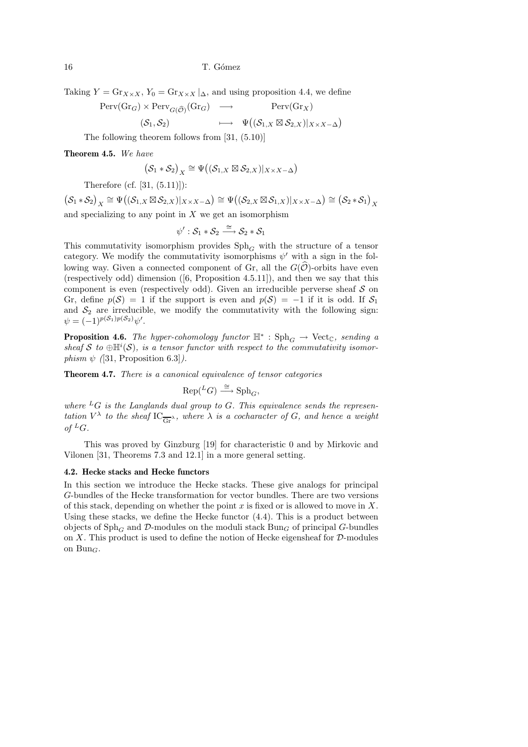Taking $Y = \mathrm{Gr}_{X\times X}$, $Y_0 = \mathrm{Gr}_{X\times X}|_\Delta$, and using proposition 4.4, we define

$$\begin{array}{ccc} \mathrm{Perv}(\mathrm{Gr}_G) \times \mathrm{Perv}_{G(\widehat{\mathcal{O}})}(\mathrm{Gr}_G) & \longrightarrow & \mathrm{Perv}(\mathrm{Gr}_X) \\ (\mathcal{S}_1, \mathcal{S}_2) & \longmapsto & \Psi\big((\mathcal{S}_{1,X} \boxtimes \mathcal{S}_{2,X})|_{X\times X-\Delta}\big) \end{array}$$

The following theorem follows from [31, (5.10)]

**Theorem 4.5.** *We have*

$$\big(\mathcal{S}_1 * \mathcal{S}_2\big)_X \cong \Psi\big((\mathcal{S}_{1,X} \boxtimes \mathcal{S}_{2,X})|_{X\times X-\Delta}\big)$$

Therefore (cf. [31, (5.11)]):

$$\big(\mathcal{S}_1 * \mathcal{S}_2\big)_X \cong \Psi\big((\mathcal{S}_{1,X} \boxtimes \mathcal{S}_{2,X})|_{X\times X-\Delta}\big) \cong \Psi\big((\mathcal{S}_{2,X} \boxtimes \mathcal{S}_{1,X})|_{X\times X-\Delta}\big) \cong \big(\mathcal{S}_2 * \mathcal{S}_1\big)_X$$

and specializing to any point in $X$ we get an isomorphism

$$\psi' : \mathcal{S}_1 * \mathcal{S}_2 \xrightarrow{\cong} \mathcal{S}_2 * \mathcal{S}_1$$

This commutativity isomorphism provides $\mathrm{Sph}_G$ with the structure of a tensor category. We modify the commutativity isomorphisms $\psi'$ with a sign in the following way. Given a connected component of Gr, all the $G(\widehat{\mathcal{O}})$-orbits have even (respectively odd) dimension ([6, Proposition 4.5.11]), and then we say that this component is even (respectively odd). Given an irreducible perverse sheaf $\mathcal{S}$ on Gr, define $p(\mathcal{S}) = 1$ if the support is even and $p(\mathcal{S}) = -1$ if it is odd. If $\mathcal{S}_1$ and $\mathcal{S}_2$ are irreducible, we modify the commutativity with the following sign: $\psi = (-1)^{p(\mathcal{S}_1)p(\mathcal{S}_2)}\psi'$.

**Proposition 4.6.** *The hyper-cohomology functor $\mathbb{H}^* : \mathrm{Sph}_G \to \mathrm{Vect}_{\mathbb{C}}$, sending a sheaf $\mathcal{S}$ to $\oplus \mathbb{H}^i(\mathcal{S})$, is a tensor functor with respect to the commutativity isomorphism $\psi$ (*[31, Proposition 6.3]*).*

**Theorem 4.7.** *There is a canonical equivalence of tensor categories*

$$\mathrm{Rep}({}^L G) \xrightarrow{\cong} \mathrm{Sph}_G,$$

*where ${}^L G$ is the Langlands dual group to $G$. This equivalence sends the representation $V^\lambda$ to the sheaf $\mathrm{IC}_{\overline{\mathrm{Gr}}^\lambda}$, where $\lambda$ is a cocharacter of $G$, and hence a weight of ${}^L G$.*

This was proved by Ginzburg [19] for characteristic 0 and by Mirkovic and Vilonen [31, Theorems 7.3 and 12.1] in a more general setting.

### 4.2. Hecke stacks and Hecke functors

In this section we introduce the Hecke stacks. These give analogs for principal $G$-bundles of the Hecke transformation for vector bundles. There are two versions of this stack, depending on whether the point $x$ is fixed or is allowed to move in $X$. Using these stacks, we define the Hecke functor (4.4). This is a product between objects of $\mathrm{Sph}_G$ and $\mathcal{D}$-modules on the moduli stack $\mathrm{Bun}_G$ of principal $G$-bundles on $X$. This product is used to define the notion of Hecke eigensheaf for $\mathcal{D}$-modules on $\mathrm{Bun}_G$.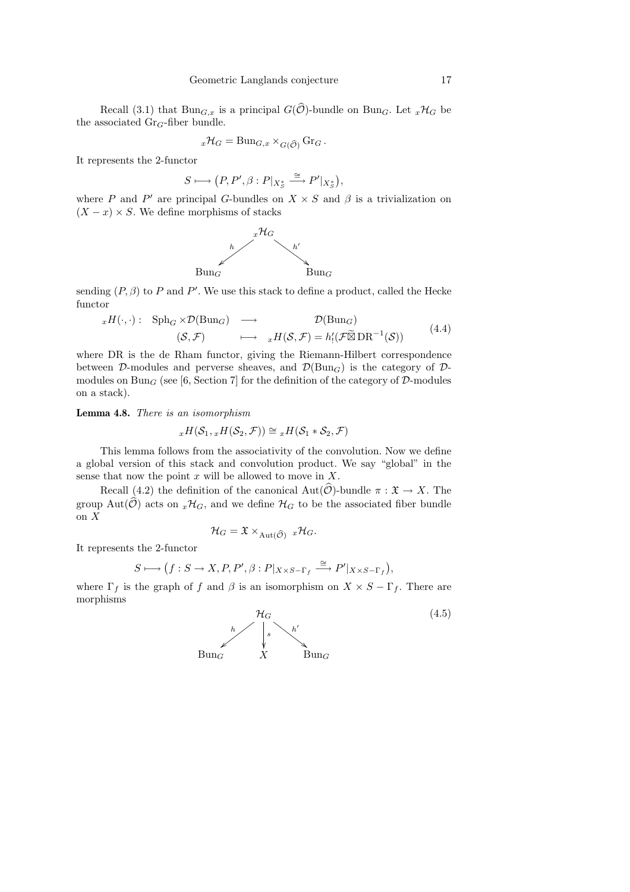Recall (3.1) that $\mathrm{Bun}_{G,x}$ is a principal $G(\widehat{\mathcal{O}})$-bundle on $\mathrm{Bun}_G$. Let ${}_x\mathcal{H}_G$ be the associated $\mathrm{Gr}_G$-fiber bundle.

$$ {}_x\mathcal{H}_G = \mathrm{Bun}_{G,x} \times_{G(\widehat{\mathcal{O}})} \mathrm{Gr}_G\,. $$

It represents the 2-functor

$$ S \longmapsto \big(P, P', \beta : P|_{X_S^*} \xrightarrow{\cong} P'|_{X_S^*}\big), $$

where $P$ and $P'$ are principal $G$-bundles on $X \times S$ and $\beta$ is a trivialization on $(X - x) \times S$. We define morphisms of stacks

$$ \begin{array}{ccccc} & & {}_x\mathcal{H}_G & & \\ & \swarrow^{h} & & \searrow^{h'} & \\ \mathrm{Bun}_G & & & & \mathrm{Bun}_G \end{array} $$

sending $(P, \beta)$ to $P$ and $P'$. We use this stack to define a product, called the Hecke functor

$$ \begin{array}{rccc} {}_xH(\cdot,\cdot): & \mathrm{Sph}_G \times \mathcal{D}(\mathrm{Bun}_G) & \longrightarrow & \mathcal{D}(\mathrm{Bun}_G) \\ & (\mathcal{S}, \mathcal{F}) & \longmapsto & {}_xH(\mathcal{S}, \mathcal{F}) = h'_!(\mathcal{F} \widetilde{\boxtimes} \mathrm{DR}^{-1}(\mathcal{S})) \end{array} \tag{4.4} $$

where DR is the de Rham functor, giving the Riemann-Hilbert correspondence between $\mathcal{D}$-modules and perverse sheaves, and $\mathcal{D}(\mathrm{Bun}_G)$ is the category of $\mathcal{D}$-modules on $\mathrm{Bun}_G$ (see [6, Section 7] for the definition of the category of $\mathcal{D}$-modules on a stack).

**Lemma 4.8.** *There is an isomorphism*

$$ {}_xH(\mathcal{S}_1, {}_xH(\mathcal{S}_2, \mathcal{F})) \cong {}_xH(\mathcal{S}_1 * \mathcal{S}_2, \mathcal{F}) $$

This lemma follows from the associativity of the convolution. Now we define a global version of this stack and convolution product. We say "global" in the sense that now the point $x$ will be allowed to move in $X$.

Recall (4.2) the definition of the canonical $\mathrm{Aut}(\widehat{\mathcal{O}})$-bundle $\pi : \mathfrak{X} \to X$. The group $\mathrm{Aut}(\widehat{\mathcal{O}})$ acts on ${}_x\mathcal{H}_G$, and we define $\mathcal{H}_G$ to be the associated fiber bundle on $X$

$$ \mathcal{H}_G = \mathfrak{X} \times_{\mathrm{Aut}(\widehat{\mathcal{O}})} {}_x\mathcal{H}_G. $$

It represents the 2-functor

$$ S \longmapsto \big(f : S \to X, P, P', \beta : P|_{X \times S - \Gamma_f} \xrightarrow{\cong} P'|_{X \times S - \Gamma_f}\big), $$

where $\Gamma_f$ is the graph of $f$ and $\beta$ is an isomorphism on $X \times S - \Gamma_f$. There are morphisms

$$ \begin{array}{ccccc} & & \mathcal{H}_G & & \\ & \swarrow^{h} & \downarrow^{s} & \searrow^{h'} & \\ \mathrm{Bun}_G & & X & & \mathrm{Bun}_G \end{array} \tag{4.5} $$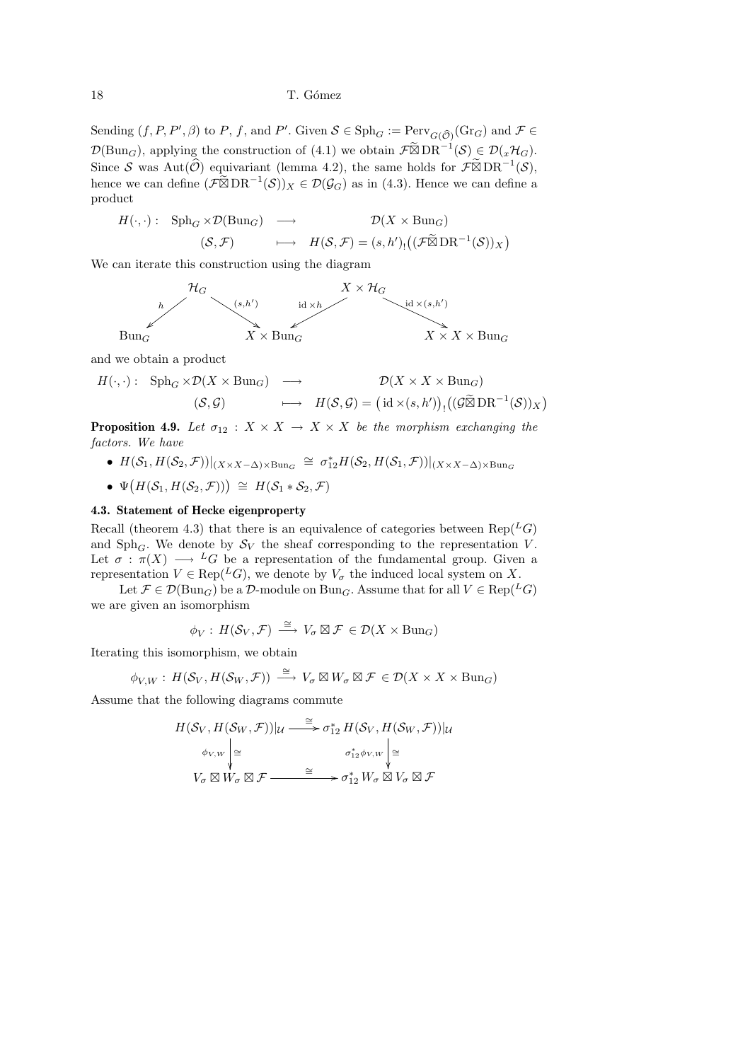Sending $(f, P, P', \beta)$ to $P$, $f$, and $P'$. Given $\mathcal{S} \in \mathrm{Sph}_G := \mathrm{Perv}_{G(\widehat{\mathcal{O}})}(\mathrm{Gr}_G)$ and $\mathcal{F} \in \mathcal{D}(\mathrm{Bun}_G)$, applying the construction of (4.1) we obtain $\mathcal{F}\widetilde{\boxtimes}\,\mathrm{DR}^{-1}(\mathcal{S}) \in \mathcal{D}({}_x\mathcal{H}_G)$. Since $\mathcal{S}$ was $\mathrm{Aut}(\widehat{\mathcal{O}})$ equivariant (lemma 4.2), the same holds for $\mathcal{F}\widetilde{\boxtimes}\,\mathrm{DR}^{-1}(\mathcal{S})$, hence we can define $(\mathcal{F}\widetilde{\boxtimes}\,\mathrm{DR}^{-1}(\mathcal{S}))_X \in \mathcal{D}(\mathcal{G}_G)$ as in (4.3). Hence we can define a product

$$
\begin{array}{rccc}
H(\cdot,\cdot): & \mathrm{Sph}_G \times \mathcal{D}(\mathrm{Bun}_G) & \longrightarrow & \mathcal{D}(X \times \mathrm{Bun}_G) \\
& (\mathcal{S},\mathcal{F}) & \longmapsto & H(\mathcal{S},\mathcal{F}) = (s,h')_!\big((\mathcal{F}\widetilde{\boxtimes}\,\mathrm{DR}^{-1}(\mathcal{S}))_X\big)
\end{array}
$$

We can iterate this construction using the diagram

$$
\mathrm{Bun}_G \xleftarrow{\;h\;} \mathcal{H}_G \xrightarrow{\;(s,h')\;} X \times \mathrm{Bun}_G \xleftarrow{\;\mathrm{id}\times h\;} X \times \mathcal{H}_G \xrightarrow{\;\mathrm{id}\times(s,h')\;} X \times X \times \mathrm{Bun}_G
$$

and we obtain a product

$$
\begin{array}{rccc}
H(\cdot,\cdot): & \mathrm{Sph}_G \times \mathcal{D}(X \times \mathrm{Bun}_G) & \longrightarrow & \mathcal{D}(X \times X \times \mathrm{Bun}_G) \\
& (\mathcal{S},\mathcal{G}) & \longmapsto & H(\mathcal{S},\mathcal{G}) = \big(\mathrm{id}\times(s,h')\big)_!\big((\mathcal{G}\widetilde{\boxtimes}\,\mathrm{DR}^{-1}(\mathcal{S}))_X\big)
\end{array}
$$

**Proposition 4.9.** *Let $\sigma_{12} : X \times X \to X \times X$ be the morphism exchanging the factors. We have*

- $H(\mathcal{S}_1, H(\mathcal{S}_2,\mathcal{F}))|_{(X\times X-\Delta)\times \mathrm{Bun}_G} \cong \sigma_{12}^* H(\mathcal{S}_2, H(\mathcal{S}_1,\mathcal{F}))|_{(X\times X-\Delta)\times \mathrm{Bun}_G}$
- $\Psi\big(H(\mathcal{S}_1, H(\mathcal{S}_2,\mathcal{F}))\big) \cong H(\mathcal{S}_1 * \mathcal{S}_2, \mathcal{F})$

### 4.3. Statement of Hecke eigenproperty

Recall (theorem 4.3) that there is an equivalence of categories between $\mathrm{Rep}({}^LG)$ and $\mathrm{Sph}_G$. We denote by $\mathcal{S}_V$ the sheaf corresponding to the representation $V$. Let $\sigma : \pi(X) \longrightarrow {}^LG$ be a representation of the fundamental group. Given a representation $V \in \mathrm{Rep}({}^LG)$, we denote by $V_\sigma$ the induced local system on $X$.

Let $\mathcal{F} \in \mathcal{D}(\mathrm{Bun}_G)$ be a $\mathcal{D}$-module on $\mathrm{Bun}_G$. Assume that for all $V \in \mathrm{Rep}({}^LG)$ we are given an isomorphism

$$
\phi_V : H(\mathcal{S}_V, \mathcal{F}) \xrightarrow{\;\cong\;} V_\sigma \boxtimes \mathcal{F} \in \mathcal{D}(X \times \mathrm{Bun}_G)
$$

Iterating this isomorphism, we obtain

$$
\phi_{V,W} : H(\mathcal{S}_V, H(\mathcal{S}_W,\mathcal{F})) \xrightarrow{\;\cong\;} V_\sigma \boxtimes W_\sigma \boxtimes \mathcal{F} \in \mathcal{D}(X \times X \times \mathrm{Bun}_G)
$$

Assume that the following diagrams commute

$$
\begin{array}{ccc}
H(\mathcal{S}_V, H(\mathcal{S}_W,\mathcal{F}))|_{\mathcal{U}} & \xrightarrow{\;\cong\;} & \sigma_{12}^*\, H(\mathcal{S}_V, H(\mathcal{S}_W,\mathcal{F}))|_{\mathcal{U}} \\
{\scriptstyle \phi_{V,W}}\big\downarrow{\scriptstyle \cong} & & {\scriptstyle \sigma_{12}^*\phi_{V,W}}\big\downarrow{\scriptstyle \cong} \\
V_\sigma \boxtimes W_\sigma \boxtimes \mathcal{F} & \xrightarrow{\;\cong\;} & \sigma_{12}^*\, W_\sigma \boxtimes V_\sigma \boxtimes \mathcal{F}
\end{array}
$$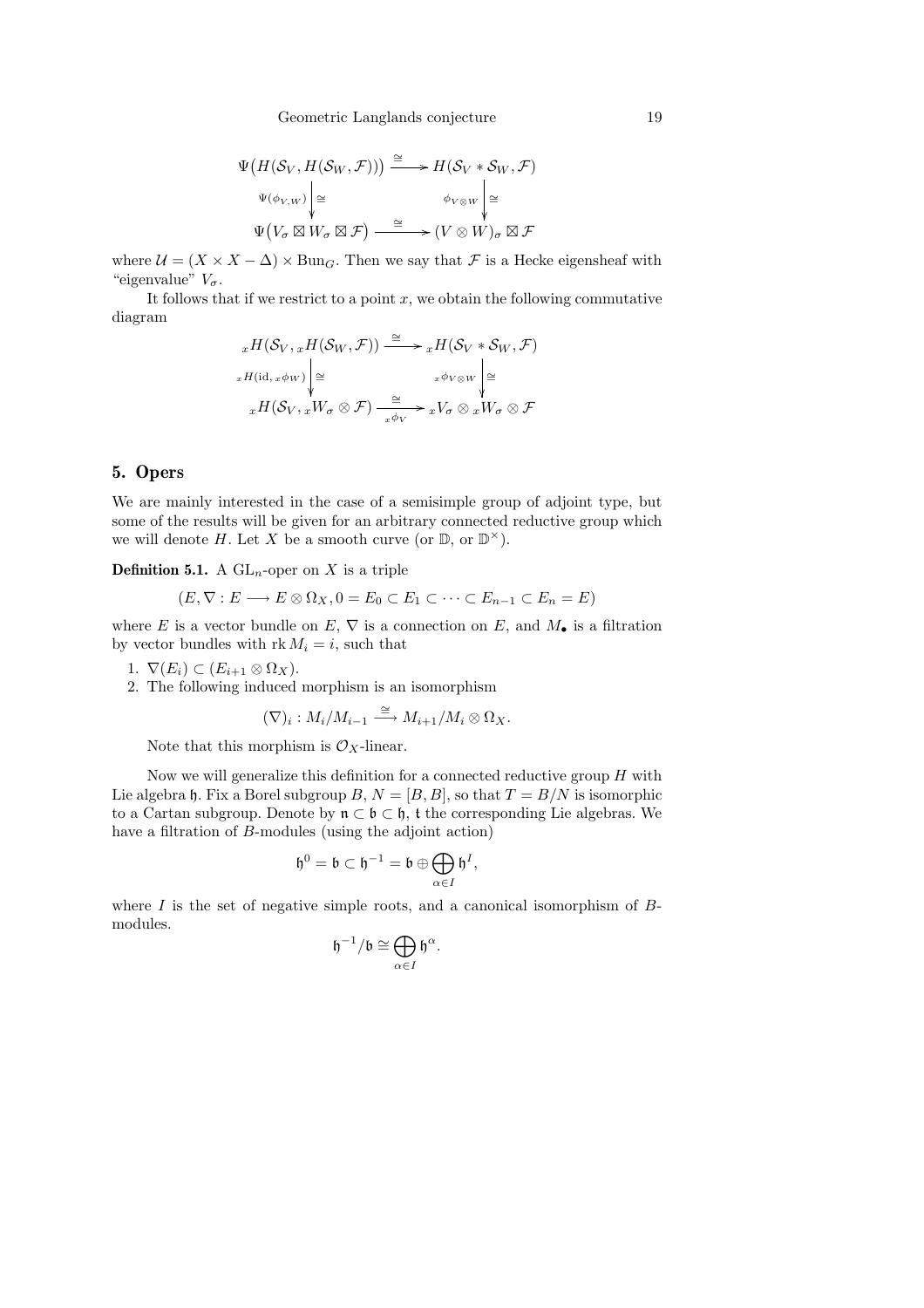$$
\begin{array}{ccc}
\Psi\big(H(\mathcal{S}_V, H(\mathcal{S}_W, \mathcal{F}))\big) & \xrightarrow{\cong} & H(\mathcal{S}_V * \mathcal{S}_W, \mathcal{F}) \\
{\scriptstyle \Psi(\phi_{V,W})}\big\downarrow \cong & & {\scriptstyle \phi_{V\otimes W}}\big\downarrow \cong \\
\Psi\big(V_\sigma \boxtimes W_\sigma \boxtimes \mathcal{F}\big) & \xrightarrow{\cong} & (V \otimes W)_\sigma \boxtimes \mathcal{F}
\end{array}
$$

where $\mathcal{U} = (X \times X - \Delta) \times \mathrm{Bun}_G$. Then we say that $\mathcal{F}$ is a Hecke eigensheaf with "eigenvalue" $V_\sigma$.

It follows that if we restrict to a point $x$, we obtain the following commutative diagram

$$
\begin{array}{ccc}
{}_xH(\mathcal{S}_V, {}_xH(\mathcal{S}_W, \mathcal{F})) & \xrightarrow{\cong} & {}_xH(\mathcal{S}_V * \mathcal{S}_W, \mathcal{F}) \\
{\scriptstyle {}_xH(\mathrm{id},\, {}_x\phi_W)}\big\downarrow \cong & & {\scriptstyle {}_x\phi_{V\otimes W}}\big\downarrow \cong \\
{}_xH(\mathcal{S}_V, {}_xW_\sigma \otimes \mathcal{F}) & \xrightarrow[{}_x\phi_V]{\cong} & {}_xV_\sigma \otimes {}_xW_\sigma \otimes \mathcal{F}
\end{array}
$$

## 5. Opers

We are mainly interested in the case of a semisimple group of adjoint type, but some of the results will be given for an arbitrary connected reductive group which we will denote $H$. Let $X$ be a smooth curve (or $\mathbb{D}$, or $\mathbb{D}^\times$).

**Definition 5.1.** A $\mathrm{GL}_n$-oper on $X$ is a triple

$$(E, \nabla : E \longrightarrow E \otimes \Omega_X, 0 = E_0 \subset E_1 \subset \cdots \subset E_{n-1} \subset E_n = E)$$

where $E$ is a vector bundle on $E$, $\nabla$ is a connection on $E$, and $M_\bullet$ is a filtration by vector bundles with $\mathrm{rk}\, M_i = i$, such that

1. $\nabla(E_i) \subset (E_{i+1} \otimes \Omega_X)$.
2. The following induced morphism is an isomorphism

$$(\nabla)_i : M_i/M_{i-1} \xrightarrow{\cong} M_{i+1}/M_i \otimes \Omega_X.$$

Note that this morphism is $\mathcal{O}_X$-linear.

Now we will generalize this definition for a connected reductive group $H$ with Lie algebra $\mathfrak{h}$. Fix a Borel subgroup $B$, $N = [B, B]$, so that $T = B/N$ is isomorphic to a Cartan subgroup. Denote by $\mathfrak{n} \subset \mathfrak{b} \subset \mathfrak{h}$, $\mathfrak{t}$ the corresponding Lie algebras. We have a filtration of $B$-modules (using the adjoint action)

$$\mathfrak{h}^0 = \mathfrak{b} \subset \mathfrak{h}^{-1} = \mathfrak{b} \oplus \bigoplus_{\alpha \in I} \mathfrak{h}^I,$$

where $I$ is the set of negative simple roots, and a canonical isomorphism of $B$-modules.

$$\mathfrak{h}^{-1}/\mathfrak{b} \cong \bigoplus_{\alpha \in I} \mathfrak{h}^\alpha.$$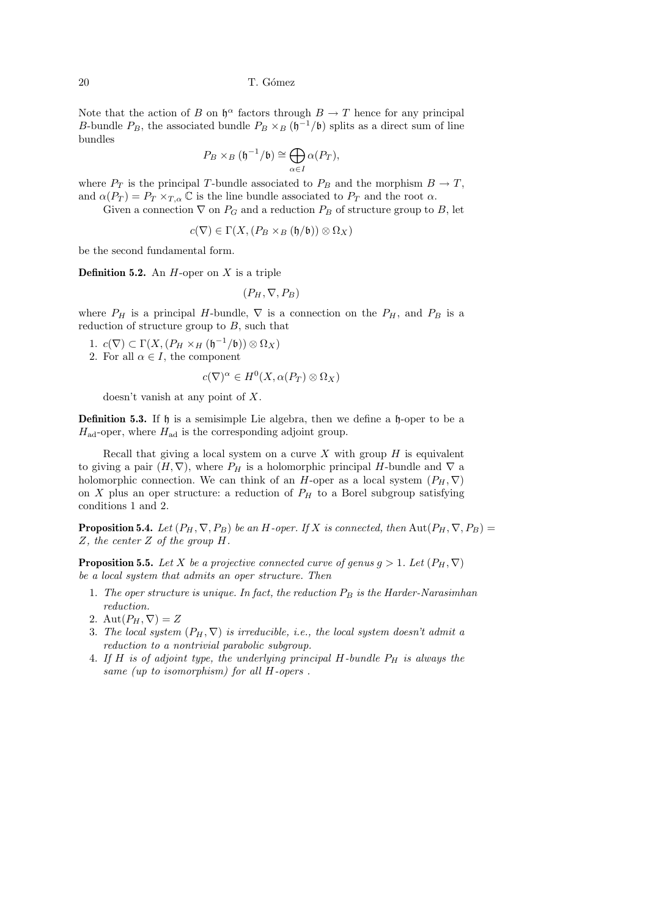Note that the action of $B$ on $\mathfrak{h}^{\alpha}$ factors through $B \to T$ hence for any principal $B$-bundle $P_B$, the associated bundle $P_B \times_B (\mathfrak{h}^{-1}/\mathfrak{b})$ splits as a direct sum of line bundles

$$P_B \times_B (\mathfrak{h}^{-1}/\mathfrak{b}) \cong \bigoplus_{\alpha \in I} \alpha(P_T),$$

where $P_T$ is the principal $T$-bundle associated to $P_B$ and the morphism $B \to T$, and $\alpha(P_T) = P_T \times_{T,\alpha} \mathbb{C}$ is the line bundle associated to $P_T$ and the root $\alpha$.

Given a connection $\nabla$ on $P_G$ and a reduction $P_B$ of structure group to $B$, let

$$c(\nabla) \in \Gamma(X, (P_B \times_B (\mathfrak{h}/\mathfrak{b})) \otimes \Omega_X)$$

be the second fundamental form.

**Definition 5.2.** An $H$-oper on $X$ is a triple

$$(P_H, \nabla, P_B)$$

where $P_H$ is a principal $H$-bundle, $\nabla$ is a connection on the $P_H$, and $P_B$ is a reduction of structure group to $B$, such that

1. $c(\nabla) \subset \Gamma(X, (P_H \times_H (\mathfrak{h}^{-1}/\mathfrak{b})) \otimes \Omega_X)$
2. For all $\alpha \in I$, the component

$$c(\nabla)^{\alpha} \in H^0(X, \alpha(P_T) \otimes \Omega_X)$$

doesn't vanish at any point of $X$.

**Definition 5.3.** If $\mathfrak{h}$ is a semisimple Lie algebra, then we define a $\mathfrak{h}$-oper to be a $H_{\mathrm{ad}}$-oper, where $H_{\mathrm{ad}}$ is the corresponding adjoint group.

Recall that giving a local system on a curve $X$ with group $H$ is equivalent to giving a pair $(H, \nabla)$, where $P_H$ is a holomorphic principal $H$-bundle and $\nabla$ a holomorphic connection. We can think of an $H$-oper as a local system $(P_H, \nabla)$ on $X$ plus an oper structure: a reduction of $P_H$ to a Borel subgroup satisfying conditions 1 and 2.

**Proposition 5.4.** *Let $(P_H, \nabla, P_B)$ be an $H$-oper. If $X$ is connected, then $\mathrm{Aut}(P_H, \nabla, P_B) = Z$, the center $Z$ of the group $H$.*

**Proposition 5.5.** *Let $X$ be a projective connected curve of genus $g > 1$. Let $(P_H, \nabla)$ be a local system that admits an oper structure. Then*

1. *The oper structure is unique. In fact, the reduction $P_B$ is the Harder-Narasimhan reduction.*
2. $\mathrm{Aut}(P_H, \nabla) = Z$
3. *The local system $(P_H, \nabla)$ is irreducible, i.e., the local system doesn't admit a reduction to a nontrivial parabolic subgroup.*
4. *If $H$ is of adjoint type, the underlying principal $H$-bundle $P_H$ is always the same (up to isomorphism) for all $H$-opers .*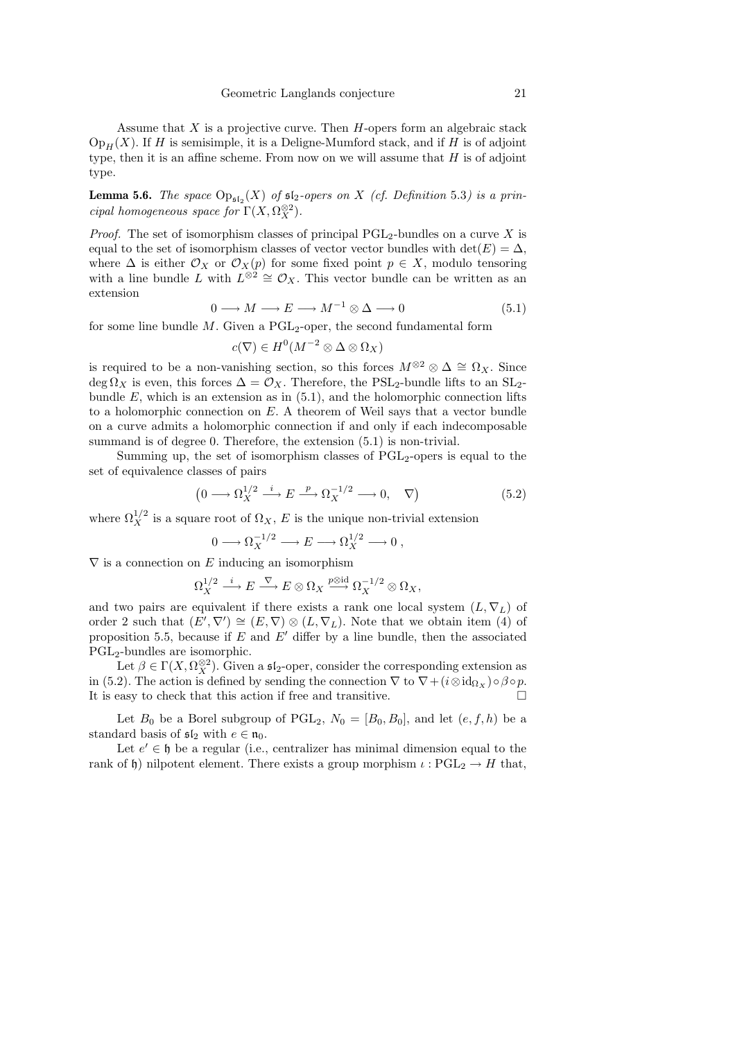Assume that $X$ is a projective curve. Then $H$-opers form an algebraic stack $\mathrm{Op}_H(X)$. If $H$ is semisimple, it is a Deligne-Mumford stack, and if $H$ is of adjoint type, then it is an affine scheme. From now on we will assume that $H$ is of adjoint type.

**Lemma 5.6.** *The space $\mathrm{Op}_{\mathfrak{sl}_2}(X)$ of $\mathfrak{sl}_2$-opers on $X$ (cf. Definition 5.3) is a principal homogeneous space for $\Gamma(X, \Omega_X^{\otimes 2})$.*

*Proof.* The set of isomorphism classes of principal $\mathrm{PGL}_2$-bundles on a curve $X$ is equal to the set of isomorphism classes of vector vector bundles with $\det(E) = \Delta$, where $\Delta$ is either $\mathcal{O}_X$ or $\mathcal{O}_X(p)$ for some fixed point $p \in X$, modulo tensoring with a line bundle $L$ with $L^{\otimes 2} \cong \mathcal{O}_X$. This vector bundle can be written as an extension

$$0 \longrightarrow M \longrightarrow E \longrightarrow M^{-1} \otimes \Delta \longrightarrow 0 \tag{5.1}$$

for some line bundle $M$. Given a $\mathrm{PGL}_2$-oper, the second fundamental form

$$c(\nabla) \in H^0(M^{-2} \otimes \Delta \otimes \Omega_X)$$

is required to be a non-vanishing section, so this forces $M^{\otimes 2} \otimes \Delta \cong \Omega_X$. Since $\deg \Omega_X$ is even, this forces $\Delta = \mathcal{O}_X$. Therefore, the $\mathrm{PSL}_2$-bundle lifts to an $\mathrm{SL}_2$-bundle $E$, which is an extension as in (5.1), and the holomorphic connection lifts to a holomorphic connection on $E$. A theorem of Weil says that a vector bundle on a curve admits a holomorphic connection if and only if each indecomposable summand is of degree 0. Therefore, the extension (5.1) is non-trivial.

Summing up, the set of isomorphism classes of $\mathrm{PGL}_2$-opers is equal to the set of equivalence classes of pairs

$$\big(0 \longrightarrow \Omega_X^{1/2} \stackrel{i}{\longrightarrow} E \stackrel{p}{\longrightarrow} \Omega_X^{-1/2} \longrightarrow 0, \quad \nabla\big) \tag{5.2}$$

where $\Omega_X^{1/2}$ is a square root of $\Omega_X$, $E$ is the unique non-trivial extension

$$0 \longrightarrow \Omega_X^{-1/2} \longrightarrow E \longrightarrow \Omega_X^{1/2} \longrightarrow 0\,,$$

$\nabla$ is a connection on $E$ inducing an isomorphism

$$\Omega_X^{1/2} \stackrel{i}{\longrightarrow} E \stackrel{\nabla}{\longrightarrow} E \otimes \Omega_X \stackrel{p \otimes \mathrm{id}}{\longrightarrow} \Omega_X^{-1/2} \otimes \Omega_X,$$

and two pairs are equivalent if there exists a rank one local system $(L, \nabla_L)$ of order 2 such that $(E', \nabla') \cong (E, \nabla) \otimes (L, \nabla_L)$. Note that we obtain item (4) of proposition 5.5, because if $E$ and $E'$ differ by a line bundle, then the associated $\mathrm{PGL}_2$-bundles are isomorphic.

Let $\beta \in \Gamma(X, \Omega_X^{\otimes 2})$. Given a $\mathfrak{sl}_2$-oper, consider the corresponding extension as in (5.2). The action is defined by sending the connection $\nabla$ to $\nabla + (i \otimes \mathrm{id}_{\Omega_X}) \circ \beta \circ p$. It is easy to check that this action if free and transitive. $\square$

Let $B_0$ be a Borel subgroup of $\mathrm{PGL}_2$, $N_0 = [B_0, B_0]$, and let $(e, f, h)$ be a standard basis of $\mathfrak{sl}_2$ with $e \in \mathfrak{n}_0$.

Let $e' \in \mathfrak{h}$ be a regular (i.e., centralizer has minimal dimension equal to the rank of $\mathfrak{h}$) nilpotent element. There exists a group morphism $\iota : \mathrm{PGL}_2 \to H$ that,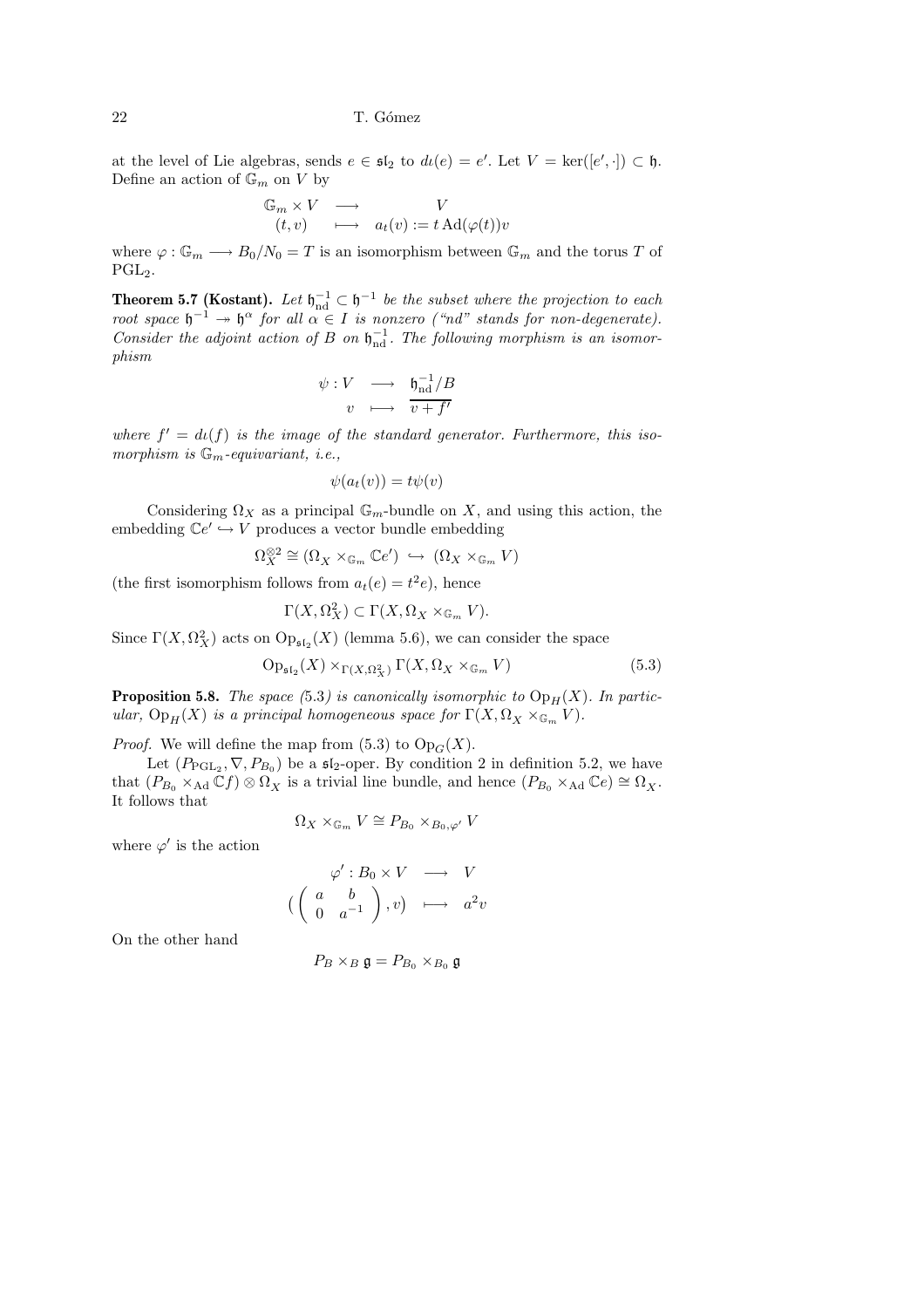at the level of Lie algebras, sends $e \in \mathfrak{sl}_2$ to $d\iota(e) = e'$. Let $V = \ker([e', \cdot]) \subset \mathfrak{h}$. Define an action of $\mathbb{G}_m$ on $V$ by

$$
\begin{array}{rcl}
\mathbb{G}_m \times V & \longrightarrow & V \\
(t, v) & \longmapsto & a_t(v) := t \operatorname{Ad}(\varphi(t))v
\end{array}
$$

where $\varphi : \mathbb{G}_m \longrightarrow B_0/N_0 = T$ is an isomorphism between $\mathbb{G}_m$ and the torus $T$ of $\mathrm{PGL}_2$.

**Theorem 5.7 (Kostant).** *Let $\mathfrak{h}^{-1}_{\mathrm{nd}} \subset \mathfrak{h}^{-1}$ be the subset where the projection to each root space $\mathfrak{h}^{-1} \twoheadrightarrow \mathfrak{h}^{\alpha}$ for all $\alpha \in I$ is nonzero ("nd" stands for non-degenerate). Consider the adjoint action of $B$ on $\mathfrak{h}^{-1}_{\mathrm{nd}}$. The following morphism is an isomorphism*

$$
\begin{array}{rcl}
\psi : V & \longrightarrow & \mathfrak{h}^{-1}_{\mathrm{nd}}/B \\
v & \longmapsto & \overline{v + f'}
\end{array}
$$

*where $f' = d\iota(f)$ is the image of the standard generator. Furthermore, this isomorphism is $\mathbb{G}_m$-equivariant, i.e.,*

$$
\psi(a_t(v)) = t\psi(v)
$$

Considering $\Omega_X$ as a principal $\mathbb{G}_m$-bundle on $X$, and using this action, the embedding $\mathbb{C}e' \hookrightarrow V$ produces a vector bundle embedding

$$
\Omega_X^{\otimes 2} \cong (\Omega_X \times_{\mathbb{G}_m} \mathbb{C}e') \hookrightarrow (\Omega_X \times_{\mathbb{G}_m} V)
$$

(the first isomorphism follows from $a_t(e) = t^2 e$), hence

$$
\Gamma(X, \Omega_X^2) \subset \Gamma(X, \Omega_X \times_{\mathbb{G}_m} V).
$$

Since $\Gamma(X, \Omega_X^2)$ acts on $\mathrm{Op}_{\mathfrak{sl}_2}(X)$ (lemma 5.6), we can consider the space

$$
\mathrm{Op}_{\mathfrak{sl}_2}(X) \times_{\Gamma(X, \Omega_X^2)} \Gamma(X, \Omega_X \times_{\mathbb{G}_m} V) \tag{5.3}
$$

**Proposition 5.8.** *The space (5.3) is canonically isomorphic to $\mathrm{Op}_H(X)$. In particular, $\mathrm{Op}_H(X)$ is a principal homogeneous space for $\Gamma(X, \Omega_X \times_{\mathbb{G}_m} V)$.*

*Proof.* We will define the map from (5.3) to $\mathrm{Op}_G(X)$.

Let $(P_{\mathrm{PGL}_2}, \nabla, P_{B_0})$ be a $\mathfrak{sl}_2$-oper. By condition 2 in definition 5.2, we have that $(P_{B_0} \times_{\mathrm{Ad}} \mathbb{C}f) \otimes \Omega_X$ is a trivial line bundle, and hence $(P_{B_0} \times_{\mathrm{Ad}} \mathbb{C}e) \cong \Omega_X$. It follows that

$$
\Omega_X \times_{\mathbb{G}_m} V \cong P_{B_0} \times_{B_0, \varphi'} V
$$

where $\varphi'$ is the action

$$
\begin{array}{rcl}
\varphi' : B_0 \times V & \longrightarrow & V \\
\left( \begin{pmatrix} a & b \\ 0 & a^{-1} \end{pmatrix}, v \right) & \longmapsto & a^2 v
\end{array}
$$

On the other hand

$$
P_B \times_B \mathfrak{g} = P_{B_0} \times_{B_0} \mathfrak{g}
$$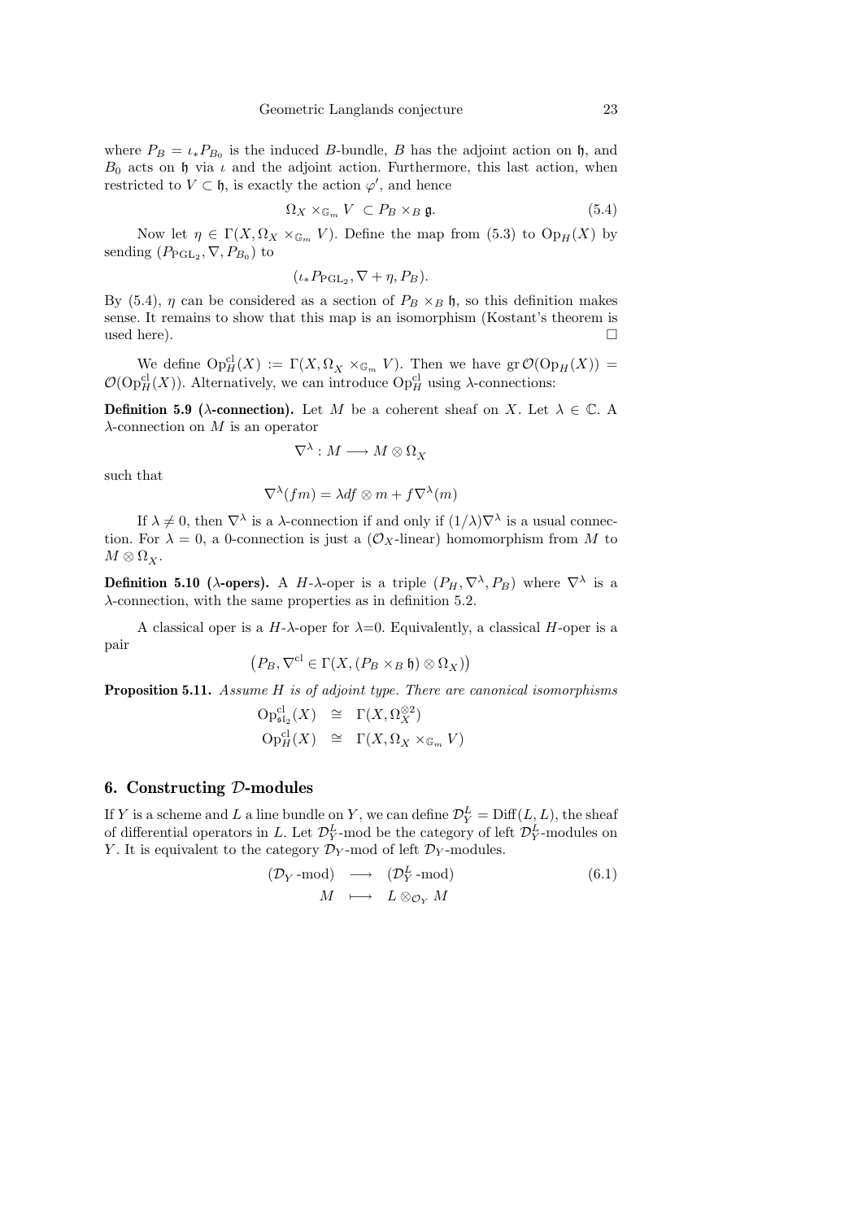where $P_B = \iota_* P_{B_0}$ is the induced $B$-bundle, $B$ has the adjoint action on $\mathfrak{h}$, and $B_0$ acts on $\mathfrak{h}$ via $\iota$ and the adjoint action. Furthermore, this last action, when restricted to $V \subset \mathfrak{h}$, is exactly the action $\varphi'$, and hence

$$\Omega_X \times_{\mathbb{G}_m} V \ \subset P_B \times_B \mathfrak{g}. \tag{5.4}$$

Now let $\eta \in \Gamma(X, \Omega_X \times_{\mathbb{G}_m} V)$. Define the map from (5.3) to $\mathrm{Op}_H(X)$ by sending $(P_{\mathrm{PGL}_2}, \nabla, P_{B_0})$ to

$$(\iota_* P_{\mathrm{PGL}_2}, \nabla + \eta, P_B).$$

By (5.4), $\eta$ can be considered as a section of $P_B \times_B \mathfrak{h}$, so this definition makes sense. It remains to show that this map is an isomorphism (Kostant's theorem is used here). □

We define $\mathrm{Op}_H^{\mathrm{cl}}(X) := \Gamma(X, \Omega_X \times_{\mathbb{G}_m} V)$. Then we have $\mathrm{gr}\, \mathcal{O}(\mathrm{Op}_H(X)) = \mathcal{O}(\mathrm{Op}_H^{\mathrm{cl}}(X))$. Alternatively, we can introduce $\mathrm{Op}_H^{\mathrm{cl}}$ using $\lambda$-connections:

**Definition 5.9 ($\lambda$-connection).** Let $M$ be a coherent sheaf on $X$. Let $\lambda \in \mathbb{C}$. A $\lambda$-connection on $M$ is an operator

$$\nabla^\lambda : M \longrightarrow M \otimes \Omega_X$$

such that

$$\nabla^\lambda(fm) = \lambda df \otimes m + f \nabla^\lambda(m)$$

If $\lambda \neq 0$, then $\nabla^\lambda$ is a $\lambda$-connection if and only if $(1/\lambda)\nabla^\lambda$ is a usual connection. For $\lambda = 0$, a 0-connection is just a ($\mathcal{O}_X$-linear) homomorphism from $M$ to $M \otimes \Omega_X$.

**Definition 5.10 ($\lambda$-opers).** A $H$-$\lambda$-oper is a triple $(P_H, \nabla^\lambda, P_B)$ where $\nabla^\lambda$ is a $\lambda$-connection, with the same properties as in definition 5.2.

A classical oper is a $H$-$\lambda$-oper for $\lambda$=0. Equivalently, a classical $H$-oper is a pair

$$\left(P_B, \nabla^{\mathrm{cl}} \in \Gamma(X, (P_B \times_B \mathfrak{h}) \otimes \Omega_X)\right)$$

**Proposition 5.11.** *Assume $H$ is of adjoint type. There are canonical isomorphisms*

$$\begin{aligned} \mathrm{Op}_{\mathfrak{sl}_2}^{\mathrm{cl}}(X) &\cong \Gamma(X, \Omega_X^{\otimes 2}) \\ \mathrm{Op}_H^{\mathrm{cl}}(X) &\cong \Gamma(X, \Omega_X \times_{\mathbb{G}_m} V) \end{aligned}$$

## 6. Constructing $\mathcal{D}$-modules

If $Y$ is a scheme and $L$ a line bundle on $Y$, we can define $\mathcal{D}_Y^L = \mathrm{Diff}(L, L)$, the sheaf of differential operators in $L$. Let $\mathcal{D}_Y^L$-mod be the category of left $\mathcal{D}_Y^L$-modules on $Y$. It is equivalent to the category $\mathcal{D}_Y$-mod of left $\mathcal{D}_Y$-modules.

$$\begin{aligned} (\mathcal{D}_Y\text{-mod}) &\longrightarrow (\mathcal{D}_Y^L\text{-mod}) \\ M &\longmapsto L \otimes_{\mathcal{O}_Y} M \end{aligned} \tag{6.1}$$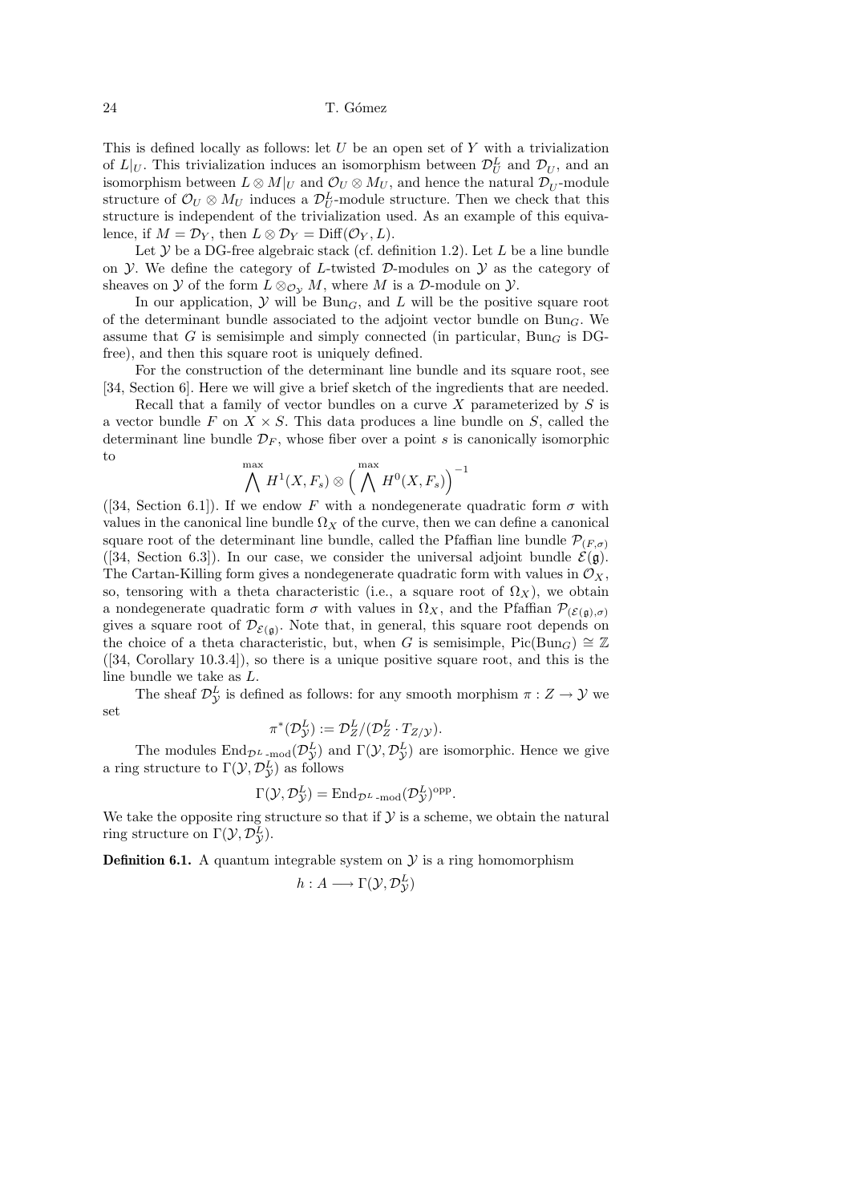This is defined locally as follows: let $U$ be an open set of $Y$ with a trivialization of $L|_U$. This trivialization induces an isomorphism between $\mathcal{D}_U^L$ and $\mathcal{D}_U$, and an isomorphism between $L \otimes M|_U$ and $\mathcal{O}_U \otimes M_U$, and hence the natural $\mathcal{D}_U$-module structure of $\mathcal{O}_U \otimes M_U$ induces a $\mathcal{D}_U^L$-module structure. Then we check that this structure is independent of the trivialization used. As an example of this equivalence, if $M = \mathcal{D}_Y$, then $L \otimes \mathcal{D}_Y = \mathrm{Diff}(\mathcal{O}_Y, L)$.

Let $\mathcal{Y}$ be a DG-free algebraic stack (cf. definition 1.2). Let $L$ be a line bundle on $\mathcal{Y}$. We define the category of $L$-twisted $\mathcal{D}$-modules on $\mathcal{Y}$ as the category of sheaves on $\mathcal{Y}$ of the form $L \otimes_{\mathcal{O}_\mathcal{Y}} M$, where $M$ is a $\mathcal{D}$-module on $\mathcal{Y}$.

In our application, $\mathcal{Y}$ will be $\mathrm{Bun}_G$, and $L$ will be the positive square root of the determinant bundle associated to the adjoint vector bundle on $\mathrm{Bun}_G$. We assume that $G$ is semisimple and simply connected (in particular, $\mathrm{Bun}_G$ is DG-free), and then this square root is uniquely defined.

For the construction of the determinant line bundle and its square root, see [34, Section 6]. Here we will give a brief sketch of the ingredients that are needed.

Recall that a family of vector bundles on a curve $X$ parameterized by $S$ is a vector bundle $F$ on $X \times S$. This data produces a line bundle on $S$, called the determinant line bundle $\mathcal{D}_F$, whose fiber over a point $s$ is canonically isomorphic to

$$\bigwedge^{\max} H^1(X, F_s) \otimes \Big(\bigwedge^{\max} H^0(X, F_s)\Big)^{-1}$$

([34, Section 6.1]). If we endow $F$ with a nondegenerate quadratic form $\sigma$ with values in the canonical line bundle $\Omega_X$ of the curve, then we can define a canonical square root of the determinant line bundle, called the Pfaffian line bundle $\mathcal{P}_{(F,\sigma)}$ ([34, Section 6.3]). In our case, we consider the universal adjoint bundle $\mathcal{E}(\mathfrak{g})$. The Cartan-Killing form gives a nondegenerate quadratic form with values in $\mathcal{O}_X$, so, tensoring with a theta characteristic (i.e., a square root of $\Omega_X$), we obtain a nondegenerate quadratic form $\sigma$ with values in $\Omega_X$, and the Pfaffian $\mathcal{P}_{(\mathcal{E}(\mathfrak{g}),\sigma)}$ gives a square root of $\mathcal{D}_{\mathcal{E}(\mathfrak{g})}$. Note that, in general, this square root depends on the choice of a theta characteristic, but, when $G$ is semisimple, $\mathrm{Pic}(\mathrm{Bun}_G) \cong \mathbb{Z}$ ([34, Corollary 10.3.4]), so there is a unique positive square root, and this is the line bundle we take as $L$.

The sheaf $\mathcal{D}_\mathcal{Y}^L$ is defined as follows: for any smooth morphism $\pi : Z \to \mathcal{Y}$ we set

$$\pi^*(\mathcal{D}_\mathcal{Y}^L) := \mathcal{D}_Z^L / (\mathcal{D}_Z^L \cdot T_{Z/\mathcal{Y}}).$$

The modules $\mathrm{End}_{\mathcal{D}^L\text{-mod}}(\mathcal{D}_\mathcal{Y}^L)$ and $\Gamma(\mathcal{Y}, \mathcal{D}_\mathcal{Y}^L)$ are isomorphic. Hence we give a ring structure to $\Gamma(\mathcal{Y}, \mathcal{D}_\mathcal{Y}^L)$ as follows

$$\Gamma(\mathcal{Y}, \mathcal{D}_\mathcal{Y}^L) = \mathrm{End}_{\mathcal{D}^L\text{-mod}}(\mathcal{D}_\mathcal{Y}^L)^{\mathrm{opp}}.$$

We take the opposite ring structure so that if $\mathcal{Y}$ is a scheme, we obtain the natural ring structure on $\Gamma(\mathcal{Y}, \mathcal{D}_\mathcal{Y}^L)$.

**Definition 6.1.** A quantum integrable system on $\mathcal{Y}$ is a ring homomorphism

$$h : A \longrightarrow \Gamma(\mathcal{Y}, \mathcal{D}_\mathcal{Y}^L)$$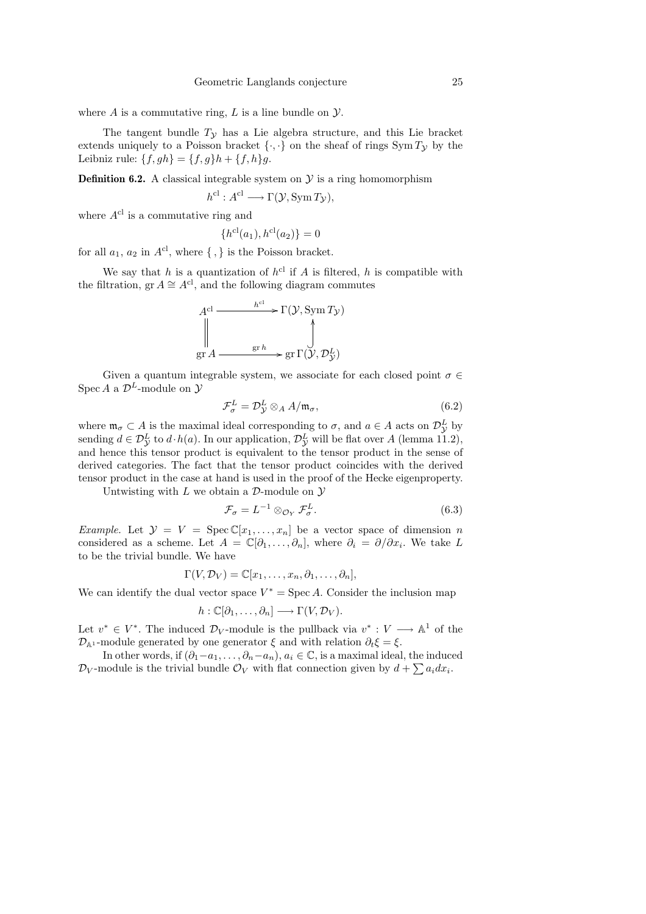where $A$ is a commutative ring, $L$ is a line bundle on $\mathcal{Y}$.

The tangent bundle $T_{\mathcal{Y}}$ has a Lie algebra structure, and this Lie bracket extends uniquely to a Poisson bracket $\{\cdot,\cdot\}$ on the sheaf of rings $\operatorname{Sym} T_{\mathcal{Y}}$ by the Leibniz rule: $\{f, gh\} = \{f, g\}h + \{f, h\}g$.

**Definition 6.2.** A classical integrable system on $\mathcal{Y}$ is a ring homomorphism

$$h^{\mathrm{cl}} : A^{\mathrm{cl}} \longrightarrow \Gamma(\mathcal{Y}, \operatorname{Sym} T_{\mathcal{Y}}),$$

where $A^{\mathrm{cl}}$ is a commutative ring and

$$\{h^{\mathrm{cl}}(a_1), h^{\mathrm{cl}}(a_2)\} = 0$$

for all $a_1$, $a_2$ in $A^{\mathrm{cl}}$, where $\{\,,\}$ is the Poisson bracket.

We say that $h$ is a quantization of $h^{\mathrm{cl}}$ if $A$ is filtered, $h$ is compatible with the filtration, $\operatorname{gr} A \cong A^{\mathrm{cl}}$, and the following diagram commutes

$$\begin{array}{ccc} A^{\mathrm{cl}} & \xrightarrow{\ h^{\mathrm{cl}}\ } & \Gamma(\mathcal{Y}, \operatorname{Sym} T_{\mathcal{Y}}) \\ \Big\| & & \Big\uparrow \\ \operatorname{gr} A & \xrightarrow{\ \operatorname{gr} h\ } & \operatorname{gr} \Gamma(\mathcal{Y}, \mathcal{D}^L_{\mathcal{Y}}) \end{array}$$

Given a quantum integrable system, we associate for each closed point $\sigma \in \operatorname{Spec} A$ a $\mathcal{D}^L$-module on $\mathcal{Y}$

$$\mathcal{F}^L_\sigma = \mathcal{D}^L_{\mathcal{Y}} \otimes_A A/\mathfrak{m}_\sigma, \tag{6.2}$$

where $\mathfrak{m}_\sigma \subset A$ is the maximal ideal corresponding to $\sigma$, and $a \in A$ acts on $\mathcal{D}^L_{\mathcal{Y}}$ by sending $d \in \mathcal{D}^L_{\mathcal{Y}}$ to $d \cdot h(a)$. In our application, $\mathcal{D}^L_{\mathcal{Y}}$ will be flat over $A$ (lemma 11.2), and hence this tensor product is equivalent to the tensor product in the sense of derived categories. The fact that the tensor product coincides with the derived tensor product in the case at hand is used in the proof of the Hecke eigenproperty.

Untwisting with $L$ we obtain a $\mathcal{D}$-module on $\mathcal{Y}$

$$\mathcal{F}_\sigma = L^{-1} \otimes_{\mathcal{O}_Y} \mathcal{F}^L_\sigma. \tag{6.3}$$

*Example.* Let $\mathcal{Y} = V = \operatorname{Spec} \mathbb{C}[x_1, \ldots, x_n]$ be a vector space of dimension $n$ considered as a scheme. Let $A = \mathbb{C}[\partial_1, \ldots, \partial_n]$, where $\partial_i = \partial/\partial x_i$. We take $L$ to be the trivial bundle. We have

$$\Gamma(V, \mathcal{D}_V) = \mathbb{C}[x_1, \ldots, x_n, \partial_1, \ldots, \partial_n],$$

We can identify the dual vector space $V^* = \operatorname{Spec} A$. Consider the inclusion map

$$h : \mathbb{C}[\partial_1, \ldots, \partial_n] \longrightarrow \Gamma(V, \mathcal{D}_V).$$

Let $v^* \in V^*$. The induced $\mathcal{D}_V$-module is the pullback via $v^* : V \longrightarrow \mathbb{A}^1$ of the $\mathcal{D}_{\mathbb{A}^1}$-module generated by one generator $\xi$ and with relation $\partial_t \xi = \xi$.

In other words, if $(\partial_1 - a_1, \ldots, \partial_n - a_n)$, $a_i \in \mathbb{C}$, is a maximal ideal, the induced $\mathcal{D}_V$-module is the trivial bundle $\mathcal{O}_V$ with flat connection given by $d + \sum a_i dx_i$.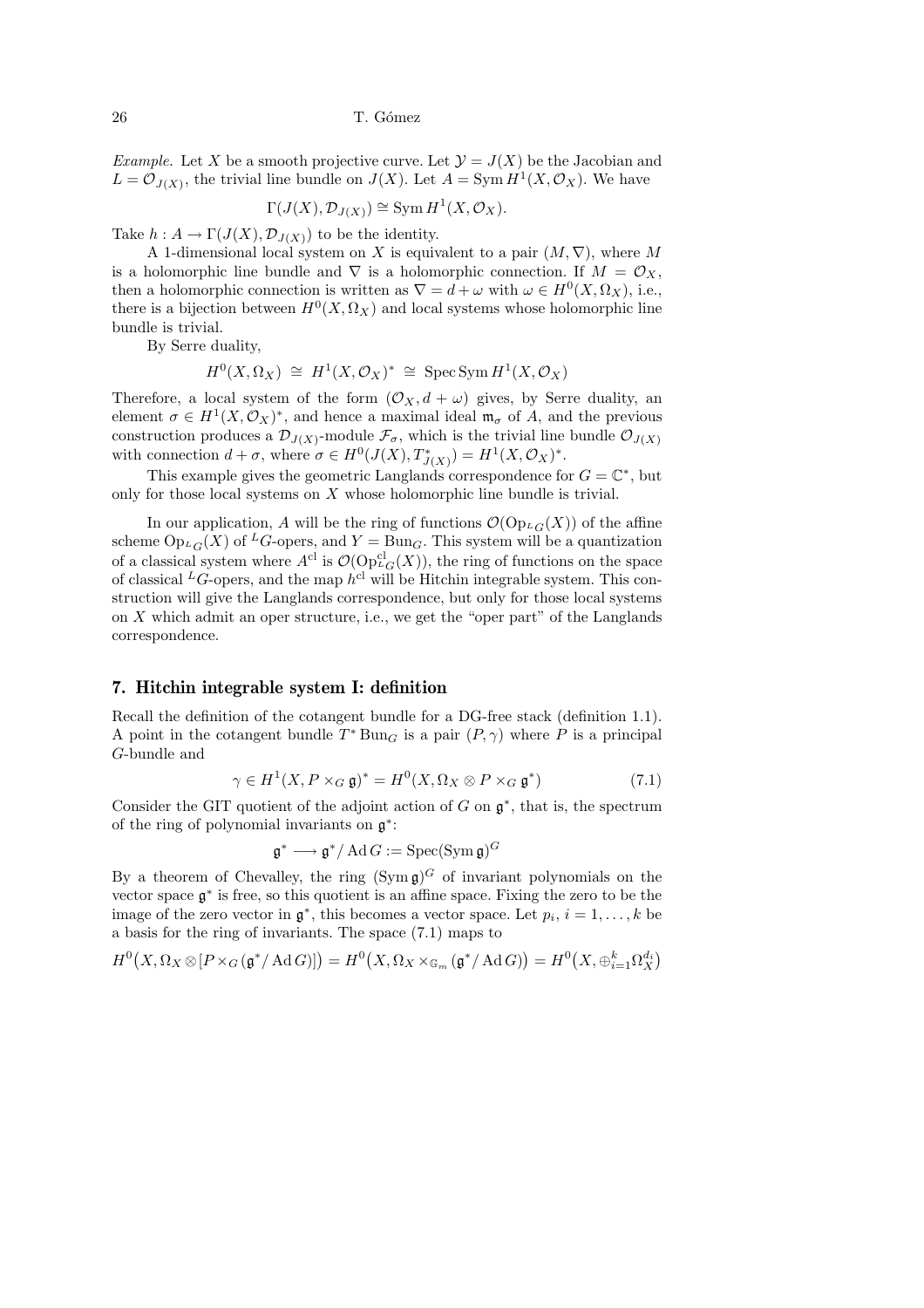*Example.* Let $X$ be a smooth projective curve. Let $\mathcal{Y} = J(X)$ be the Jacobian and $L = \mathcal{O}_{J(X)}$, the trivial line bundle on $J(X)$. Let $A = \operatorname{Sym} H^1(X, \mathcal{O}_X)$. We have

$$\Gamma(J(X), \mathcal{D}_{J(X)}) \cong \operatorname{Sym} H^1(X, \mathcal{O}_X).$$

Take $h : A \to \Gamma(J(X), \mathcal{D}_{J(X)})$ to be the identity.

A 1-dimensional local system on $X$ is equivalent to a pair $(M, \nabla)$, where $M$ is a holomorphic line bundle and $\nabla$ is a holomorphic connection. If $M = \mathcal{O}_X$, then a holomorphic connection is written as $\nabla = d + \omega$ with $\omega \in H^0(X, \Omega_X)$, i.e., there is a bijection between $H^0(X, \Omega_X)$ and local systems whose holomorphic line bundle is trivial.

By Serre duality,

$$H^0(X, \Omega_X) \;\cong\; H^1(X, \mathcal{O}_X)^* \;\cong\; \operatorname{Spec} \operatorname{Sym} H^1(X, \mathcal{O}_X)$$

Therefore, a local system of the form $(\mathcal{O}_X, d + \omega)$ gives, by Serre duality, an element $\sigma \in H^1(X, \mathcal{O}_X)^*$, and hence a maximal ideal $\mathfrak{m}_\sigma$ of $A$, and the previous construction produces a $\mathcal{D}_{J(X)}$-module $\mathcal{F}_\sigma$, which is the trivial line bundle $\mathcal{O}_{J(X)}$ with connection $d + \sigma$, where $\sigma \in H^0(J(X), T^*_{J(X)}) = H^1(X, \mathcal{O}_X)^*$.

This example gives the geometric Langlands correspondence for $G = \mathbb{C}^*$, but only for those local systems on $X$ whose holomorphic line bundle is trivial.

In our application, $A$ will be the ring of functions $\mathcal{O}(\operatorname{Op}_{{}^L G}(X))$ of the affine scheme $\operatorname{Op}_{{}^L G}(X)$ of ${}^L G$-opers, and $Y = \operatorname{Bun}_G$. This system will be a quantization of a classical system where $A^{\mathrm{cl}}$ is $\mathcal{O}(\operatorname{Op}^{\mathrm{cl}}_{{}^L G}(X))$, the ring of functions on the space of classical ${}^L G$-opers, and the map $h^{\mathrm{cl}}$ will be Hitchin integrable system. This construction will give the Langlands correspondence, but only for those local systems on $X$ which admit an oper structure, i.e., we get the "oper part" of the Langlands correspondence.

## 7. Hitchin integrable system I: definition

Recall the definition of the cotangent bundle for a DG-free stack (definition 1.1). A point in the cotangent bundle $T^* \operatorname{Bun}_G$ is a pair $(P, \gamma)$ where $P$ is a principal $G$-bundle and

$$\gamma \in H^1(X, P \times_G \mathfrak{g})^* = H^0(X, \Omega_X \otimes P \times_G \mathfrak{g}^*) \tag{7.1}$$

Consider the GIT quotient of the adjoint action of $G$ on $\mathfrak{g}^*$, that is, the spectrum of the ring of polynomial invariants on $\mathfrak{g}^*$:

$$\mathfrak{g}^* \longrightarrow \mathfrak{g}^* / \operatorname{Ad} G := \operatorname{Spec}(\operatorname{Sym} \mathfrak{g})^G$$

By a theorem of Chevalley, the ring $(\operatorname{Sym} \mathfrak{g})^G$ of invariant polynomials on the vector space $\mathfrak{g}^*$ is free, so this quotient is an affine space. Fixing the zero to be the image of the zero vector in $\mathfrak{g}^*$, this becomes a vector space. Let $p_i$, $i = 1, \ldots, k$ be a basis for the ring of invariants. The space (7.1) maps to

$$H^0\big(X, \Omega_X \otimes [P \times_G (\mathfrak{g}^* / \operatorname{Ad} G)]\big) = H^0\big(X, \Omega_X \times_{\mathbb{G}_m} (\mathfrak{g}^* / \operatorname{Ad} G)\big) = H^0\big(X, \oplus_{i=1}^k \Omega_X^{d_i}\big)$$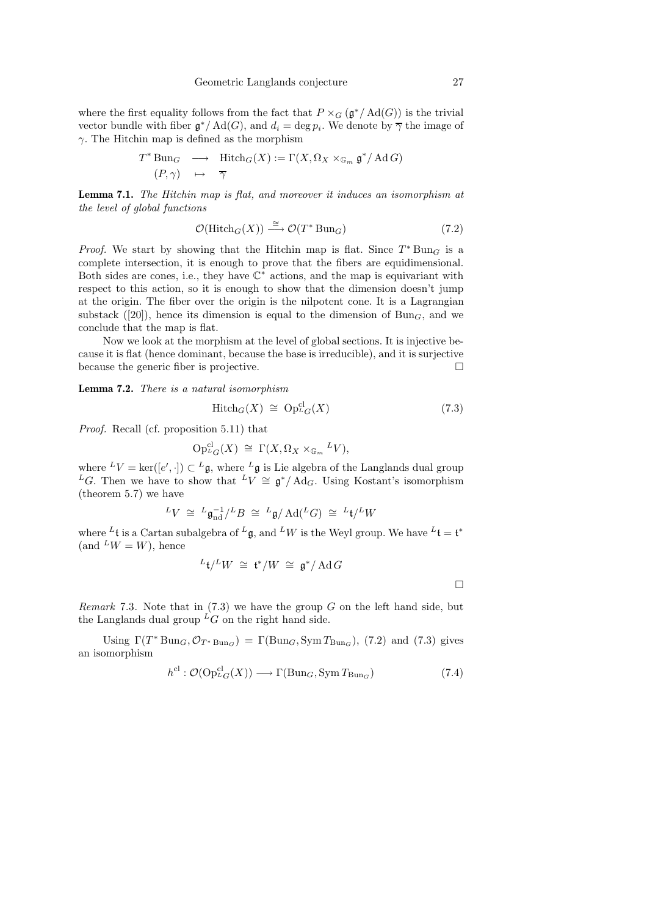where the first equality follows from the fact that $P \times_G (\mathfrak{g}^*/\operatorname{Ad}(G))$ is the trivial vector bundle with fiber $\mathfrak{g}^*/\operatorname{Ad}(G)$, and $d_i = \deg p_i$. We denote by $\overline{\gamma}$ the image of $\gamma$. The Hitchin map is defined as the morphism

$$
\begin{array}{ccc}
T^* \operatorname{Bun}_G & \longrightarrow & \operatorname{Hitch}_G(X) := \Gamma(X, \Omega_X \times_{\mathbb{G}_m} \mathfrak{g}^*/\operatorname{Ad} G) \\
(P, \gamma) & \mapsto & \overline{\gamma}
\end{array}
$$

**Lemma 7.1.** *The Hitchin map is flat, and moreover it induces an isomorphism at the level of global functions*

$$
\mathcal{O}(\operatorname{Hitch}_G(X)) \xrightarrow{\cong} \mathcal{O}(T^* \operatorname{Bun}_G) \tag{7.2}
$$

*Proof.* We start by showing that the Hitchin map is flat. Since $T^* \operatorname{Bun}_G$ is a complete intersection, it is enough to prove that the fibers are equidimensional. Both sides are cones, i.e., they have $\mathbb{C}^*$ actions, and the map is equivariant with respect to this action, so it is enough to show that the dimension doesn't jump at the origin. The fiber over the origin is the nilpotent cone. It is a Lagrangian substack ([20]), hence its dimension is equal to the dimension of $\operatorname{Bun}_G$, and we conclude that the map is flat.

Now we look at the morphism at the level of global sections. It is injective because it is flat (hence dominant, because the base is irreducible), and it is surjective because the generic fiber is projective. □

**Lemma 7.2.** *There is a natural isomorphism*

$$
\operatorname{Hitch}_G(X) \cong \operatorname{Op}^{\mathrm{cl}}_{{}^L G}(X) \tag{7.3}
$$

*Proof.* Recall (cf. proposition 5.11) that

$$
\operatorname{Op}^{\mathrm{cl}}_{{}^L G}(X) \cong \Gamma(X, \Omega_X \times_{\mathbb{G}_m} {}^L V),
$$

where ${}^L V = \ker([e', \cdot]) \subset {}^L\mathfrak{g}$, where ${}^L\mathfrak{g}$ is Lie algebra of the Langlands dual group ${}^L G$. Then we have to show that ${}^L V \cong \mathfrak{g}^*/\operatorname{Ad}_G$. Using Kostant's isomorphism (theorem 5.7) we have

$$
{}^L V \cong {}^L\mathfrak{g}^{-1}_{\mathrm{nd}}/{}^L B \cong {}^L\mathfrak{g}/\operatorname{Ad}({}^L G) \cong {}^L\mathfrak{t}/{}^L W
$$

where ${}^L\mathfrak{t}$ is a Cartan subalgebra of ${}^L\mathfrak{g}$, and ${}^L W$ is the Weyl group. We have ${}^L\mathfrak{t} = \mathfrak{t}^*$ (and ${}^L W = W$), hence

$$
{}^L\mathfrak{t}/{}^L W \cong \mathfrak{t}^*/W \cong \mathfrak{g}^*/\operatorname{Ad} G
$$

□

*Remark* 7.3. Note that in (7.3) we have the group $G$ on the left hand side, but the Langlands dual group ${}^L G$ on the right hand side.

Using $\Gamma(T^* \operatorname{Bun}_G, \mathcal{O}_{T^* \operatorname{Bun}_G}) = \Gamma(\operatorname{Bun}_G, \operatorname{Sym} T_{\operatorname{Bun}_G})$, (7.2) and (7.3) gives an isomorphism

$$
h^{\mathrm{cl}} : \mathcal{O}(\operatorname{Op}^{\mathrm{cl}}_{{}^L G}(X)) \longrightarrow \Gamma(\operatorname{Bun}_G, \operatorname{Sym} T_{\operatorname{Bun}_G}) \tag{7.4}
$$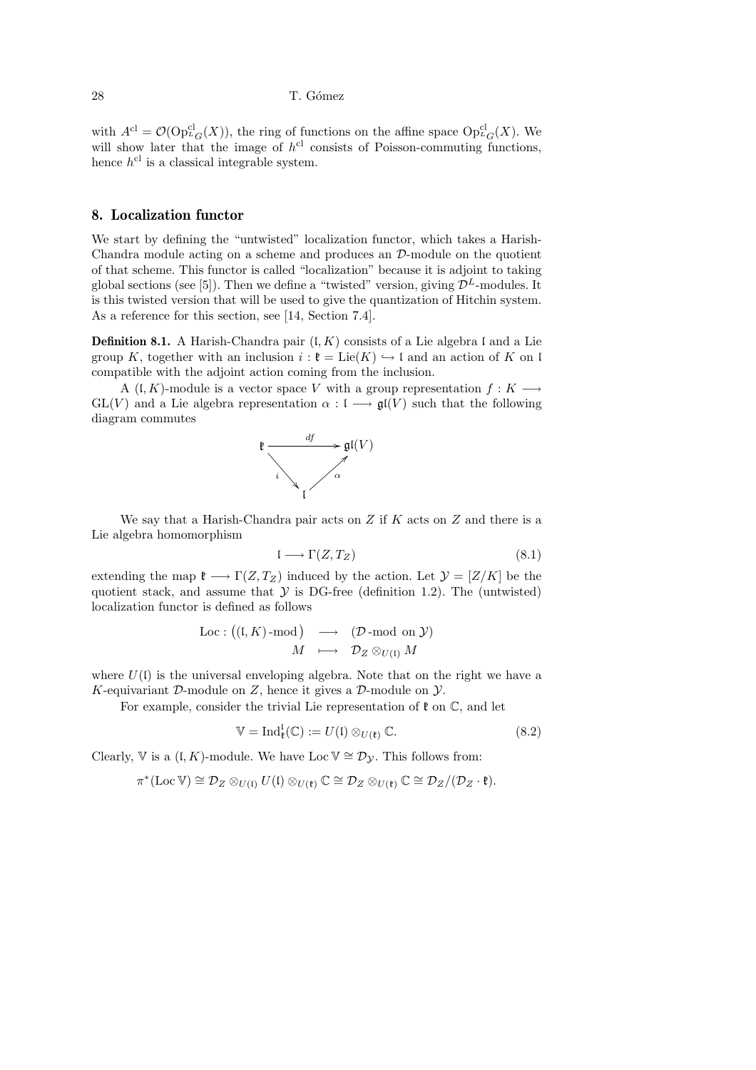with $A^{\rm cl} = \mathcal{O}(\mathrm{Op}^{\rm cl}_{^LG}(X))$, the ring of functions on the affine space $\mathrm{Op}^{\rm cl}_{^LG}(X)$. We will show later that the image of $h^{\rm cl}$ consists of Poisson-commuting functions, hence $h^{\rm cl}$ is a classical integrable system.

## 8. Localization functor

We start by defining the "untwisted" localization functor, which takes a Harish-Chandra module acting on a scheme and produces an $\mathcal{D}$-module on the quotient of that scheme. This functor is called "localization" because it is adjoint to taking global sections (see [5]). Then we define a "twisted" version, giving $\mathcal{D}^L$-modules. It is this twisted version that will be used to give the quantization of Hitchin system. As a reference for this section, see [14, Section 7.4].

**Definition 8.1.** A Harish-Chandra pair $(\mathfrak{l}, K)$ consists of a Lie algebra $\mathfrak{l}$ and a Lie group $K$, together with an inclusion $i : \mathfrak{k} = \mathrm{Lie}(K) \hookrightarrow \mathfrak{l}$ and an action of $K$ on $\mathfrak{l}$ compatible with the adjoint action coming from the inclusion.

A $(\mathfrak{l}, K)$-module is a vector space $V$ with a group representation $f : K \longrightarrow \mathrm{GL}(V)$ and a Lie algebra representation $\alpha : \mathfrak{l} \longrightarrow \mathfrak{gl}(V)$ such that the following diagram commutes

$$\begin{array}{ccc} \mathfrak{k} & \xrightarrow{\ df\ } & \mathfrak{gl}(V) \\ & {\scriptstyle i}\searrow \quad \nearrow{\scriptstyle \alpha} & \\ & \mathfrak{l} & \end{array}$$

We say that a Harish-Chandra pair acts on $Z$ if $K$ acts on $Z$ and there is a Lie algebra homomorphism

$$\mathfrak{l} \longrightarrow \Gamma(Z, T_Z) \tag{8.1}$$

extending the map $\mathfrak{k} \longrightarrow \Gamma(Z, T_Z)$ induced by the action. Let $\mathcal{Y} = [Z/K]$ be the quotient stack, and assume that $\mathcal{Y}$ is DG-free (definition 1.2). The (untwisted) localization functor is defined as follows

$$\begin{array}{rccc} \mathrm{Loc} : & \big((\mathfrak{l}, K)\text{-mod}\big) & \longrightarrow & (\mathcal{D}\text{-mod on } \mathcal{Y}) \\ & M & \longmapsto & \mathcal{D}_Z \otimes_{U(\mathfrak{l})} M \end{array}$$

where $U(\mathfrak{l})$ is the universal enveloping algebra. Note that on the right we have a $K$-equivariant $\mathcal{D}$-module on $Z$, hence it gives a $\mathcal{D}$-module on $\mathcal{Y}$.

For example, consider the trivial Lie representation of $\mathfrak{k}$ on $\mathbb{C}$, and let

$$\mathbb{V} = \mathrm{Ind}^{\mathfrak{l}}_{\mathfrak{k}}(\mathbb{C}) := U(\mathfrak{l}) \otimes_{U(\mathfrak{k})} \mathbb{C}. \tag{8.2}$$

Clearly, $\mathbb{V}$ is a $(\mathfrak{l}, K)$-module. We have $\mathrm{Loc}\,\mathbb{V} \cong \mathcal{D}_{\mathcal{Y}}$. This follows from:

$$\pi^*(\mathrm{Loc}\,\mathbb{V}) \cong \mathcal{D}_Z \otimes_{U(\mathfrak{l})} U(\mathfrak{l}) \otimes_{U(\mathfrak{k})} \mathbb{C} \cong \mathcal{D}_Z \otimes_{U(\mathfrak{k})} \mathbb{C} \cong \mathcal{D}_Z/(\mathcal{D}_Z \cdot \mathfrak{k}).$$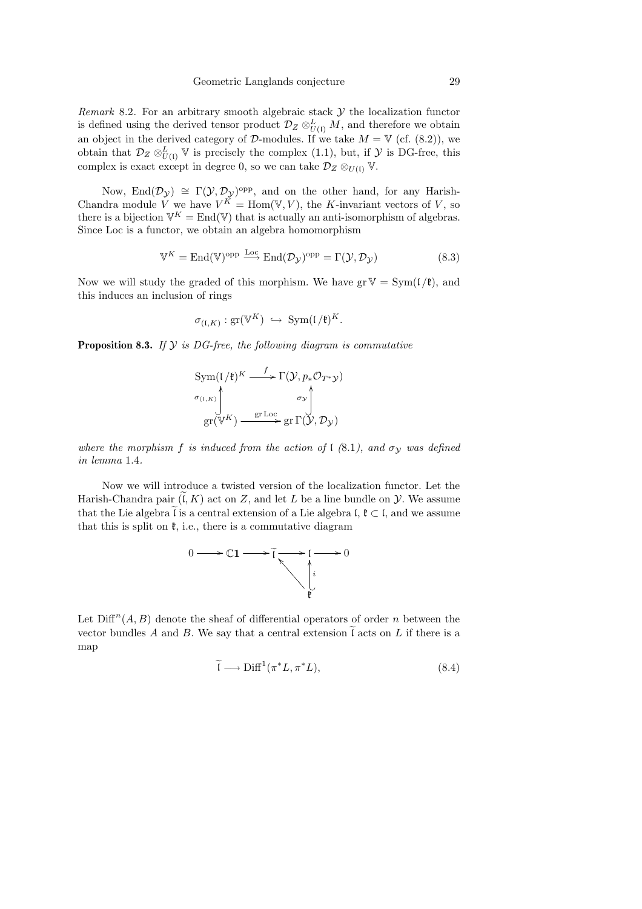*Remark* 8.2. For an arbitrary smooth algebraic stack $\mathcal{Y}$ the localization functor is defined using the derived tensor product $\mathcal{D}_Z \otimes^L_{U(\mathfrak{l})} M$, and therefore we obtain an object in the derived category of $\mathcal{D}$-modules. If we take $M = \mathbb{V}$ (cf. (8.2)), we obtain that $\mathcal{D}_Z \otimes^L_{U(\mathfrak{l})} \mathbb{V}$ is precisely the complex (1.1), but, if $\mathcal{Y}$ is DG-free, this complex is exact except in degree 0, so we can take $\mathcal{D}_Z \otimes_{U(\mathfrak{l})} \mathbb{V}$.

Now, $\mathrm{End}(\mathcal{D}_\mathcal{Y}) \cong \Gamma(\mathcal{Y}, \mathcal{D}_\mathcal{Y})^{\mathrm{opp}}$, and on the other hand, for any Harish-Chandra module $V$ we have $V^K = \mathrm{Hom}(\mathbb{V}, V)$, the $K$-invariant vectors of $V$, so there is a bijection $\mathbb{V}^K = \mathrm{End}(\mathbb{V})$ that is actually an anti-isomorphism of algebras. Since Loc is a functor, we obtain an algebra homomorphism

$$\mathbb{V}^K = \mathrm{End}(\mathbb{V})^{\mathrm{opp}} \xrightarrow{\mathrm{Loc}} \mathrm{End}(\mathcal{D}_\mathcal{Y})^{\mathrm{opp}} = \Gamma(\mathcal{Y}, \mathcal{D}_\mathcal{Y}) \tag{8.3}$$

Now we will study the graded of this morphism. We have $\mathrm{gr}\,\mathbb{V} = \mathrm{Sym}(\mathfrak{l}/\mathfrak{k})$, and this induces an inclusion of rings

$$\sigma_{(\mathfrak{l},K)} : \mathrm{gr}(\mathbb{V}^K) \hookrightarrow \mathrm{Sym}(\mathfrak{l}/\mathfrak{k})^K.$$

**Proposition 8.3.** *If $\mathcal{Y}$ is DG-free, the following diagram is commutative*

$$\begin{array}{ccc}
\mathrm{Sym}(\mathfrak{l}/\mathfrak{k})^K & \xrightarrow{f} & \Gamma(\mathcal{Y}, p_* \mathcal{O}_{T^*\mathcal{Y}}) \\
\Big\uparrow{\scriptstyle \sigma_{(\mathfrak{l},K)}} & & \Big\uparrow{\scriptstyle \sigma_\mathcal{Y}} \\
\mathrm{gr}(\mathbb{V}^K) & \xrightarrow{\mathrm{gr}\,\mathrm{Loc}} & \mathrm{gr}\,\Gamma(\mathcal{Y}, \mathcal{D}_\mathcal{Y})
\end{array}$$

*where the morphism $f$ is induced from the action of $\mathfrak{l}$ (*8.1*), and $\sigma_\mathcal{Y}$ was defined in lemma* 1.4.

Now we will introduce a twisted version of the localization functor. Let the Harish-Chandra pair $(\widetilde{\mathfrak{l}}, K)$ act on $Z$, and let $L$ be a line bundle on $\mathcal{Y}$. We assume that the Lie algebra $\widetilde{\mathfrak{l}}$ is a central extension of a Lie algebra $\mathfrak{l}$, $\mathfrak{k} \subset \mathfrak{l}$, and we assume that this is split on $\mathfrak{k}$, i.e., there is a commutative diagram

$$\begin{array}{ccccccccc}
0 & \longrightarrow & \mathbb{C}\mathbf{1} & \longrightarrow & \widetilde{\mathfrak{l}} & \longrightarrow & \mathfrak{l} & \longrightarrow & 0 \\
 & & & & & \nwarrow & \Big\uparrow{\scriptstyle i} & & \\
 & & & & & & \mathfrak{k} & &
\end{array}$$

Let $\mathrm{Diff}^n(A, B)$ denote the sheaf of differential operators of order $n$ between the vector bundles $A$ and $B$. We say that a central extension $\widetilde{\mathfrak{l}}$ acts on $L$ if there is a map

$$\widetilde{\mathfrak{l}} \longrightarrow \mathrm{Diff}^1(\pi^* L, \pi^* L), \tag{8.4}$$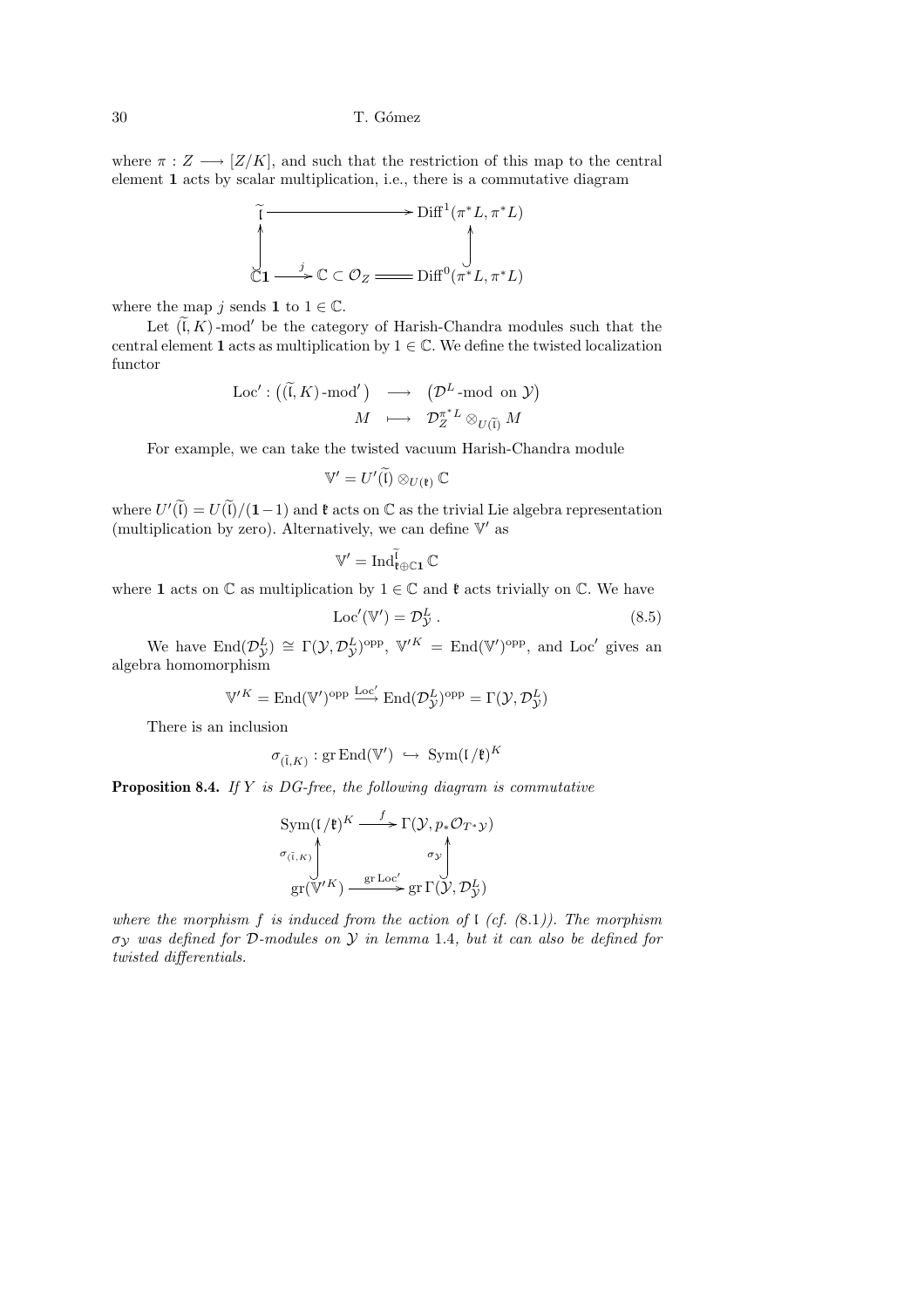where $\pi : Z \longrightarrow [Z/K]$, and such that the restriction of this map to the central element $\mathbf{1}$ acts by scalar multiplication, i.e., there is a commutative diagram

$$\begin{array}{ccc}
\widetilde{\mathfrak{l}} & \longrightarrow & \mathrm{Diff}^1(\pi^* L, \pi^* L) \\
\uparrow & & \uparrow \\
\mathbb{C}\mathbf{1} \xrightarrow{\ j\ } \mathbb{C} \subset \mathcal{O}_Z & = & \mathrm{Diff}^0(\pi^* L, \pi^* L)
\end{array}$$

where the map $j$ sends $\mathbf{1}$ to $1 \in \mathbb{C}$.

Let $(\widetilde{\mathfrak{l}}, K)$-mod$'$ be the category of Harish-Chandra modules such that the central element $\mathbf{1}$ acts as multiplication by $1 \in \mathbb{C}$. We define the twisted localization functor

$$\begin{array}{rccc}
\mathrm{Loc}' : & \big((\widetilde{\mathfrak{l}}, K)\text{-mod}'\big) & \longrightarrow & \big(\mathcal{D}^L\text{-mod on } \mathcal{Y}\big) \\
& M & \longmapsto & \mathcal{D}_Z^{\pi^* L} \otimes_{U(\widetilde{\mathfrak{l}})} M
\end{array}$$

For example, we can take the twisted vacuum Harish-Chandra module

$$\mathbb{V}' = U'(\widetilde{\mathfrak{l}}) \otimes_{U(\mathfrak{k})} \mathbb{C}$$

where $U'(\widetilde{\mathfrak{l}}) = U(\widetilde{\mathfrak{l}})/(\mathbf{1} - 1)$ and $\mathfrak{k}$ acts on $\mathbb{C}$ as the trivial Lie algebra representation (multiplication by zero). Alternatively, we can define $\mathbb{V}'$ as

$$\mathbb{V}' = \mathrm{Ind}_{\mathfrak{k} \oplus \mathbb{C}\mathbf{1}}^{\widetilde{\mathfrak{l}}} \mathbb{C}$$

where $\mathbf{1}$ acts on $\mathbb{C}$ as multiplication by $1 \in \mathbb{C}$ and $\mathfrak{k}$ acts trivially on $\mathbb{C}$. We have

$$\mathrm{Loc}'(\mathbb{V}') = \mathcal{D}_{\mathcal{Y}}^L . \tag{8.5}$$

We have $\mathrm{End}(\mathcal{D}_{\mathcal{Y}}^L) \cong \Gamma(\mathcal{Y}, \mathcal{D}_{\mathcal{Y}}^L)^{\mathrm{opp}}$, $\mathbb{V}'^K = \mathrm{End}(\mathbb{V}')^{\mathrm{opp}}$, and $\mathrm{Loc}'$ gives an algebra homomorphism

$$\mathbb{V}'^K = \mathrm{End}(\mathbb{V}')^{\mathrm{opp}} \xrightarrow{\mathrm{Loc}'} \mathrm{End}(\mathcal{D}_{\mathcal{Y}}^L)^{\mathrm{opp}} = \Gamma(\mathcal{Y}, \mathcal{D}_{\mathcal{Y}}^L)$$

There is an inclusion

$$\sigma_{(\widetilde{\mathfrak{l}}, K)} : \mathrm{gr}\,\mathrm{End}(\mathbb{V}') \hookrightarrow \mathrm{Sym}(\mathfrak{l}/\mathfrak{k})^K$$

**Proposition 8.4.** *If $Y$ is DG-free, the following diagram is commutative*

$$\begin{array}{ccc}
\mathrm{Sym}(\mathfrak{l}/\mathfrak{k})^K & \xrightarrow{\ f\ } & \Gamma(\mathcal{Y}, p_* \mathcal{O}_{T^* \mathcal{Y}}) \\
{\scriptstyle \sigma_{(\widetilde{\mathfrak{l}}, K)}} \uparrow & & \uparrow {\scriptstyle \sigma_{\mathcal{Y}}} \\
\mathrm{gr}(\mathbb{V}'^K) & \xrightarrow{\ \mathrm{gr}\,\mathrm{Loc}'\ } & \mathrm{gr}\,\Gamma(\mathcal{Y}, \mathcal{D}_{\mathcal{Y}}^L)
\end{array}$$

*where the morphism $f$ is induced from the action of $\mathfrak{l}$ (cf. (8.1)). The morphism $\sigma_{\mathcal{Y}}$ was defined for $\mathcal{D}$-modules on $\mathcal{Y}$ in lemma 1.4, but it can also be defined for twisted differentials.*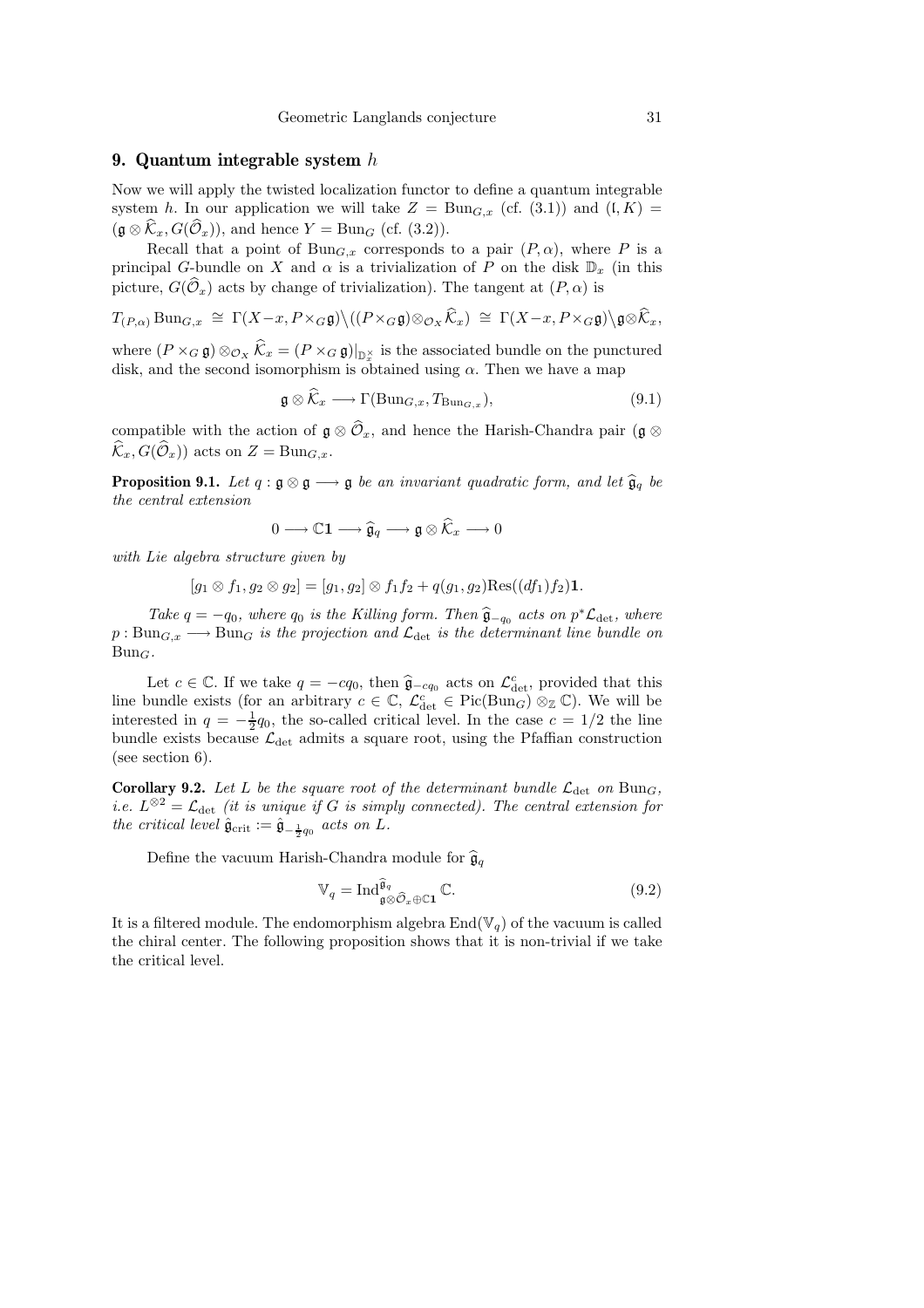## 9. Quantum integrable system $h$

Now we will apply the twisted localization functor to define a quantum integrable system $h$. In our application we will take $Z = \mathrm{Bun}_{G,x}$ (cf. (3.1)) and $(\mathfrak{l}, K) = (\mathfrak{g} \otimes \widehat{\mathcal{K}}_x, G(\widehat{\mathcal{O}}_x))$, and hence $Y = \mathrm{Bun}_G$ (cf. (3.2)).

Recall that a point of $\mathrm{Bun}_{G,x}$ corresponds to a pair $(P, \alpha)$, where $P$ is a principal $G$-bundle on $X$ and $\alpha$ is a trivialization of $P$ on the disk $\mathbb{D}_x$ (in this picture, $G(\widehat{\mathcal{O}}_x)$ acts by change of trivialization). The tangent at $(P, \alpha)$ is

$$T_{(P,\alpha)} \mathrm{Bun}_{G,x} \cong \Gamma(X - x, P \times_G \mathfrak{g}) \backslash ((P \times_G \mathfrak{g}) \otimes_{\mathcal{O}_X} \widehat{\mathcal{K}}_x) \cong \Gamma(X - x, P \times_G \mathfrak{g}) \backslash \mathfrak{g} \otimes \widehat{\mathcal{K}}_x,$$

where $(P \times_G \mathfrak{g}) \otimes_{\mathcal{O}_X} \widehat{\mathcal{K}}_x = (P \times_G \mathfrak{g})|_{\mathbb{D}_x^\times}$ is the associated bundle on the punctured disk, and the second isomorphism is obtained using $\alpha$. Then we have a map

$$\mathfrak{g} \otimes \widehat{\mathcal{K}}_x \longrightarrow \Gamma(\mathrm{Bun}_{G,x}, T_{\mathrm{Bun}_{G,x}}), \tag{9.1}$$

compatible with the action of $\mathfrak{g} \otimes \widehat{\mathcal{O}}_x$, and hence the Harish-Chandra pair $(\mathfrak{g} \otimes \widehat{\mathcal{K}}_x, G(\widehat{\mathcal{O}}_x))$ acts on $Z = \mathrm{Bun}_{G,x}$.

**Proposition 9.1.** *Let $q : \mathfrak{g} \otimes \mathfrak{g} \longrightarrow \mathfrak{g}$ be an invariant quadratic form, and let $\widehat{\mathfrak{g}}_q$ be the central extension*

$$0 \longrightarrow \mathbb{C}\mathbf{1} \longrightarrow \widehat{\mathfrak{g}}_q \longrightarrow \mathfrak{g} \otimes \widehat{\mathcal{K}}_x \longrightarrow 0$$

*with Lie algebra structure given by*

$$[g_1 \otimes f_1, g_2 \otimes g_2] = [g_1, g_2] \otimes f_1 f_2 + q(g_1, g_2) \mathrm{Res}((df_1) f_2) \mathbf{1}.$$

*Take $q = -q_0$, where $q_0$ is the Killing form. Then $\widehat{\mathfrak{g}}_{-q_0}$ acts on $p^* \mathcal{L}_{\mathrm{det}}$, where $p : \mathrm{Bun}_{G,x} \longrightarrow \mathrm{Bun}_G$ is the projection and $\mathcal{L}_{\mathrm{det}}$ is the determinant line bundle on $\mathrm{Bun}_G$.*

Let $c \in \mathbb{C}$. If we take $q = -cq_0$, then $\widehat{\mathfrak{g}}_{-cq_0}$ acts on $\mathcal{L}_{\mathrm{det}}^c$, provided that this line bundle exists (for an arbitrary $c \in \mathbb{C}$, $\mathcal{L}_{\mathrm{det}}^c \in \mathrm{Pic}(\mathrm{Bun}_G) \otimes_{\mathbb{Z}} \mathbb{C}$). We will be interested in $q = -\frac{1}{2} q_0$, the so-called critical level. In the case $c = 1/2$ the line bundle exists because $\mathcal{L}_{\mathrm{det}}$ admits a square root, using the Pfaffian construction (see section 6).

**Corollary 9.2.** *Let $L$ be the square root of the determinant bundle $\mathcal{L}_{\mathrm{det}}$ on $\mathrm{Bun}_G$, i.e. $L^{\otimes 2} = \mathcal{L}_{\mathrm{det}}$ (it is unique if $G$ is simply connected). The central extension for the critical level $\hat{\mathfrak{g}}_{\mathrm{crit}} := \hat{\mathfrak{g}}_{-\frac{1}{2} q_0}$ acts on $L$.*

Define the vacuum Harish-Chandra module for $\widehat{\mathfrak{g}}_q$

$$\mathbb{V}_q = \mathrm{Ind}_{\mathfrak{g} \otimes \widehat{\mathcal{O}}_x \oplus \mathbb{C}\mathbf{1}}^{\widehat{\mathfrak{g}}_q} \mathbb{C}. \tag{9.2}$$

It is a filtered module. The endomorphism algebra $\mathrm{End}(\mathbb{V}_q)$ of the vacuum is called the chiral center. The following proposition shows that it is non-trivial if we take the critical level.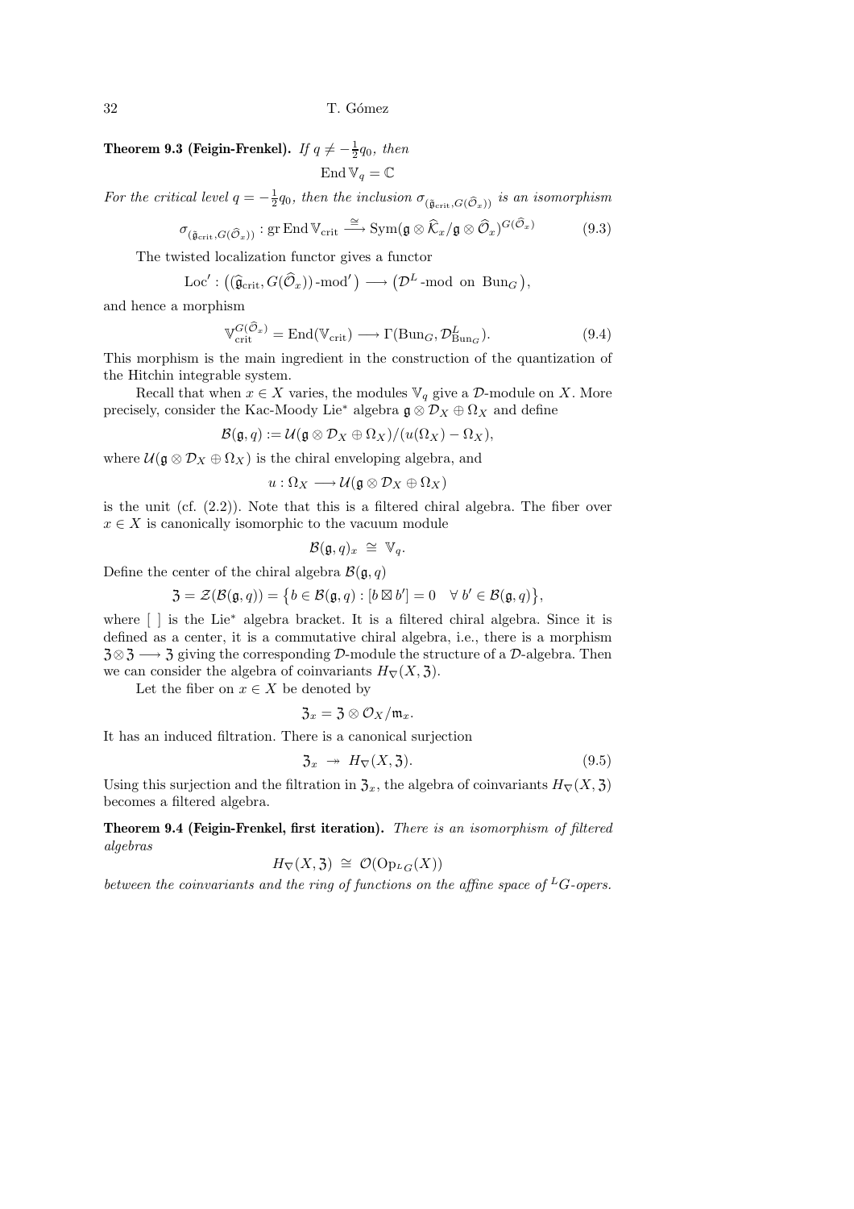**Theorem 9.3 (Feigin-Frenkel).** *If $q \neq -\frac{1}{2}q_0$, then*

$$\operatorname{End} \mathbb{V}_q = \mathbb{C}$$

*For the critical level $q = -\frac{1}{2}q_0$, then the inclusion $\sigma_{(\hat{\mathfrak{g}}_{\mathrm{crit}}, G(\widehat{\mathcal{O}}_x))}$ is an isomorphism*

$$\sigma_{(\hat{\mathfrak{g}}_{\mathrm{crit}}, G(\widehat{\mathcal{O}}_x))} : \operatorname{gr} \operatorname{End} \mathbb{V}_{\mathrm{crit}} \xrightarrow{\cong} \operatorname{Sym}(\mathfrak{g} \otimes \widehat{\mathcal{K}}_x / \mathfrak{g} \otimes \widehat{\mathcal{O}}_x)^{G(\widehat{\mathcal{O}}_x)} \tag{9.3}$$

The twisted localization functor gives a functor

$$\operatorname{Loc}' : \big((\widehat{\mathfrak{g}}_{\mathrm{crit}}, G(\widehat{\mathcal{O}}_x))\text{-mod}'\big) \longrightarrow \big(\mathcal{D}^L\text{-mod on } \operatorname{Bun}_G\big),$$

and hence a morphism

$$\mathbb{V}_{\mathrm{crit}}^{G(\widehat{\mathcal{O}}_x)} = \operatorname{End}(\mathbb{V}_{\mathrm{crit}}) \longrightarrow \Gamma(\operatorname{Bun}_G, \mathcal{D}^L_{\operatorname{Bun}_G}). \tag{9.4}$$

This morphism is the main ingredient in the construction of the quantization of the Hitchin integrable system.

Recall that when $x \in X$ varies, the modules $\mathbb{V}_q$ give a $\mathcal{D}$-module on $X$. More precisely, consider the Kac-Moody Lie* algebra $\mathfrak{g} \otimes \mathcal{D}_X \oplus \Omega_X$ and define

$$\mathcal{B}(\mathfrak{g}, q) := \mathcal{U}(\mathfrak{g} \otimes \mathcal{D}_X \oplus \Omega_X)/(u(\Omega_X) - \Omega_X),$$

where $\mathcal{U}(\mathfrak{g} \otimes \mathcal{D}_X \oplus \Omega_X)$ is the chiral enveloping algebra, and

$$u : \Omega_X \longrightarrow \mathcal{U}(\mathfrak{g} \otimes \mathcal{D}_X \oplus \Omega_X)$$

is the unit (cf. (2.2)). Note that this is a filtered chiral algebra. The fiber over $x \in X$ is canonically isomorphic to the vacuum module

$$\mathcal{B}(\mathfrak{g}, q)_x \;\cong\; \mathbb{V}_q.$$

Define the center of the chiral algebra $\mathcal{B}(\mathfrak{g}, q)$

$$\mathfrak{Z} = \mathcal{Z}(\mathcal{B}(\mathfrak{g}, q)) = \big\{ b \in \mathcal{B}(\mathfrak{g}, q) : [b \boxtimes b'] = 0 \quad \forall\, b' \in \mathcal{B}(\mathfrak{g}, q) \big\},$$

where [ ] is the Lie* algebra bracket. It is a filtered chiral algebra. Since it is defined as a center, it is a commutative chiral algebra, i.e., there is a morphism $\mathfrak{Z} \otimes \mathfrak{Z} \longrightarrow \mathfrak{Z}$ giving the corresponding $\mathcal{D}$-module the structure of a $\mathcal{D}$-algebra. Then we can consider the algebra of coinvariants $H_\nabla(X, \mathfrak{Z})$.

Let the fiber on $x \in X$ be denoted by

$$\mathfrak{Z}_x = \mathfrak{Z} \otimes \mathcal{O}_X / \mathfrak{m}_x.$$

It has an induced filtration. There is a canonical surjection

$$\mathfrak{Z}_x \twoheadrightarrow H_\nabla(X, \mathfrak{Z}). \tag{9.5}$$

Using this surjection and the filtration in $\mathfrak{Z}_x$, the algebra of coinvariants $H_\nabla(X, \mathfrak{Z})$ becomes a filtered algebra.

**Theorem 9.4 (Feigin-Frenkel, first iteration).** *There is an isomorphism of filtered algebras*

$$H_\nabla(X, \mathfrak{Z}) \;\cong\; \mathcal{O}(\operatorname{Op}_{{}^L G}(X))$$

*between the coinvariants and the ring of functions on the affine space of ${}^L G$-opers.*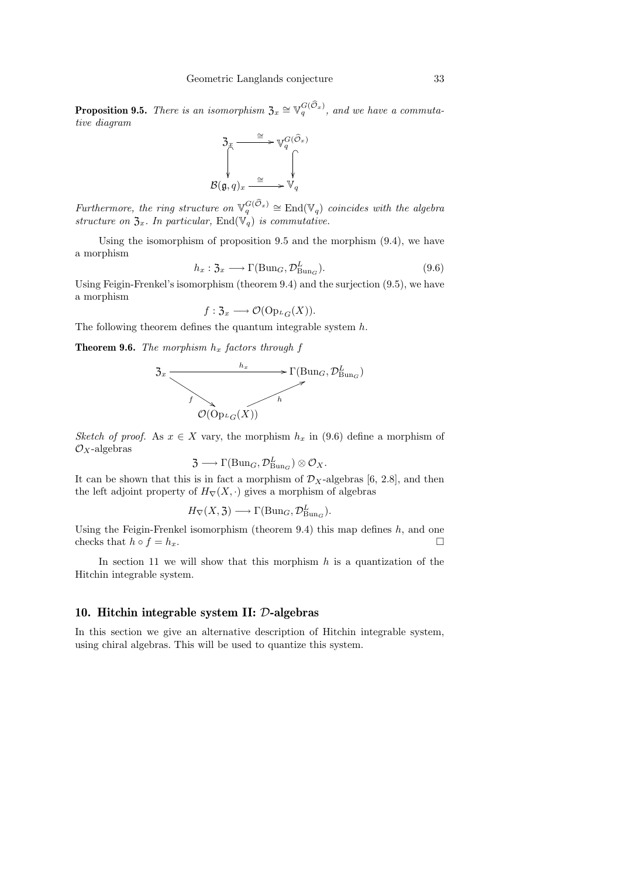**Proposition 9.5.** *There is an isomorphism $\mathfrak{Z}_x \cong \mathbb{V}_q^{G(\widehat{\mathcal{O}}_x)}$, and we have a commutative diagram*

$$\begin{array}{ccc} \mathfrak{Z}_x & \xrightarrow{\cong} & \mathbb{V}_q^{G(\widehat{\mathcal{O}}_x)} \\ \big\downarrow & & \big\downarrow \\ \mathcal{B}(\mathfrak{g}, q)_x & \xrightarrow{\cong} & \mathbb{V}_q \end{array}$$

*Furthermore, the ring structure on $\mathbb{V}_q^{G(\widehat{\mathcal{O}}_x)} \cong \mathrm{End}(\mathbb{V}_q)$ coincides with the algebra structure on $\mathfrak{Z}_x$. In particular, $\mathrm{End}(\mathbb{V}_q)$ is commutative.*

Using the isomorphism of proposition 9.5 and the morphism (9.4), we have a morphism

$$h_x : \mathfrak{Z}_x \longrightarrow \Gamma(\mathrm{Bun}_G, \mathcal{D}^L_{\mathrm{Bun}_G}). \tag{9.6}$$

Using Feigin-Frenkel's isomorphism (theorem 9.4) and the surjection (9.5), we have a morphism

$$f : \mathfrak{Z}_x \longrightarrow \mathcal{O}(\mathrm{Op}_{^L G}(X)).$$

The following theorem defines the quantum integrable system $h$.

**Theorem 9.6.** *The morphism $h_x$ factors through $f$*

$$\begin{array}{ccc} \mathfrak{Z}_x & \xrightarrow{\quad h_x \quad} & \Gamma(\mathrm{Bun}_G, \mathcal{D}^L_{\mathrm{Bun}_G}) \\ & {\scriptstyle f}\searrow \quad \nearrow{\scriptstyle h} & \\ & \mathcal{O}(\mathrm{Op}_{^L G}(X)) & \end{array}$$

*Sketch of proof.* As $x \in X$ vary, the morphism $h_x$ in (9.6) define a morphism of $\mathcal{O}_X$-algebras

$$\mathfrak{Z} \longrightarrow \Gamma(\mathrm{Bun}_G, \mathcal{D}^L_{\mathrm{Bun}_G}) \otimes \mathcal{O}_X.$$

It can be shown that this is in fact a morphism of $\mathcal{D}_X$-algebras [6, 2.8], and then the left adjoint property of $H_\nabla(X, \cdot)$ gives a morphism of algebras

$$H_\nabla(X, \mathfrak{Z}) \longrightarrow \Gamma(\mathrm{Bun}_G, \mathcal{D}^L_{\mathrm{Bun}_G}).$$

Using the Feigin-Frenkel isomorphism (theorem 9.4) this map defines $h$, and one checks that $h \circ f = h_x$. □

In section 11 we will show that this morphism $h$ is a quantization of the Hitchin integrable system.

## 10. Hitchin integrable system II: $\mathcal{D}$-algebras

In this section we give an alternative description of Hitchin integrable system, using chiral algebras. This will be used to quantize this system.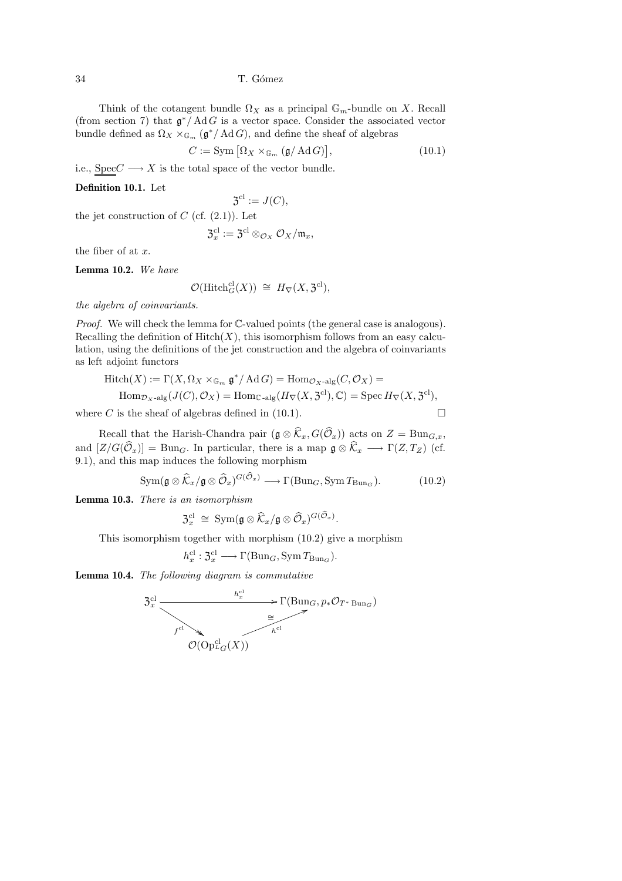Think of the cotangent bundle $\Omega_X$ as a principal $\mathbb{G}_m$-bundle on $X$. Recall (from section 7) that $\mathfrak{g}^*/\operatorname{Ad} G$ is a vector space. Consider the associated vector bundle defined as $\Omega_X \times_{\mathbb{G}_m} (\mathfrak{g}^*/\operatorname{Ad} G)$, and define the sheaf of algebras

$$C := \operatorname{Sym}\left[\Omega_X \times_{\mathbb{G}_m} (\mathfrak{g}/\operatorname{Ad} G)\right], \tag{10.1}$$

i.e., $\underline{\operatorname{Spec}} C \longrightarrow X$ is the total space of the vector bundle.

**Definition 10.1.** Let

$$\mathfrak{Z}^{\mathrm{cl}} := J(C),$$

the jet construction of $C$ (cf. (2.1)). Let

$$\mathfrak{Z}^{\mathrm{cl}}_x := \mathfrak{Z}^{\mathrm{cl}} \otimes_{\mathcal{O}_X} \mathcal{O}_X/\mathfrak{m}_x,$$

the fiber of at $x$.

**Lemma 10.2.** *We have*

$$\mathcal{O}(\operatorname{Hitch}^{\mathrm{cl}}_G(X)) \;\cong\; H_\nabla(X, \mathfrak{Z}^{\mathrm{cl}}),$$

*the algebra of coinvariants.*

*Proof.* We will check the lemma for $\mathbb{C}$-valued points (the general case is analogous). Recalling the definition of $\operatorname{Hitch}(X)$, this isomorphism follows from an easy calculation, using the definitions of the jet construction and the algebra of coinvariants as left adjoint functors

$$\operatorname{Hitch}(X) := \Gamma(X, \Omega_X \times_{\mathbb{G}_m} \mathfrak{g}^*/\operatorname{Ad} G) = \operatorname{Hom}_{\mathcal{O}_X\text{-alg}}(C, \mathcal{O}_X) =$$

$$\operatorname{Hom}_{\mathcal{D}_X\text{-alg}}(J(C), \mathcal{O}_X) = \operatorname{Hom}_{\mathbb{C}\text{-alg}}(H_\nabla(X, \mathfrak{Z}^{\mathrm{cl}}), \mathbb{C}) = \operatorname{Spec} H_\nabla(X, \mathfrak{Z}^{\mathrm{cl}}),$$

where $C$ is the sheaf of algebras defined in (10.1). $\square$

Recall that the Harish-Chandra pair $(\mathfrak{g} \otimes \widehat{\mathcal{K}}_x, G(\widehat{\mathcal{O}}_x))$ acts on $Z = \operatorname{Bun}_{G,x}$, and $[Z/G(\widehat{\mathcal{O}}_x)] = \operatorname{Bun}_G$. In particular, there is a map $\mathfrak{g} \otimes \widehat{\mathcal{K}}_x \longrightarrow \Gamma(Z, T_Z)$ (cf. 9.1), and this map induces the following morphism

$$\operatorname{Sym}(\mathfrak{g} \otimes \widehat{\mathcal{K}}_x / \mathfrak{g} \otimes \widehat{\mathcal{O}}_x)^{G(\widehat{\mathcal{O}}_x)} \longrightarrow \Gamma(\operatorname{Bun}_G, \operatorname{Sym} T_{\operatorname{Bun}_G}). \tag{10.2}$$

**Lemma 10.3.** *There is an isomorphism*

$$\mathfrak{Z}^{\mathrm{cl}}_x \;\cong\; \operatorname{Sym}(\mathfrak{g} \otimes \widehat{\mathcal{K}}_x / \mathfrak{g} \otimes \widehat{\mathcal{O}}_x)^{G(\widehat{\mathcal{O}}_x)}.$$

This isomorphism together with morphism (10.2) give a morphism

$$h^{\mathrm{cl}}_x : \mathfrak{Z}^{\mathrm{cl}}_x \longrightarrow \Gamma(\operatorname{Bun}_G, \operatorname{Sym} T_{\operatorname{Bun}_G}).$$

**Lemma 10.4.** *The following diagram is commutative*

$$\begin{array}{ccc}
\mathfrak{Z}^{\mathrm{cl}}_x & \xrightarrow{\quad h^{\mathrm{cl}}_x \quad} & \Gamma(\operatorname{Bun}_G, p_* \mathcal{O}_{T^* \operatorname{Bun}_G}) \\
& {\scriptstyle f^{\mathrm{cl}}} \searrow \quad \nearrow {\scriptstyle h^{\mathrm{cl}}}\,\cong & \\
& \mathcal{O}(\operatorname{Op}^{\mathrm{cl}}_{{}^L G}(X)) &
\end{array}$$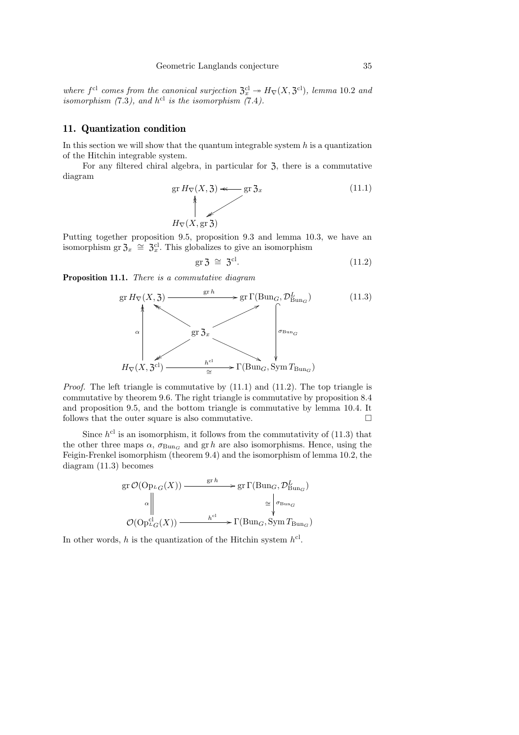*where $f^{\mathrm{cl}}$ comes from the canonical surjection $\mathfrak{Z}_x^{\mathrm{cl}} \twoheadrightarrow H_\nabla(X, \mathfrak{Z}^{\mathrm{cl}})$, lemma 10.2 and isomorphism (7.3), and $h^{\mathrm{cl}}$ is the isomorphism (7.4).*

## 11. Quantization condition

In this section we will show that the quantum integrable system $h$ is a quantization of the Hitchin integrable system.

For any filtered chiral algebra, in particular for $\mathfrak{Z}$, there is a commutative diagram

$$\begin{array}{ccc} \operatorname{gr} H_\nabla(X,\mathfrak{Z}) & \twoheadleftarrow & \operatorname{gr} \mathfrak{Z}_x \\ \uparrow\!\!\!\uparrow & \swarrow\!\!\!\swarrow & \\ H_\nabla(X, \operatorname{gr} \mathfrak{Z}) & & \end{array} \qquad (11.1)$$

Putting together proposition 9.5, proposition 9.3 and lemma 10.3, we have an isomorphism $\operatorname{gr} \mathfrak{Z}_x \cong \mathfrak{Z}_x^{\mathrm{cl}}$. This globalizes to give an isomorphism

$$\operatorname{gr} \mathfrak{Z} \cong \mathfrak{Z}^{\mathrm{cl}}. \qquad (11.2)$$

**Proposition 11.1.** *There is a commutative diagram*

$$\begin{array}{ccccc} \operatorname{gr} H_\nabla(X,\mathfrak{Z}) & & \xrightarrow{\operatorname{gr} h} & & \operatorname{gr} \Gamma(\mathrm{Bun}_G, \mathcal{D}^L_{\mathrm{Bun}_G}) \\ & \nwarrow\!\!\!\nwarrow & & \nearrow & \\ \uparrow\!\!\!\uparrow \, \alpha & & \operatorname{gr} \mathfrak{Z}_x & & \downarrow \, \sigma_{\mathrm{Bun}_G} \\ & \swarrow\!\!\!\swarrow & & \searrow & \\ H_\nabla(X, \mathfrak{Z}^{\mathrm{cl}}) & & \xrightarrow[\cong]{h^{\mathrm{cl}}} & & \Gamma(\mathrm{Bun}_G, \operatorname{Sym} T_{\mathrm{Bun}_G}) \end{array} \qquad (11.3)$$

*Proof.* The left triangle is commutative by (11.1) and (11.2). The top triangle is commutative by theorem 9.6. The right triangle is commutative by proposition 8.4 and proposition 9.5, and the bottom triangle is commutative by lemma 10.4. It follows that the outer square is also commutative. $\square$

Since $h^{\mathrm{cl}}$ is an isomorphism, it follows from the commutativity of (11.3) that the other three maps $\alpha$, $\sigma_{\mathrm{Bun}_G}$ and $\operatorname{gr} h$ are also isomorphisms. Hence, using the Feigin-Frenkel isomorphism (theorem 9.4) and the isomorphism of lemma 10.2, the diagram (11.3) becomes

$$\begin{array}{ccc} \operatorname{gr} \mathcal{O}(\mathrm{Op}_{^LG}(X)) & \xrightarrow{\operatorname{gr} h} & \operatorname{gr} \Gamma(\mathrm{Bun}_G, \mathcal{D}^L_{\mathrm{Bun}_G}) \\ \alpha \, \Big\| & & \cong \Big\downarrow \sigma_{\mathrm{Bun}_G} \\ \mathcal{O}(\mathrm{Op}^{\mathrm{cl}}_{^LG}(X)) & \xrightarrow{h^{\mathrm{cl}}} & \Gamma(\mathrm{Bun}_G, \operatorname{Sym} T_{\mathrm{Bun}_G}) \end{array}$$

In other words, $h$ is the quantization of the Hitchin system $h^{\mathrm{cl}}$.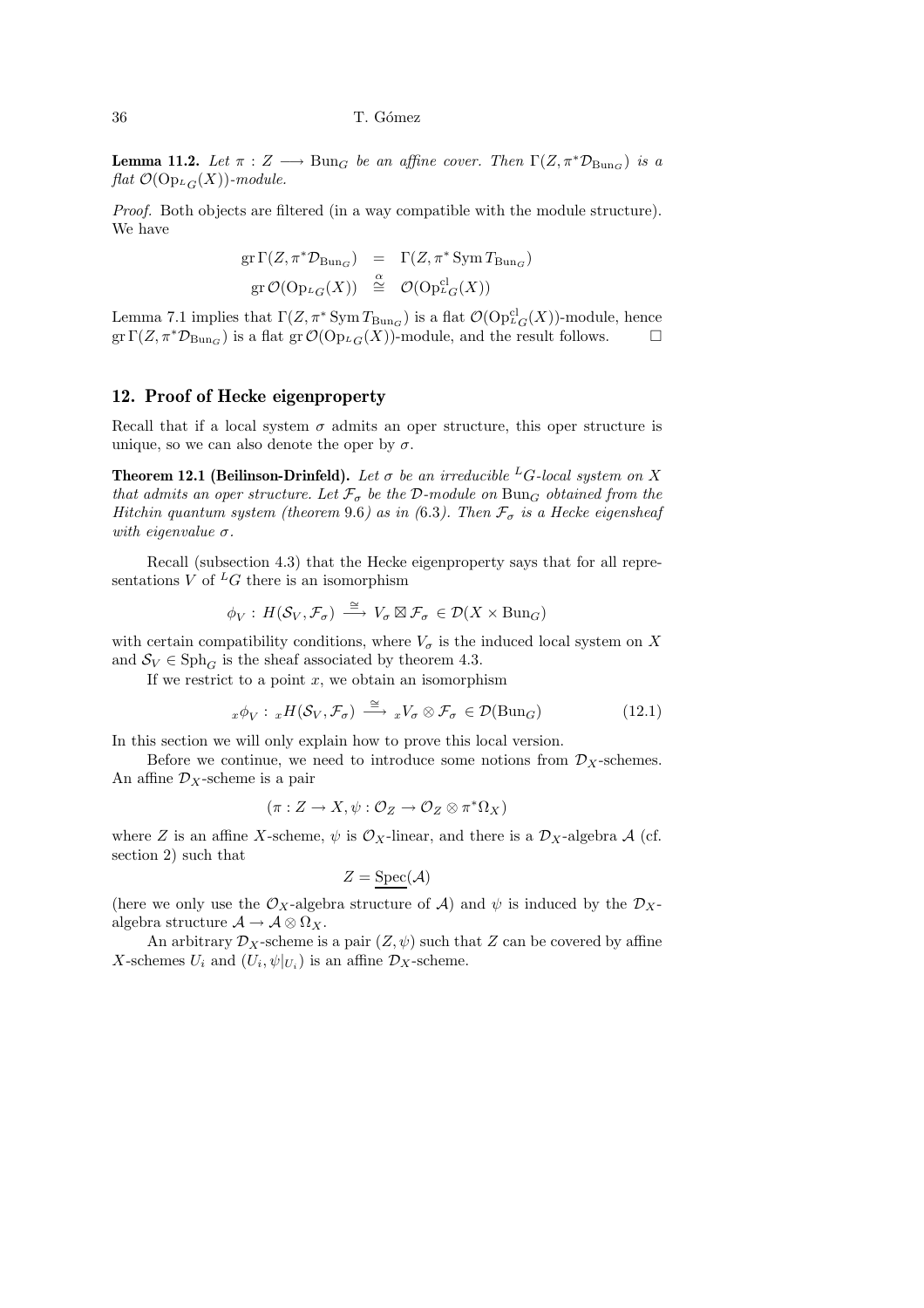**Lemma 11.2.** *Let $\pi : Z \longrightarrow \mathrm{Bun}_G$ be an affine cover. Then $\Gamma(Z, \pi^*\mathcal{D}_{\mathrm{Bun}_G})$ is a flat $\mathcal{O}(\mathrm{Op}_{{}^LG}(X))$-module.*

*Proof.* Both objects are filtered (in a way compatible with the module structure). We have

$$
\begin{aligned}
\operatorname{gr}\Gamma(Z, \pi^*\mathcal{D}_{\mathrm{Bun}_G}) &= \Gamma(Z, \pi^* \operatorname{Sym} T_{\mathrm{Bun}_G}) \\
\operatorname{gr}\mathcal{O}(\mathrm{Op}_{{}^LG}(X)) &\overset{\alpha}{\cong} \mathcal{O}(\mathrm{Op}^{\mathrm{cl}}_{{}^LG}(X))
\end{aligned}
$$

Lemma 7.1 implies that $\Gamma(Z, \pi^* \operatorname{Sym} T_{\mathrm{Bun}_G})$ is a flat $\mathcal{O}(\mathrm{Op}^{\mathrm{cl}}_{{}^LG}(X))$-module, hence $\operatorname{gr}\Gamma(Z, \pi^*\mathcal{D}_{\mathrm{Bun}_G})$ is a flat $\operatorname{gr}\mathcal{O}(\mathrm{Op}_{{}^LG}(X))$-module, and the result follows. □

## 12. Proof of Hecke eigenproperty

Recall that if a local system $\sigma$ admits an oper structure, this oper structure is unique, so we can also denote the oper by $\sigma$.

**Theorem 12.1 (Beilinson-Drinfeld).** *Let $\sigma$ be an irreducible ${}^LG$-local system on $X$ that admits an oper structure. Let $\mathcal{F}_\sigma$ be the $\mathcal{D}$-module on $\mathrm{Bun}_G$ obtained from the Hitchin quantum system (theorem 9.6) as in (6.3). Then $\mathcal{F}_\sigma$ is a Hecke eigensheaf with eigenvalue $\sigma$.*

Recall (subsection 4.3) that the Hecke eigenproperty says that for all representations $V$ of ${}^LG$ there is an isomorphism

$$
\phi_V : H(\mathcal{S}_V, \mathcal{F}_\sigma) \xrightarrow{\cong} V_\sigma \boxtimes \mathcal{F}_\sigma \in \mathcal{D}(X \times \mathrm{Bun}_G)
$$

with certain compatibility conditions, where $V_\sigma$ is the induced local system on $X$ and $\mathcal{S}_V \in \mathrm{Sph}_G$ is the sheaf associated by theorem 4.3.

If we restrict to a point $x$, we obtain an isomorphism

$$
{}_x\phi_V : {}_xH(\mathcal{S}_V, \mathcal{F}_\sigma) \xrightarrow{\cong} {}_xV_\sigma \otimes \mathcal{F}_\sigma \in \mathcal{D}(\mathrm{Bun}_G) \tag{12.1}
$$

In this section we will only explain how to prove this local version.

Before we continue, we need to introduce some notions from $\mathcal{D}_X$-schemes. An affine $\mathcal{D}_X$-scheme is a pair

$$
(\pi : Z \to X, \psi : \mathcal{O}_Z \to \mathcal{O}_Z \otimes \pi^*\Omega_X)
$$

where $Z$ is an affine $X$-scheme, $\psi$ is $\mathcal{O}_X$-linear, and there is a $\mathcal{D}_X$-algebra $\mathcal{A}$ (cf. section 2) such that

$$
Z = \underline{\mathrm{Spec}}(\mathcal{A})
$$

(here we only use the $\mathcal{O}_X$-algebra structure of $\mathcal{A}$) and $\psi$ is induced by the $\mathcal{D}_X$-algebra structure $\mathcal{A} \to \mathcal{A} \otimes \Omega_X$.

An arbitrary $\mathcal{D}_X$-scheme is a pair $(Z, \psi)$ such that $Z$ can be covered by affine $X$-schemes $U_i$ and $(U_i, \psi|_{U_i})$ is an affine $\mathcal{D}_X$-scheme.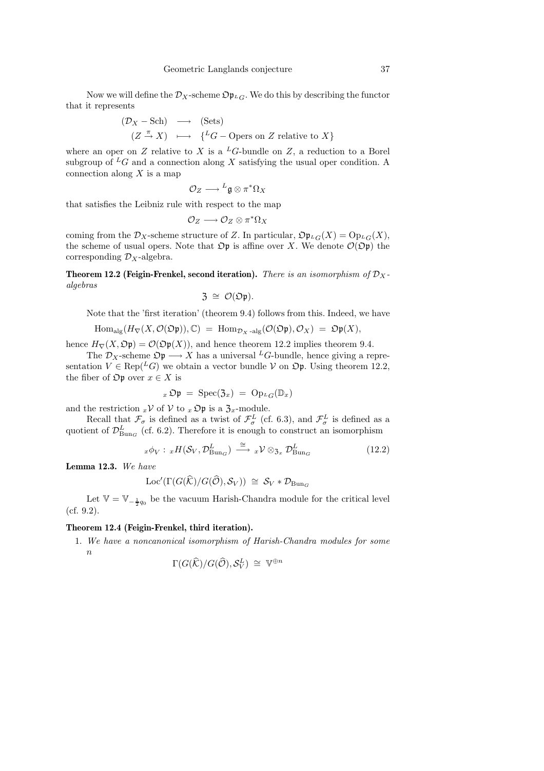Now we will define the $\mathcal{D}_X$-scheme $\mathfrak{Op}_{^LG}$. We do this by describing the functor that it represents

$$\begin{array}{ccc} (\mathcal{D}_X - \mathrm{Sch}) & \longrightarrow & (\mathrm{Sets}) \\ (Z \xrightarrow{\pi} X) & \longmapsto & \{^LG - \text{Opers on } Z \text{ relative to } X\} \end{array}$$

where an oper on $Z$ relative to $X$ is a $^LG$-bundle on $Z$, a reduction to a Borel subgroup of $^LG$ and a connection along $X$ satisfying the usual oper condition. A connection along $X$ is a map

$$\mathcal{O}_Z \longrightarrow {}^L\mathfrak{g} \otimes \pi^*\Omega_X$$

that satisfies the Leibniz rule with respect to the map

$$\mathcal{O}_Z \longrightarrow \mathcal{O}_Z \otimes \pi^*\Omega_X$$

coming from the $\mathcal{D}_X$-scheme structure of $Z$. In particular, $\mathfrak{Op}_{^LG}(X) = \mathrm{Op}_{^LG}(X)$, the scheme of usual opers. Note that $\mathfrak{Op}$ is affine over $X$. We denote $\mathcal{O}(\mathfrak{Op})$ the corresponding $\mathcal{D}_X$-algebra.

**Theorem 12.2 (Feigin-Frenkel, second iteration).** *There is an isomorphism of $\mathcal{D}_X$-algebras*

$$\mathfrak{Z} \;\cong\; \mathcal{O}(\mathfrak{Op}).$$

Note that the 'first iteration' (theorem 9.4) follows from this. Indeed, we have

$$\mathrm{Hom}_{\mathrm{alg}}(H_\nabla(X, \mathcal{O}(\mathfrak{Op})), \mathbb{C}) \;=\; \mathrm{Hom}_{\mathcal{D}_X\text{-alg}}(\mathcal{O}(\mathfrak{Op}), \mathcal{O}_X) \;=\; \mathfrak{Op}(X),$$

hence $H_\nabla(X, \mathfrak{Op}) = \mathcal{O}(\mathfrak{Op}(X))$, and hence theorem 12.2 implies theorem 9.4.

The $\mathcal{D}_X$-scheme $\mathfrak{Op} \longrightarrow X$ has a universal $^LG$-bundle, hence giving a representation $V \in \mathrm{Rep}(^LG)$ we obtain a vector bundle $\mathcal{V}$ on $\mathfrak{Op}$. Using theorem 12.2, the fiber of $\mathfrak{Op}$ over $x \in X$ is

$${}_x\,\mathfrak{Op} \;=\; \mathrm{Spec}(\mathfrak{Z}_x) \;=\; \mathrm{Op}_{^LG}(\mathbb{D}_x)$$

and the restriction ${}_x\mathcal{V}$ of $\mathcal{V}$ to ${}_x\,\mathfrak{Op}$ is a $\mathfrak{Z}_x$-module.

Recall that $\mathcal{F}_\sigma$ is defined as a twist of $\mathcal{F}_\sigma^L$ (cf. 6.3), and $\mathcal{F}_\sigma^L$ is defined as a quotient of $\mathcal{D}^L_{\mathrm{Bun}_G}$ (cf. 6.2). Therefore it is enough to construct an isomorphism

$${}_x\phi_V \,:\, {}_xH(\mathcal{S}_V, \mathcal{D}^L_{\mathrm{Bun}_G}) \xrightarrow{\;\cong\;} {}_x\mathcal{V} \otimes_{\mathfrak{Z}_x} \mathcal{D}^L_{\mathrm{Bun}_G} \tag{12.2}$$

**Lemma 12.3.** *We have*

$$\mathrm{Loc}'(\Gamma(G(\widehat{\mathcal{K}})/G(\widehat{\mathcal{O}}), \mathcal{S}_V)) \;\cong\; \mathcal{S}_V * \mathcal{D}_{\mathrm{Bun}_G}$$

Let $\mathbb{V} = \mathbb{V}_{-\frac{1}{2}q_0}$ be the vacuum Harish-Chandra module for the critical level (cf. 9.2).

**Theorem 12.4 (Feigin-Frenkel, third iteration).**

1. *We have a noncanonical isomorphism of Harish-Chandra modules for some $n$*

$$\Gamma(G(\widehat{\mathcal{K}})/G(\widehat{\mathcal{O}}), \mathcal{S}_V^L) \;\cong\; \mathbb{V}^{\oplus n}$$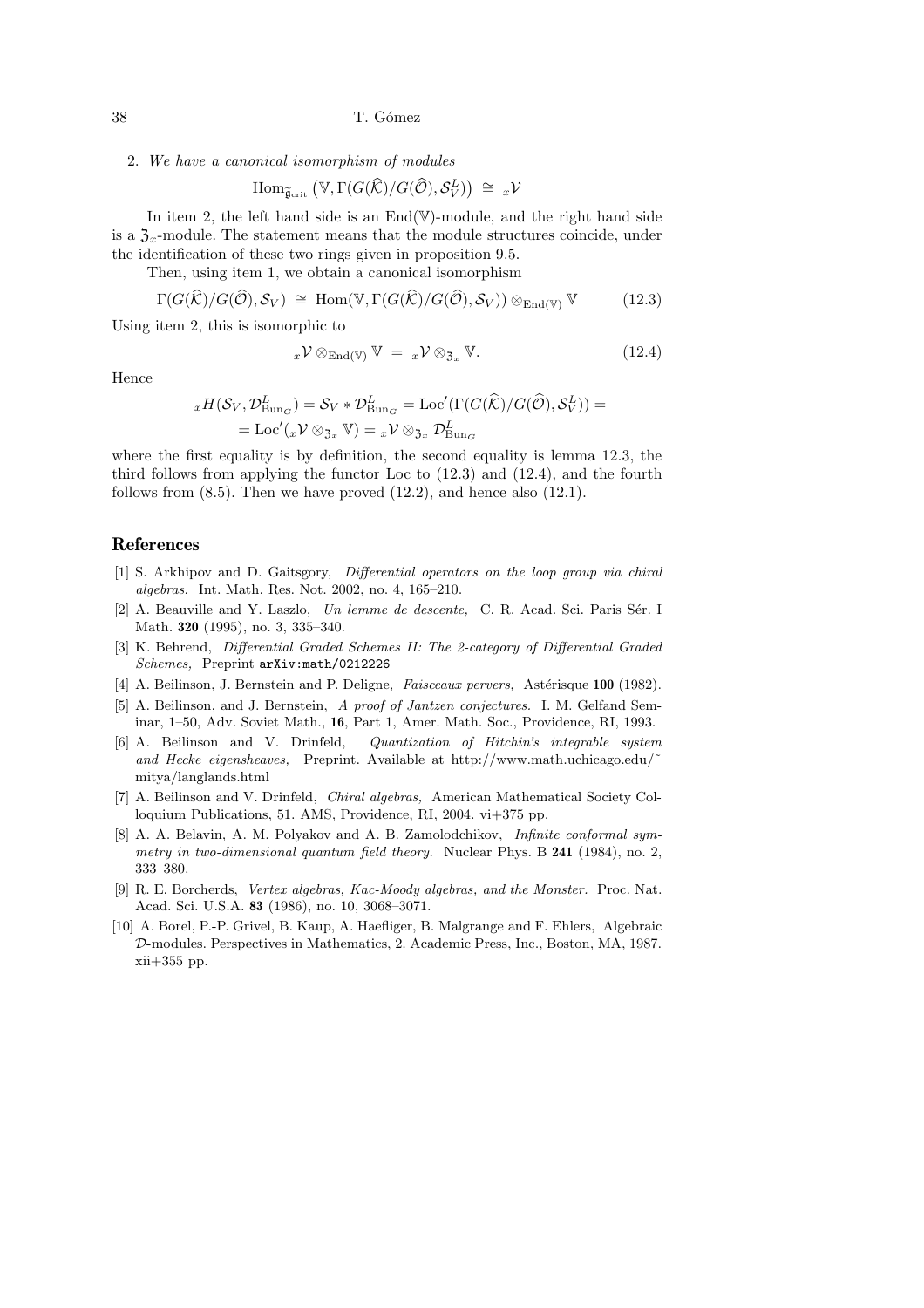2. *We have a canonical isomorphism of modules*

$$\operatorname{Hom}_{\widetilde{\mathfrak{g}}_{\mathrm{crit}}}\left(\mathbb{V}, \Gamma(G(\widehat{\mathcal{K}})/G(\widehat{\mathcal{O}}), \mathcal{S}_V^L)\right) \;\cong\; {}_x\mathcal{V}$$

In item 2, the left hand side is an $\operatorname{End}(\mathbb{V})$-module, and the right hand side is a $\mathfrak{Z}_x$-module. The statement means that the module structures coincide, under the identification of these two rings given in proposition 9.5.

Then, using item 1, we obtain a canonical isomorphism

$$\Gamma(G(\widehat{\mathcal{K}})/G(\widehat{\mathcal{O}}), \mathcal{S}_V) \;\cong\; \operatorname{Hom}(\mathbb{V}, \Gamma(G(\widehat{\mathcal{K}})/G(\widehat{\mathcal{O}}), \mathcal{S}_V)) \otimes_{\operatorname{End}(\mathbb{V})} \mathbb{V} \tag{12.3}$$

Using item 2, this is isomorphic to

$${}_x\mathcal{V} \otimes_{\operatorname{End}(\mathbb{V})} \mathbb{V} \;=\; {}_x\mathcal{V} \otimes_{\mathfrak{Z}_x} \mathbb{V}. \tag{12.4}$$

Hence

$$\begin{aligned}{}_xH(\mathcal{S}_V, \mathcal{D}^L_{\mathrm{Bun}_G}) &= \mathcal{S}_V * \mathcal{D}^L_{\mathrm{Bun}_G} = \operatorname{Loc}'(\Gamma(G(\widehat{\mathcal{K}})/G(\widehat{\mathcal{O}}), \mathcal{S}_V^L)) = \\ &= \operatorname{Loc}'({}_x\mathcal{V} \otimes_{\mathfrak{Z}_x} \mathbb{V}) = {}_x\mathcal{V} \otimes_{\mathfrak{Z}_x} \mathcal{D}^L_{\mathrm{Bun}_G}\end{aligned}$$

where the first equality is by definition, the second equality is lemma 12.3, the third follows from applying the functor Loc to (12.3) and (12.4), and the fourth follows from (8.5). Then we have proved (12.2), and hence also (12.1).

## References

[1] S. Arkhipov and D. Gaitsgory, *Differential operators on the loop group via chiral algebras.* Int. Math. Res. Not. 2002, no. 4, 165–210.

[2] A. Beauville and Y. Laszlo, *Un lemme de descente,* C. R. Acad. Sci. Paris Sér. I Math. **320** (1995), no. 3, 335–340.

[3] K. Behrend, *Differential Graded Schemes II: The 2-category of Differential Graded Schemes,* Preprint `arXiv:math/0212226`

[4] A. Beilinson, J. Bernstein and P. Deligne, *Faisceaux pervers,* Astérisque **100** (1982).

[5] A. Beilinson, and J. Bernstein, *A proof of Jantzen conjectures.* I. M. Gelfand Seminar, 1–50, Adv. Soviet Math., **16**, Part 1, Amer. Math. Soc., Providence, RI, 1993.

[6] A. Beilinson and V. Drinfeld, *Quantization of Hitchin's integrable system and Hecke eigensheaves,* Preprint. Available at http://www.math.uchicago.edu/~mitya/langlands.html

[7] A. Beilinson and V. Drinfeld, *Chiral algebras,* American Mathematical Society Colloquium Publications, 51. AMS, Providence, RI, 2004. vi+375 pp.

[8] A. A. Belavin, A. M. Polyakov and A. B. Zamolodchikov, *Infinite conformal symmetry in two-dimensional quantum field theory.* Nuclear Phys. B **241** (1984), no. 2, 333–380.

[9] R. E. Borcherds, *Vertex algebras, Kac-Moody algebras, and the Monster.* Proc. Nat. Acad. Sci. U.S.A. **83** (1986), no. 10, 3068–3071.

[10] A. Borel, P.-P. Grivel, B. Kaup, A. Haefliger, B. Malgrange and F. Ehlers, Algebraic $\mathcal{D}$-modules. Perspectives in Mathematics, 2. Academic Press, Inc., Boston, MA, 1987. xii+355 pp.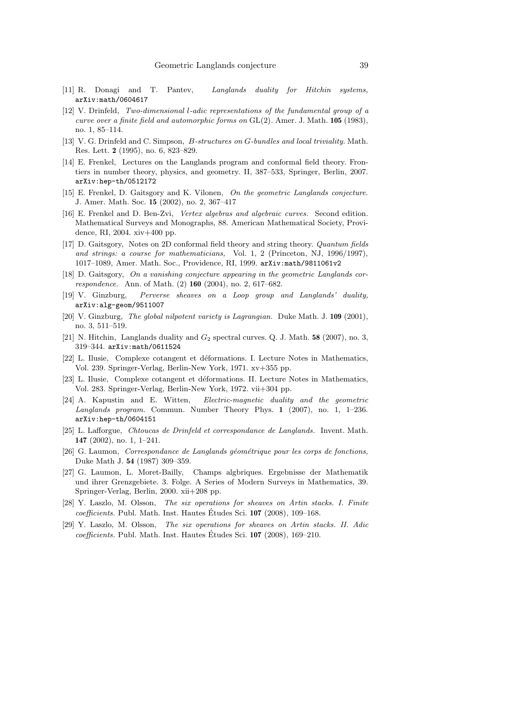[11] R. Donagi and T. Pantev, *Langlands duality for Hitchin systems,* arXiv:math/0604617

[12] V. Drinfeld, *Two-dimensional l-adic representations of the fundamental group of a curve over a finite field and automorphic forms on* GL(2). Amer. J. Math. **105** (1983), no. 1, 85–114.

[13] V. G. Drinfeld and C. Simpson, *B-structures on G-bundles and local triviality.* Math. Res. Lett. **2** (1995), no. 6, 823–829.

[14] E. Frenkel, Lectures on the Langlands program and conformal field theory. Frontiers in number theory, physics, and geometry. II, 387–533, Springer, Berlin, 2007. arXiv:hep-th/0512172

[15] E. Frenkel, D. Gaitsgory and K. Vilonen, *On the geometric Langlands conjecture.* J. Amer. Math. Soc. **15** (2002), no. 2, 367–417

[16] E. Frenkel and D. Ben-Zvi, *Vertex algebras and algebraic curves.* Second edition. Mathematical Surveys and Monographs, 88. American Mathematical Society, Providence, RI, 2004. xiv+400 pp.

[17] D. Gaitsgory, Notes on 2D conformal field theory and string theory. *Quantum fields and strings: a course for mathematicians,* Vol. 1, 2 (Princeton, NJ, 1996/1997), 1017–1089, Amer. Math. Soc., Providence, RI, 1999. arXiv:math/9811061v2

[18] D. Gaitsgory, *On a vanishing conjecture appearing in the geometric Langlands correspondence.* Ann. of Math. (2) **160** (2004), no. 2, 617–682.

[19] V. Ginzburg, *Perverse sheaves on a Loop group and Langlands' duality,* arXiv:alg-geom/9511007

[20] V. Ginzburg, *The global nilpotent variety is Lagrangian.* Duke Math. J. **109** (2001), no. 3, 511–519.

[21] N. Hitchin, Langlands duality and $G_2$ spectral curves. Q. J. Math. **58** (2007), no. 3, 319–344. arXiv:math/0611524

[22] L. Ilusie, Complexe cotangent et déformations. I. Lecture Notes in Mathematics, Vol. 239. Springer-Verlag, Berlin-New York, 1971. xv+355 pp.

[23] L. Ilusie, Complexe cotangent et déformations. II. Lecture Notes in Mathematics, Vol. 283. Springer-Verlag, Berlin-New York, 1972. vii+304 pp.

[24] A. Kapustin and E. Witten, *Electric-magnetic duality and the geometric Langlands program.* Commun. Number Theory Phys. **1** (2007), no. 1, 1–236. arXiv:hep-th/0604151

[25] L. Lafforgue, *Chtoucas de Drinfeld et correspondance de Langlands.* Invent. Math. **147** (2002), no. 1, 1–241.

[26] G. Laumon, *Correspondance de Langlands géométrique pour les corps de fonctions,* Duke Math J. **54** (1987) 309–359.

[27] G. Laumon, L. Moret-Bailly, Champs algbriques. Ergebnisse der Mathematik und ihrer Grenzgebiete. 3. Folge. A Series of Modern Surveys in Mathematics, 39. Springer-Verlag, Berlin, 2000. xii+208 pp.

[28] Y. Laszlo, M. Olsson, *The six operations for sheaves on Artin stacks. I. Finite coefficients.* Publ. Math. Inst. Hautes Études Sci. **107** (2008), 109–168.

[29] Y. Laszlo, M. Olsson, *The six operations for sheaves on Artin stacks. II. Adic coefficients.* Publ. Math. Inst. Hautes Études Sci. **107** (2008), 169–210.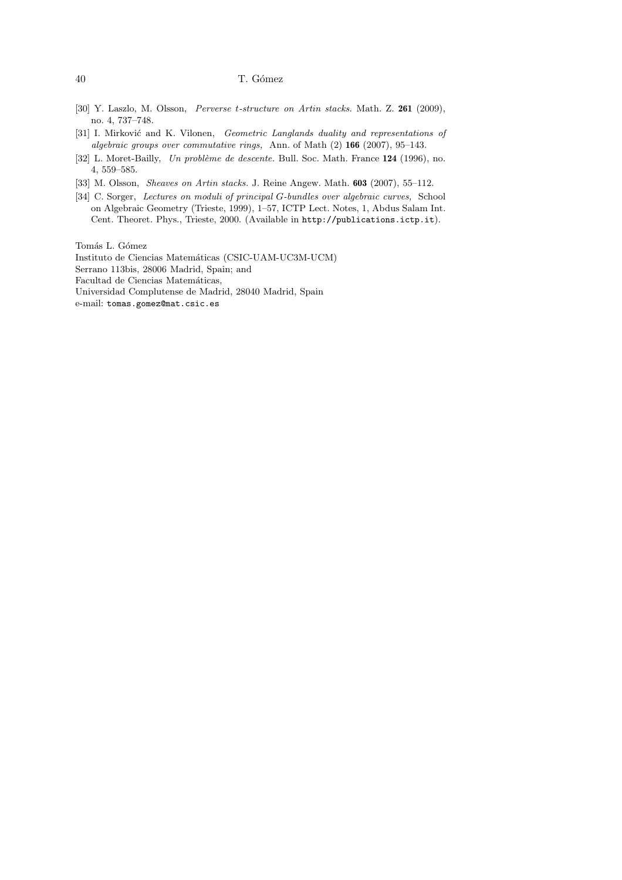[30] Y. Laszlo, M. Olsson, *Perverse t-structure on Artin stacks.* Math. Z. **261** (2009), no. 4, 737–748.

[31] I. Mirković and K. Vilonen, *Geometric Langlands duality and representations of algebraic groups over commutative rings,* Ann. of Math (2) **166** (2007), 95–143.

[32] L. Moret-Bailly, *Un problème de descente.* Bull. Soc. Math. France **124** (1996), no. 4, 559–585.

[33] M. Olsson, *Sheaves on Artin stacks.* J. Reine Angew. Math. **603** (2007), 55–112.

[34] C. Sorger, *Lectures on moduli of principal $G$-bundles over algebraic curves,* School on Algebraic Geometry (Trieste, 1999), 1–57, ICTP Lect. Notes, 1, Abdus Salam Int. Cent. Theoret. Phys., Trieste, 2000. (Available in `http://publications.ictp.it`).

Tomás L. Gómez
Instituto de Ciencias Matemáticas (CSIC-UAM-UC3M-UCM)
Serrano 113bis, 28006 Madrid, Spain; and
Facultad de Ciencias Matemáticas,
Universidad Complutense de Madrid, 28040 Madrid, Spain
e-mail: `tomas.gomez@mat.csic.es`